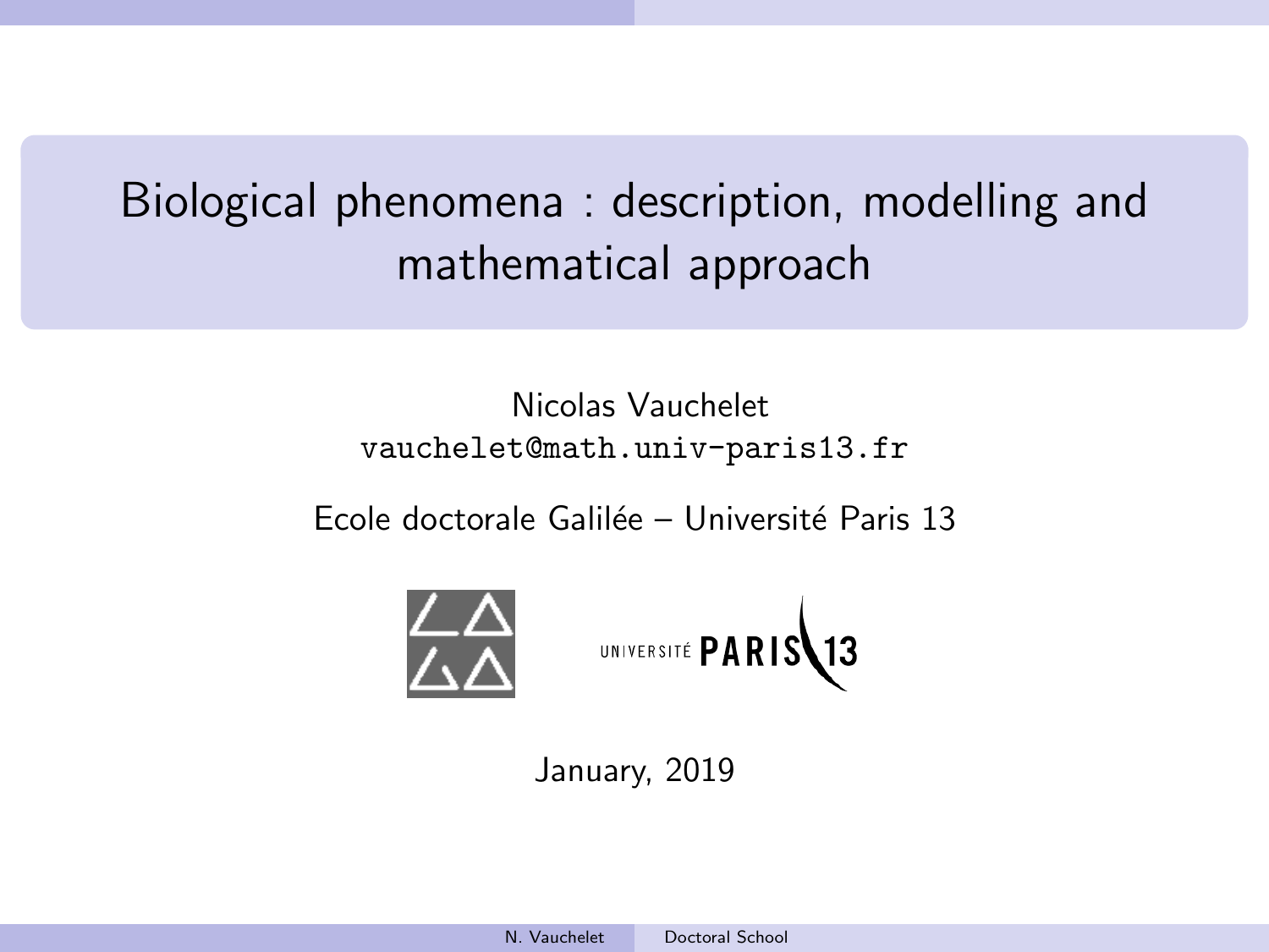# Biological phenomena : description, modelling and mathematical approach

Nicolas Vauchelet
vauchelet@math.univ-paris13.fr

Ecole doctorale Galilée – Université Paris 13

January, 2019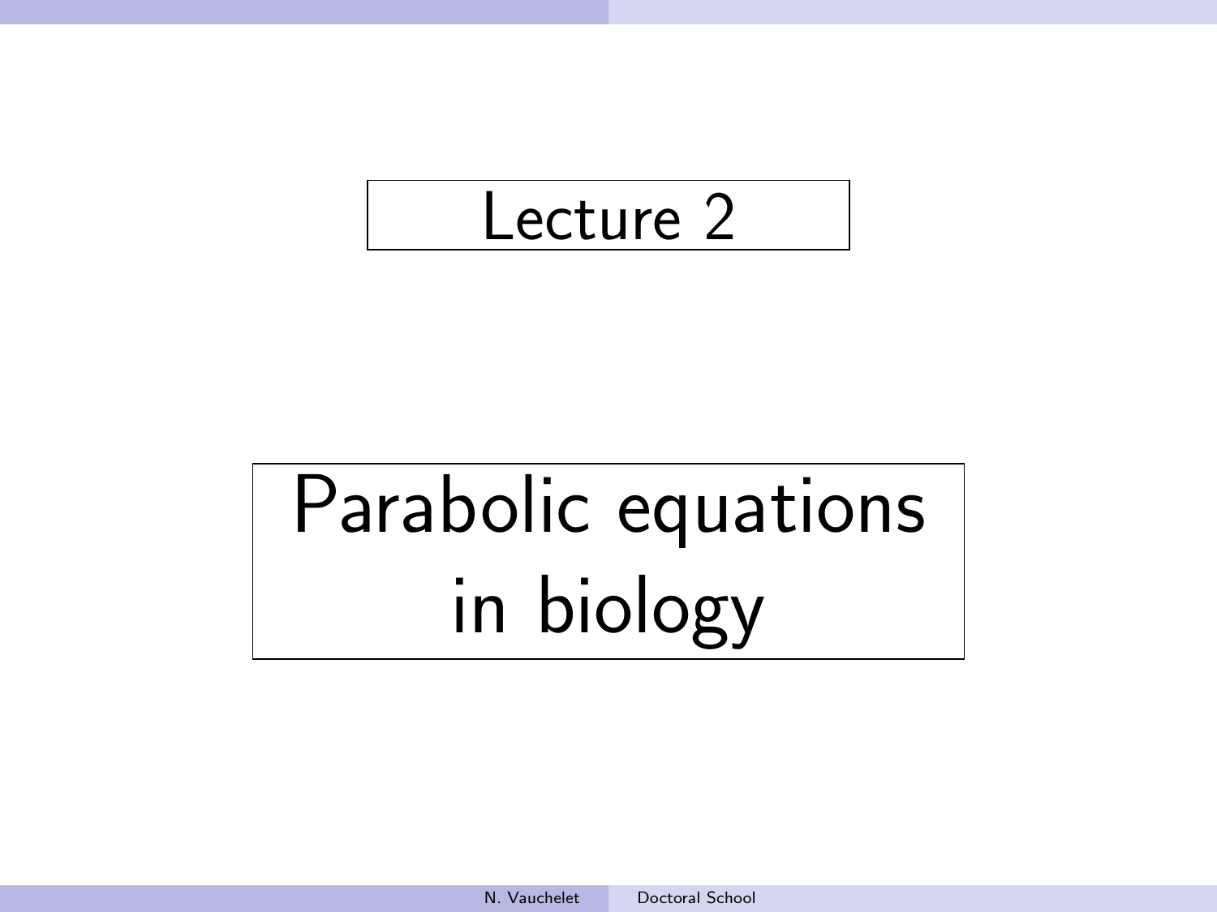# Lecture 2

# Parabolic equations in biology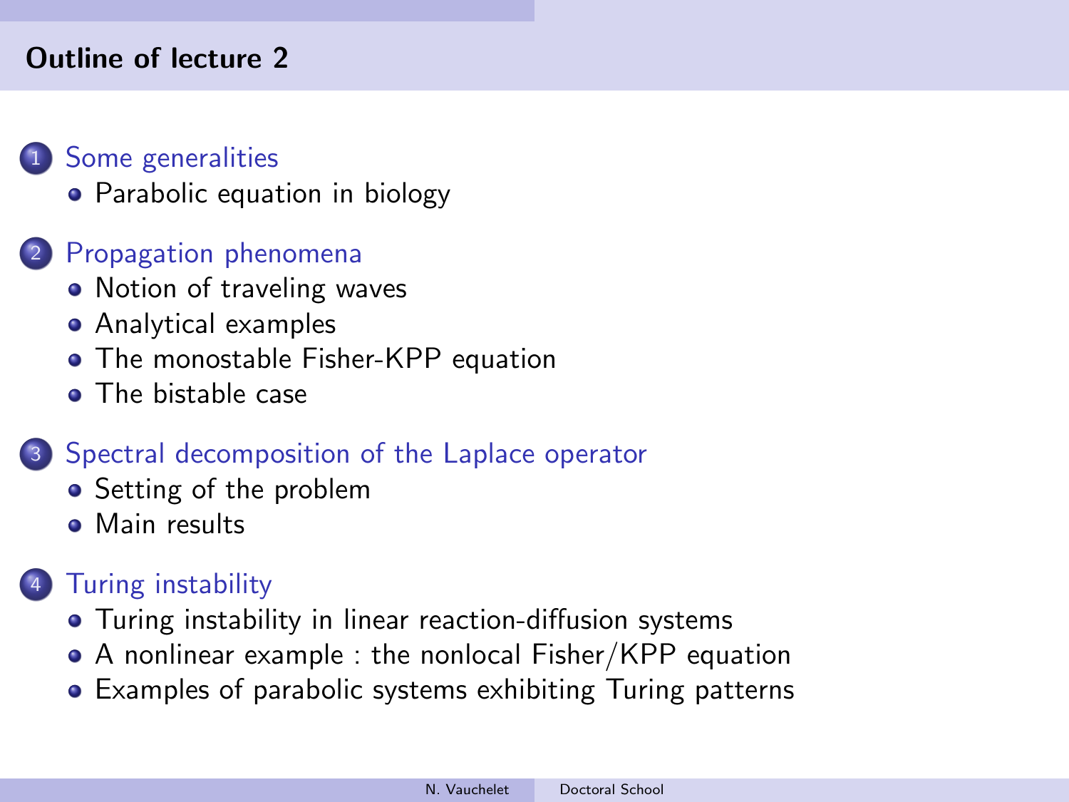## Outline of lecture 2

1. Some generalities
   - Parabolic equation in biology
2. Propagation phenomena
   - Notion of traveling waves
   - Analytical examples
   - The monostable Fisher-KPP equation
   - The bistable case
3. Spectral decomposition of the Laplace operator
   - Setting of the problem
   - Main results
4. Turing instability
   - Turing instability in linear reaction-diffusion systems
   - A nonlinear example : the nonlocal Fisher/KPP equation
   - Examples of parabolic systems exhibiting Turing patterns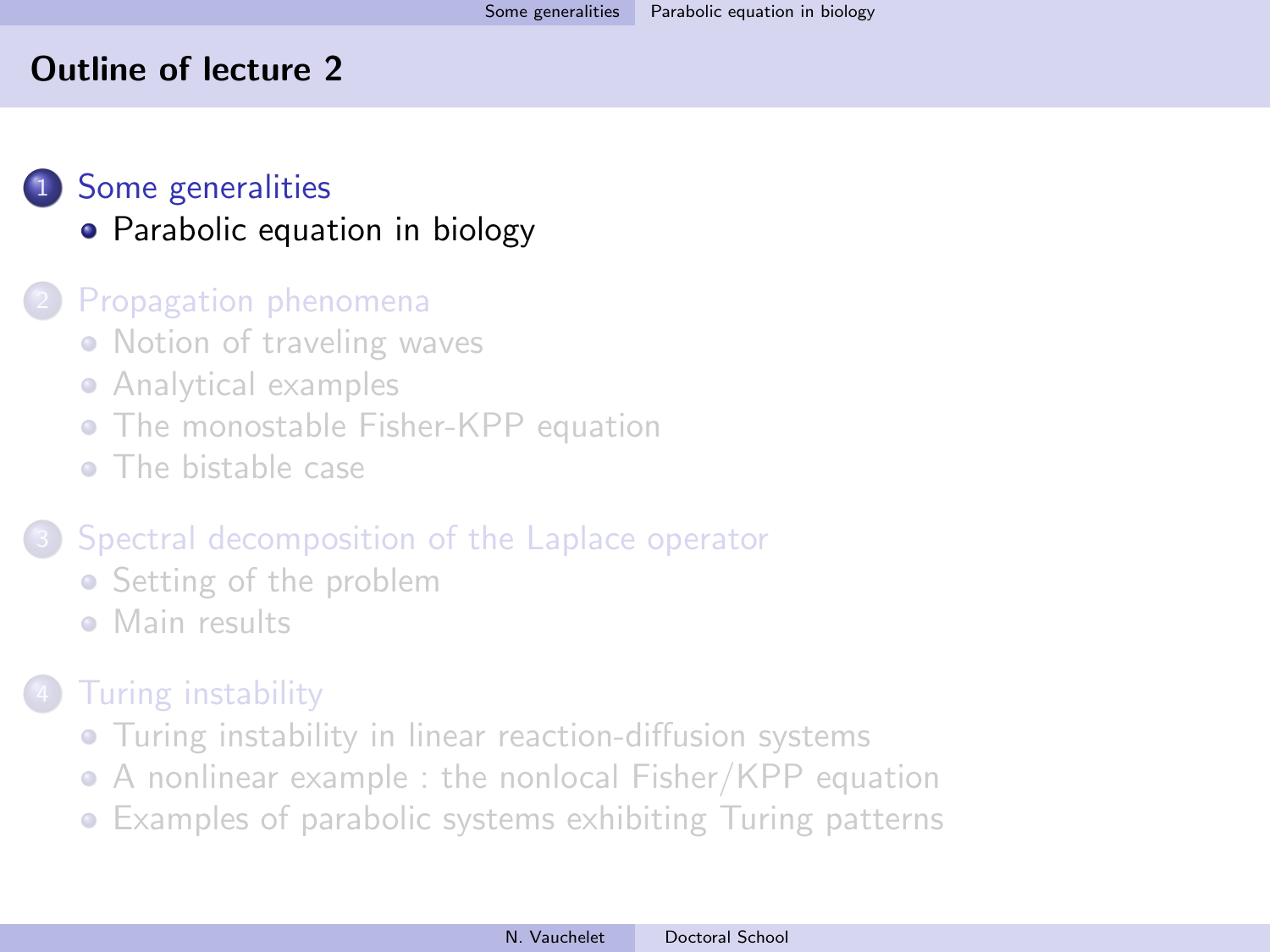## Outline of lecture 2

1. Some generalities
   - Parabolic equation in biology
2. Propagation phenomena
   - Notion of traveling waves
   - Analytical examples
   - The monostable Fisher-KPP equation
   - The bistable case
3. Spectral decomposition of the Laplace operator
   - Setting of the problem
   - Main results
4. Turing instability
   - Turing instability in linear reaction-diffusion systems
   - A nonlinear example : the nonlocal Fisher/KPP equation
   - Examples of parabolic systems exhibiting Turing patterns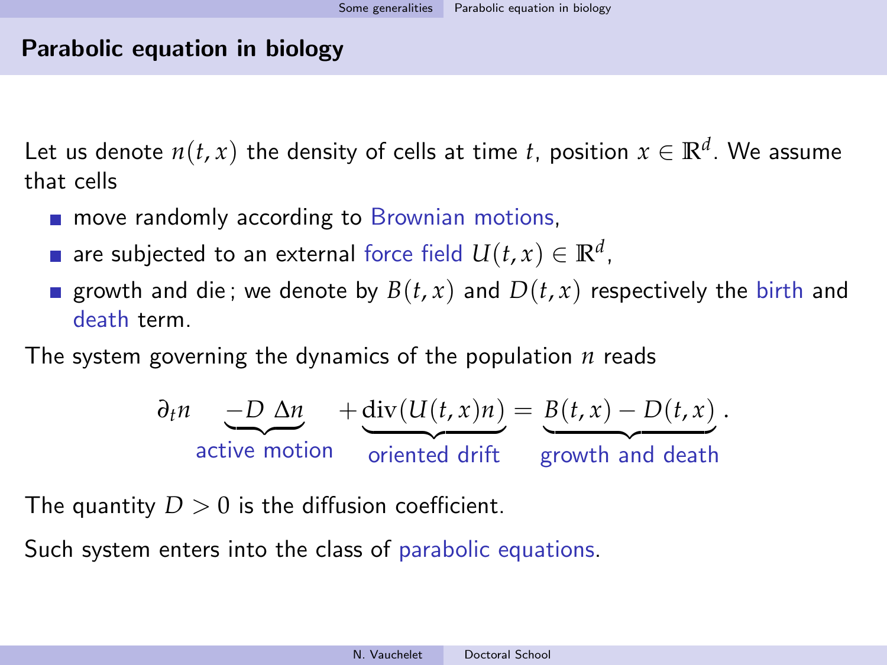## Parabolic equation in biology

Let us denote $n(t,x)$ the density of cells at time $t$, position $x \in \mathbb{R}^d$. We assume that cells

- move randomly according to Brownian motions,
- are subjected to an external force field $U(t,x) \in \mathbb{R}^d$,
- growth and die ; we denote by $B(t,x)$ and $D(t,x)$ respectively the birth and death term.

The system governing the dynamics of the population $n$ reads

$$\partial_t n \quad \underbrace{-D\ \Delta n}_{\text{active motion}} \quad + \underbrace{\operatorname{div}(U(t,x)n)}_{\text{oriented drift}} = \underbrace{B(t,x) - D(t,x)}_{\text{growth and death}}.$$

The quantity $D > 0$ is the diffusion coefficient.

Such system enters into the class of parabolic equations.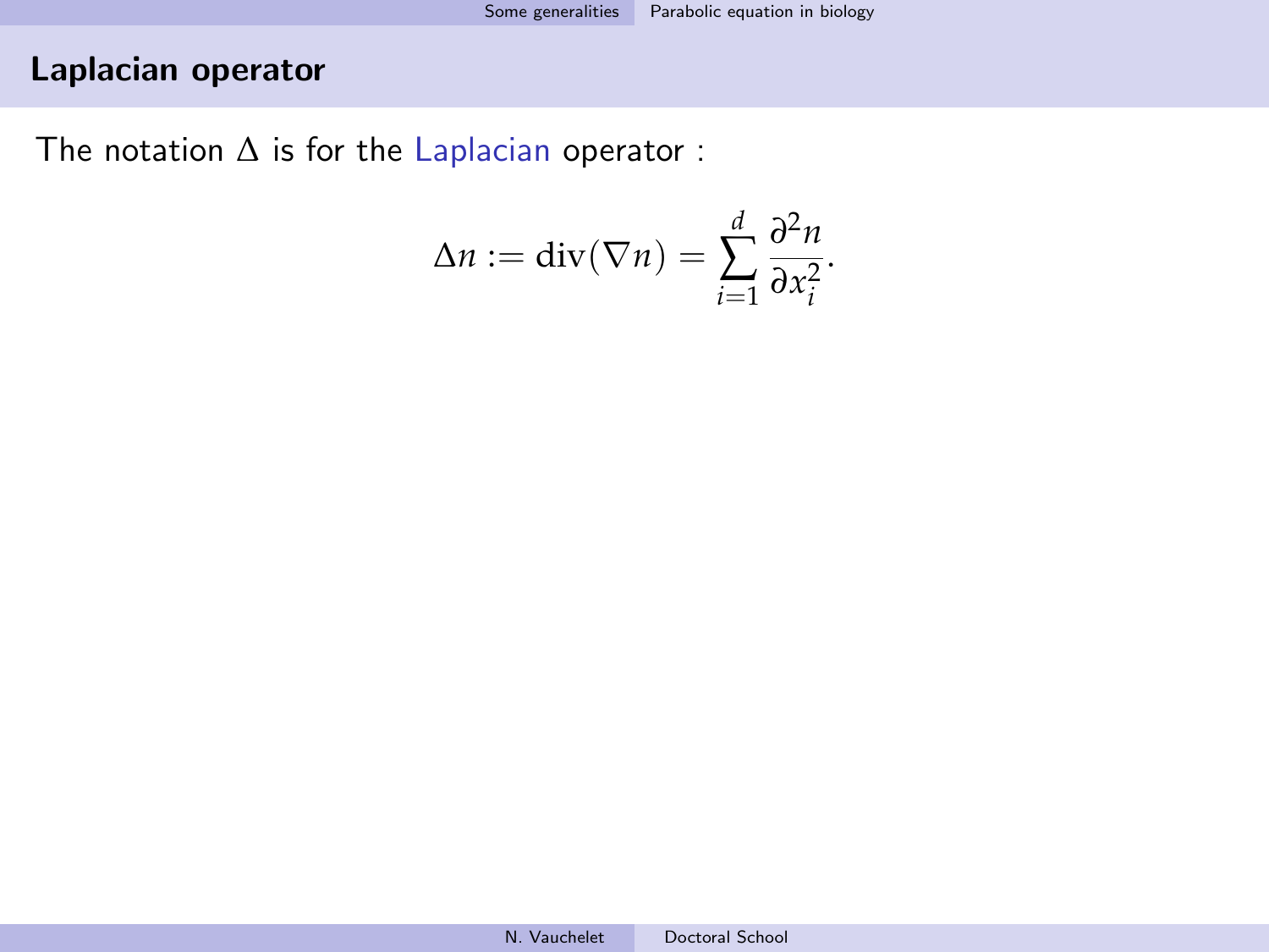## Laplacian operator

The notation $\Delta$ is for the Laplacian operator :

$$\Delta n := \mathrm{div}(\nabla n) = \sum_{i=1}^{d} \frac{\partial^2 n}{\partial x_i^2}.$$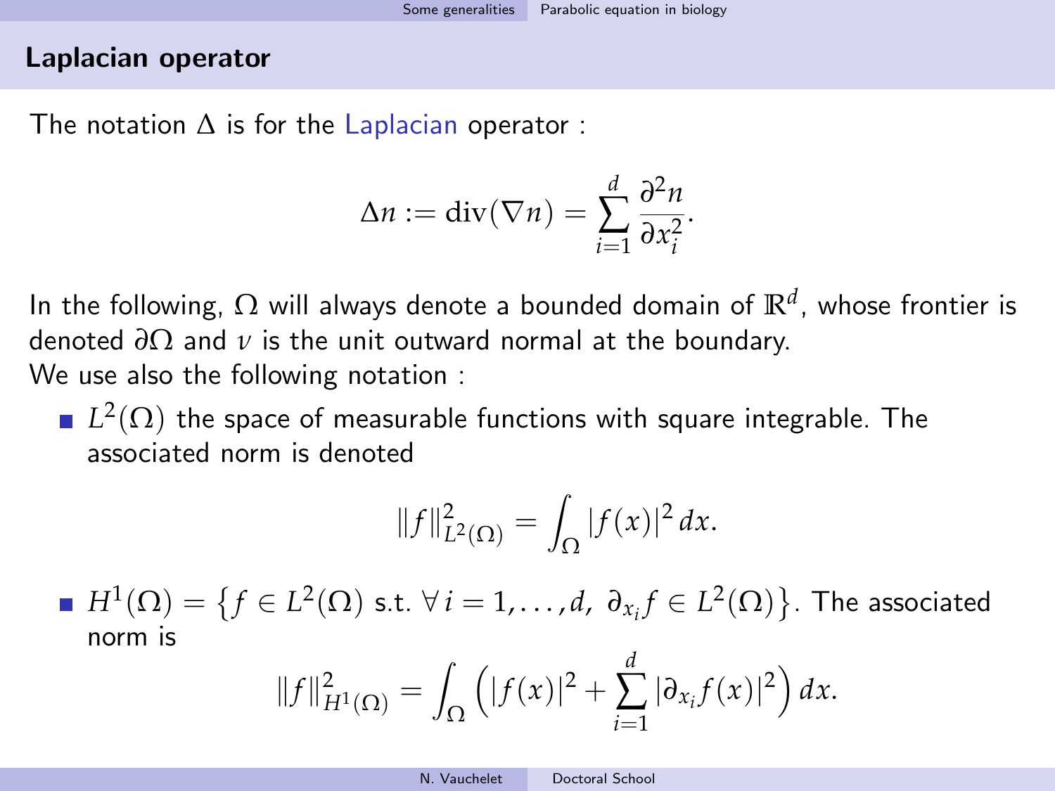## Laplacian operator

The notation $\Delta$ is for the Laplacian operator :

$$\Delta n := \mathrm{div}(\nabla n) = \sum_{i=1}^{d} \frac{\partial^2 n}{\partial x_i^2}.$$

In the following, $\Omega$ will always denote a bounded domain of $\mathbb{R}^d$, whose frontier is denoted $\partial\Omega$ and $\nu$ is the unit outward normal at the boundary.
We use also the following notation :

- $L^2(\Omega)$ the space of measurable functions with square integrable. The associated norm is denoted

$$\|f\|^2_{L^2(\Omega)} = \int_\Omega |f(x)|^2 \, dx.$$

- $H^1(\Omega) = \left\{ f \in L^2(\Omega) \text{ s.t. } \forall\, i = 1, \ldots, d,\ \partial_{x_i} f \in L^2(\Omega) \right\}$. The associated norm is

$$\|f\|^2_{H^1(\Omega)} = \int_\Omega \Big( |f(x)|^2 + \sum_{i=1}^{d} |\partial_{x_i} f(x)|^2 \Big) \, dx.$$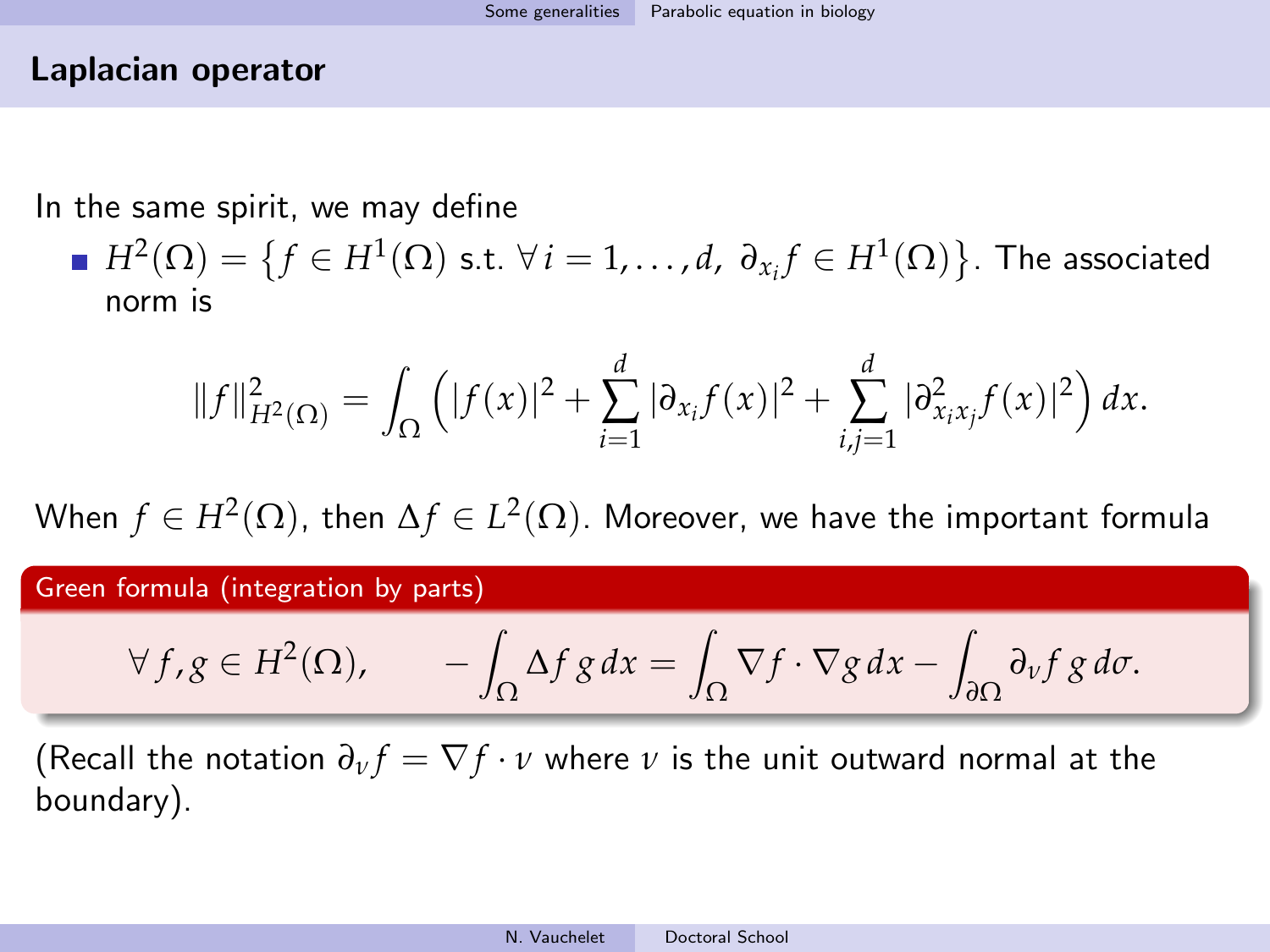## Laplacian operator

In the same spirit, we may define

- $H^2(\Omega) = \{f \in H^1(\Omega) \text{ s.t. } \forall i = 1, \dots, d, \ \partial_{x_i} f \in H^1(\Omega)\}$. The associated norm is

$$\|f\|^2_{H^2(\Omega)} = \int_\Omega \Big( |f(x)|^2 + \sum_{i=1}^d |\partial_{x_i} f(x)|^2 + \sum_{i,j=1}^d |\partial^2_{x_i x_j} f(x)|^2 \Big)\, dx.$$

When $f \in H^2(\Omega)$, then $\Delta f \in L^2(\Omega)$. Moreover, we have the important formula

**Green formula (integration by parts)**

$$\forall f, g \in H^2(\Omega), \qquad -\int_\Omega \Delta f\, g\, dx = \int_\Omega \nabla f \cdot \nabla g\, dx - \int_{\partial\Omega} \partial_\nu f\, g\, d\sigma.$$

(Recall the notation $\partial_\nu f = \nabla f \cdot \nu$ where $\nu$ is the unit outward normal at the boundary).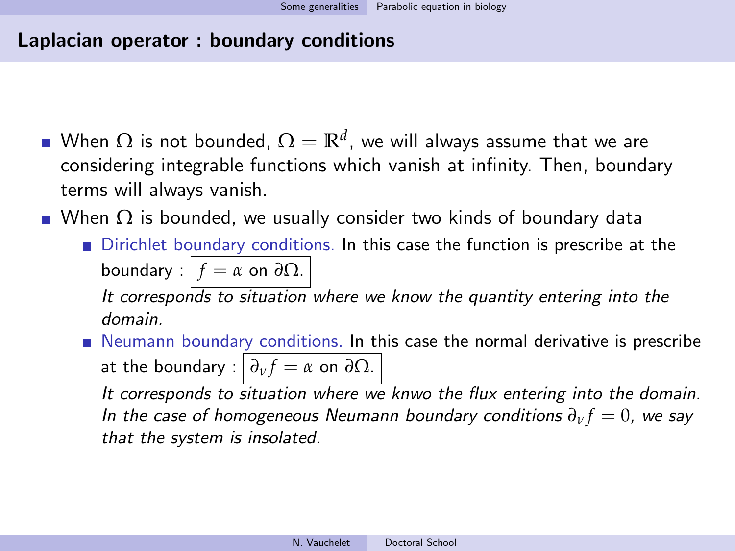## Laplacian operator : boundary conditions

- When $\Omega$ is not bounded, $\Omega = \mathbb{R}^d$, we will always assume that we are considering integrable functions which vanish at infinity. Then, boundary terms will always vanish.
- When $\Omega$ is bounded, we usually consider two kinds of boundary data
  - Dirichlet boundary conditions. In this case the function is prescribe at the boundary : $\boxed{f = \alpha \text{ on } \partial\Omega.}$

    *It corresponds to situation where we know the quantity entering into the domain.*
  - Neumann boundary conditions. In this case the normal derivative is prescribe at the boundary : $\boxed{\partial_\nu f = \alpha \text{ on } \partial\Omega.}$

    *It corresponds to situation where we knwo the flux entering into the domain. In the case of homogeneous Neumann boundary conditions $\partial_\nu f = 0$, we say that the system is insolated.*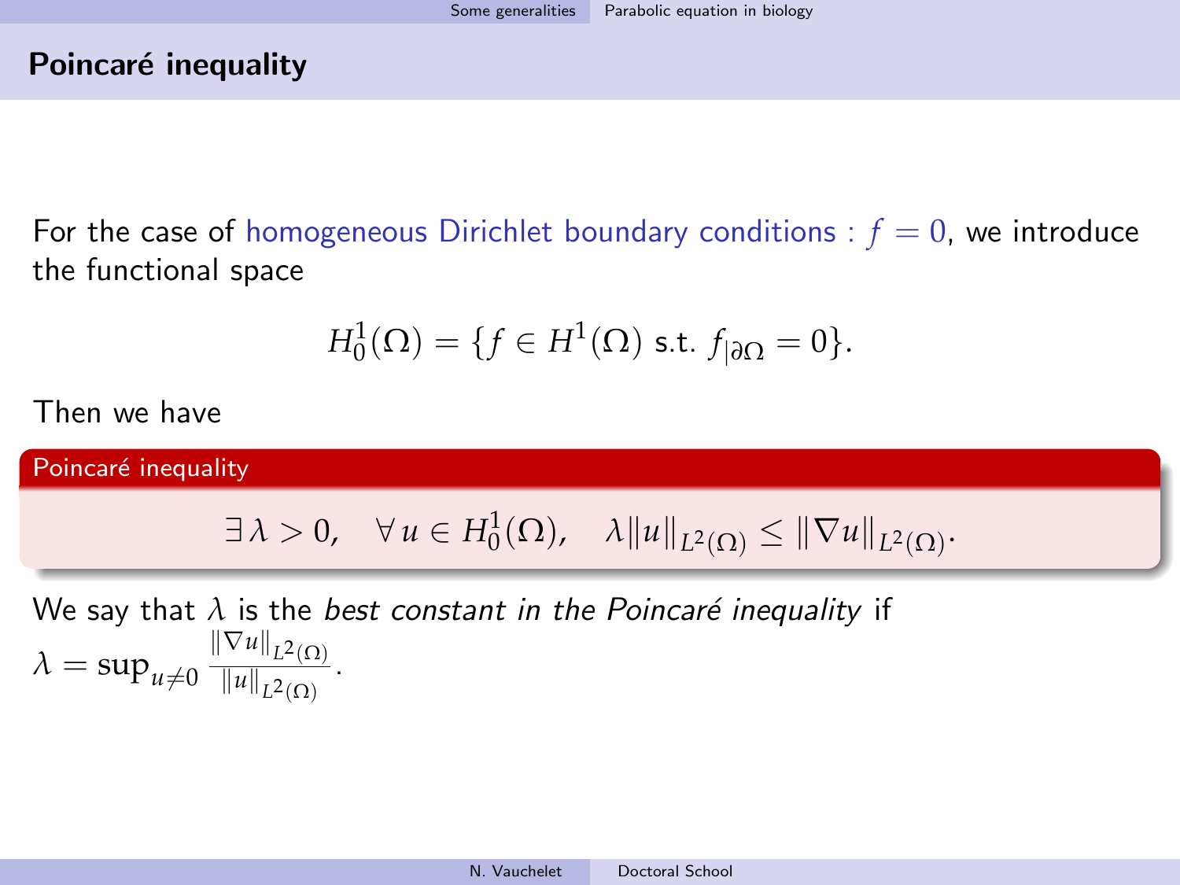# Poincaré inequality

For the case of homogeneous Dirichlet boundary conditions : $f = 0$, we introduce the functional space

$$H_0^1(\Omega) = \{f \in H^1(\Omega) \text{ s.t. } f_{|\partial\Omega} = 0\}.$$

Then we have

**Poincaré inequality**

$$\exists\, \lambda > 0, \quad \forall\, u \in H_0^1(\Omega), \quad \lambda \|u\|_{L^2(\Omega)} \leq \|\nabla u\|_{L^2(\Omega)}.$$

We say that $\lambda$ is the *best constant in the Poincaré inequality* if $\lambda = \sup_{u \neq 0} \frac{\|\nabla u\|_{L^2(\Omega)}}{\|u\|_{L^2(\Omega)}}$.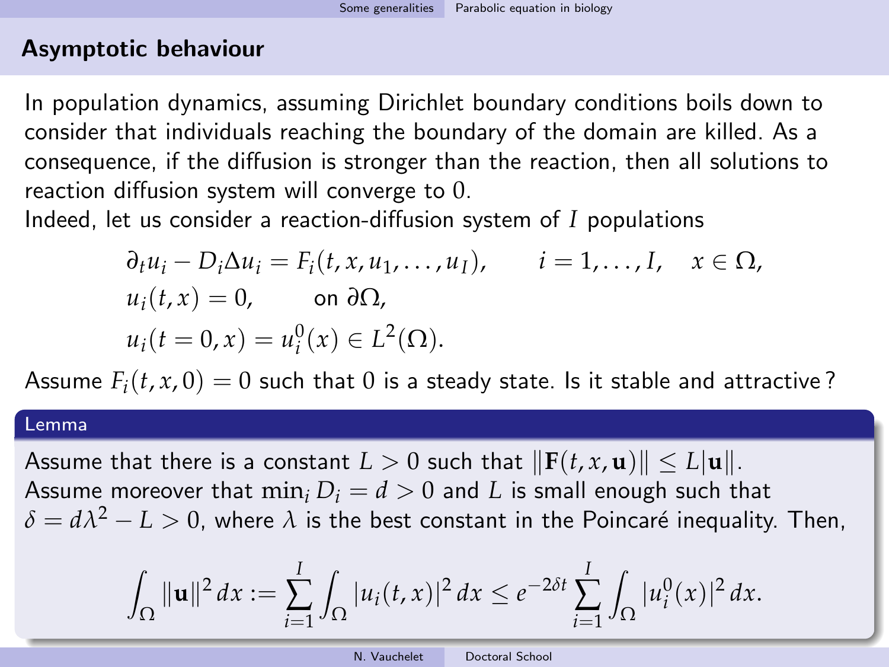## Asymptotic behaviour

In population dynamics, assuming Dirichlet boundary conditions boils down to consider that individuals reaching the boundary of the domain are killed. As a consequence, if the diffusion is stronger than the reaction, then all solutions to reaction diffusion system will converge to 0.

Indeed, let us consider a reaction-diffusion system of $I$ populations

$$
\begin{aligned}
&\partial_t u_i - D_i \Delta u_i = F_i(t, x, u_1, \dots, u_I), \qquad i = 1, \dots, I, \quad x \in \Omega, \\
&u_i(t, x) = 0, \qquad \text{on } \partial\Omega, \\
&u_i(t = 0, x) = u_i^0(x) \in L^2(\Omega).
\end{aligned}
$$

Assume $F_i(t, x, 0) = 0$ such that 0 is a steady state. Is it stable and attractive ?

**Lemma**

Assume that there is a constant $L > 0$ such that $\|\mathbf{F}(t, x, \mathbf{u})\| \le L|\mathbf{u}\|$.
Assume moreover that $\min_i D_i = d > 0$ and $L$ is small enough such that $\delta = d\lambda^2 - L > 0$, where $\lambda$ is the best constant in the Poincaré inequality. Then,

$$
\int_\Omega \|\mathbf{u}\|^2 \, dx := \sum_{i=1}^{I} \int_\Omega |u_i(t, x)|^2 \, dx \le e^{-2\delta t} \sum_{i=1}^{I} \int_\Omega |u_i^0(x)|^2 \, dx.
$$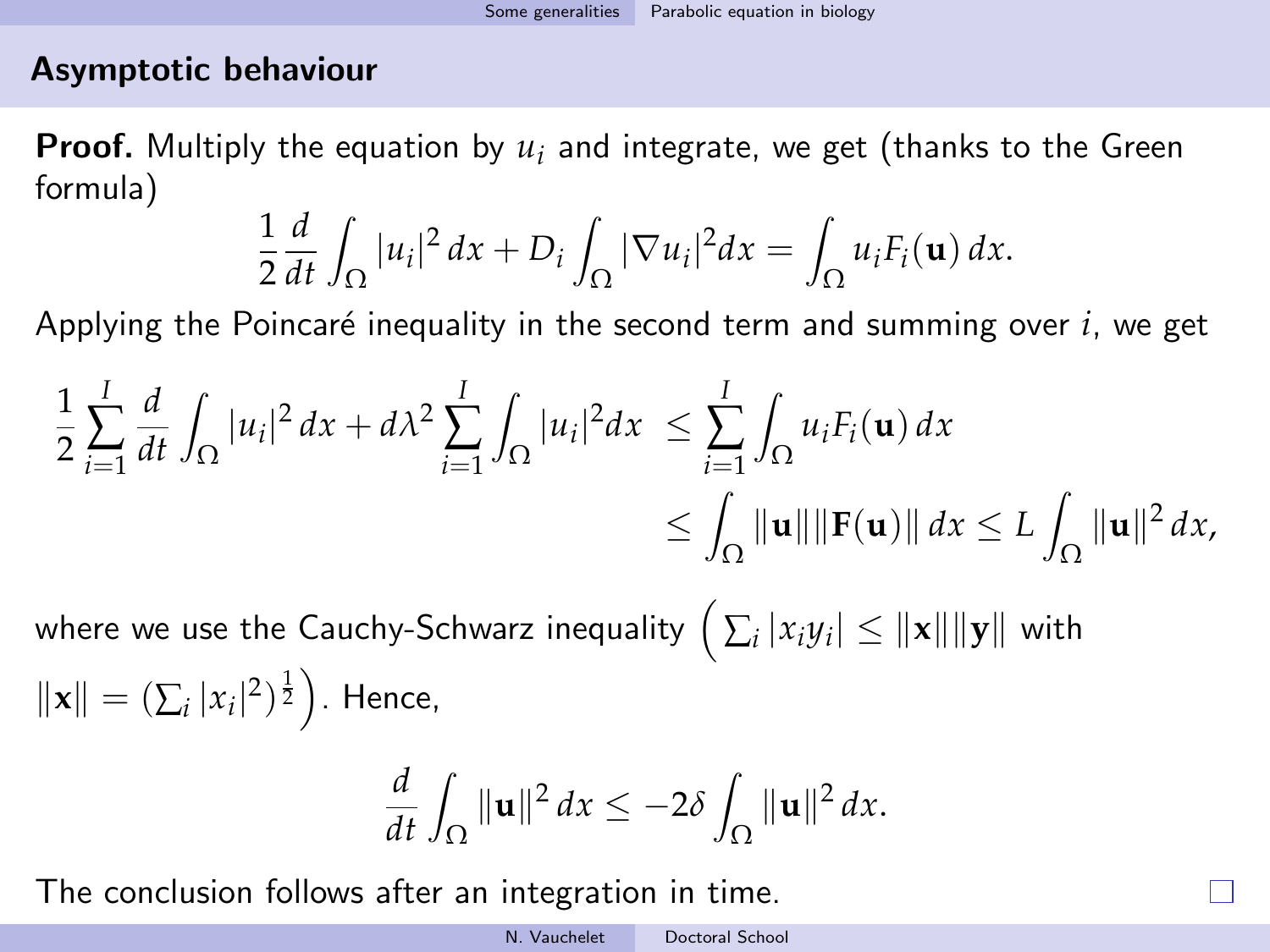## Asymptotic behaviour

**Proof.** Multiply the equation by $u_i$ and integrate, we get (thanks to the Green formula)

$$\frac{1}{2}\frac{d}{dt}\int_\Omega |u_i|^2\,dx + D_i\int_\Omega |\nabla u_i|^2 dx = \int_\Omega u_i F_i(\mathbf{u})\,dx.$$

Applying the Poincaré inequality in the second term and summing over $i$, we get

$$\begin{aligned}
\frac{1}{2}\sum_{i=1}^{I}\frac{d}{dt}\int_\Omega |u_i|^2\,dx + d\lambda^2\sum_{i=1}^{I}\int_\Omega |u_i|^2 dx \;&\le \sum_{i=1}^{I}\int_\Omega u_i F_i(\mathbf{u})\,dx \\
&\le \int_\Omega \|\mathbf{u}\|\|\mathbf{F}(\mathbf{u})\|\,dx \le L\int_\Omega \|\mathbf{u}\|^2\,dx,
\end{aligned}$$

where we use the Cauchy-Schwarz inequality $\left(\sum_i |x_i y_i| \le \|\mathbf{x}\|\|\mathbf{y}\|\right.$ with $\left.\|\mathbf{x}\| = (\sum_i |x_i|^2)^{\frac{1}{2}}\right)$. Hence,

$$\frac{d}{dt}\int_\Omega \|\mathbf{u}\|^2\,dx \le -2\delta\int_\Omega \|\mathbf{u}\|^2\,dx.$$

The conclusion follows after an integration in time. □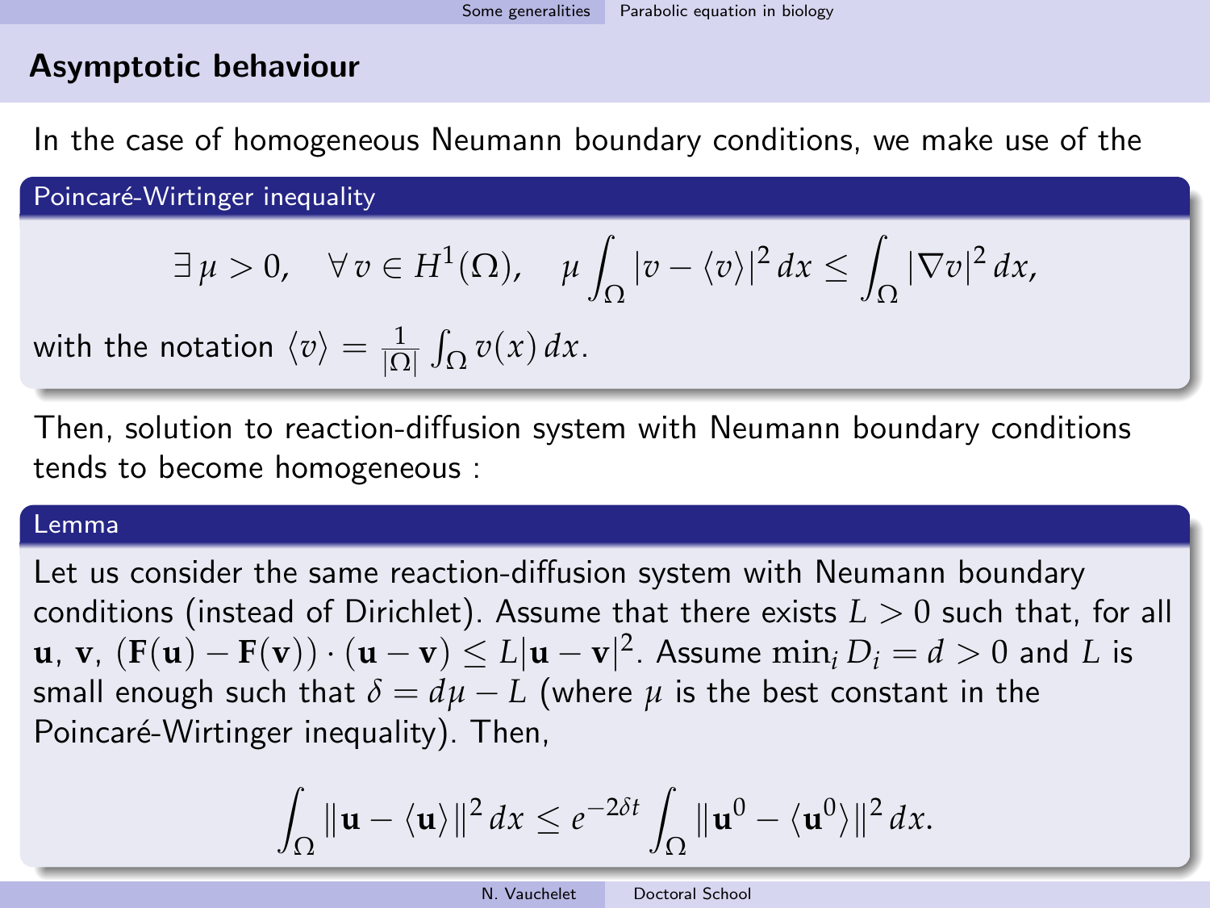## Asymptotic behaviour

In the case of homogeneous Neumann boundary conditions, we make use of the

**Poincaré-Wirtinger inequality**

$$\exists\, \mu > 0, \quad \forall\, v \in H^1(\Omega), \quad \mu \int_\Omega |v - \langle v \rangle|^2\, dx \le \int_\Omega |\nabla v|^2\, dx,$$

with the notation $\langle v \rangle = \frac{1}{|\Omega|} \int_\Omega v(x)\, dx$.

Then, solution to reaction-diffusion system with Neumann boundary conditions tends to become homogeneous :

**Lemma**

Let us consider the same reaction-diffusion system with Neumann boundary conditions (instead of Dirichlet). Assume that there exists $L > 0$ such that, for all $\mathbf{u}$, $\mathbf{v}$, $(\mathbf{F}(\mathbf{u}) - \mathbf{F}(\mathbf{v})) \cdot (\mathbf{u} - \mathbf{v}) \le L|\mathbf{u} - \mathbf{v}|^2$. Assume $\min_i D_i = d > 0$ and $L$ is small enough such that $\delta = d\mu - L$ (where $\mu$ is the best constant in the Poincaré-Wirtinger inequality). Then,

$$\int_\Omega \|\mathbf{u} - \langle \mathbf{u} \rangle\|^2\, dx \le e^{-2\delta t} \int_\Omega \|\mathbf{u}^0 - \langle \mathbf{u}^0 \rangle\|^2\, dx.$$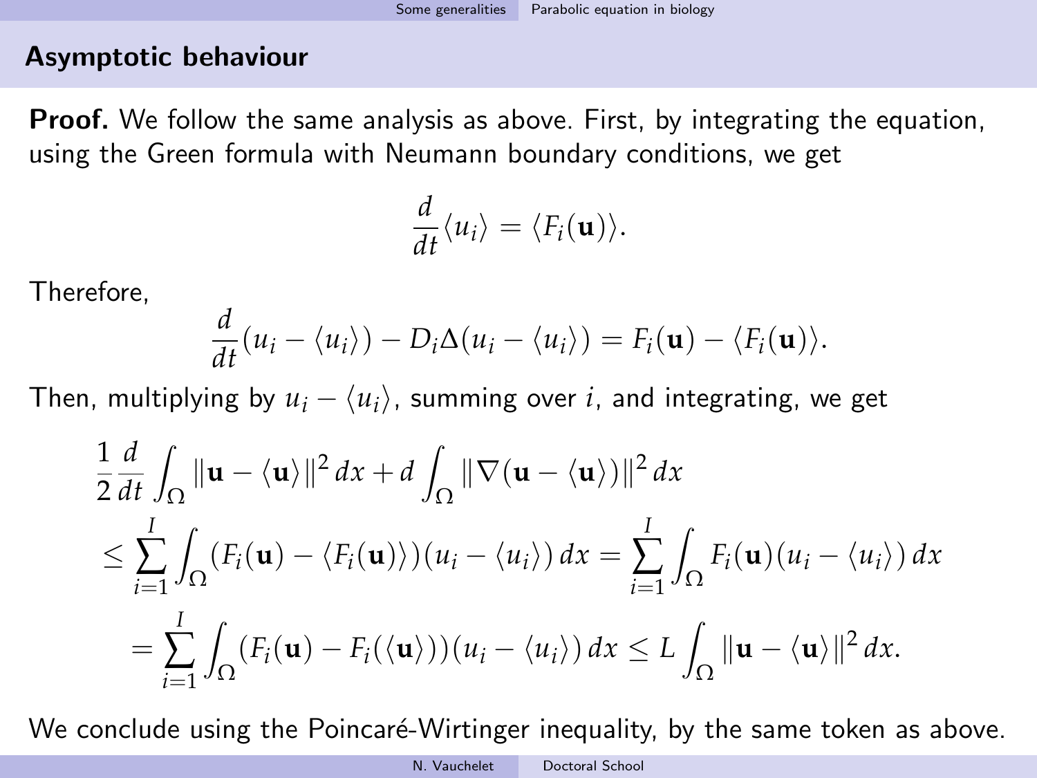## Asymptotic behaviour

**Proof.** We follow the same analysis as above. First, by integrating the equation, using the Green formula with Neumann boundary conditions, we get

$$\frac{d}{dt}\langle u_i\rangle = \langle F_i(\mathbf{u})\rangle.$$

Therefore,

$$\frac{d}{dt}(u_i - \langle u_i\rangle) - D_i\Delta(u_i - \langle u_i\rangle) = F_i(\mathbf{u}) - \langle F_i(\mathbf{u})\rangle.$$

Then, multiplying by $u_i - \langle u_i\rangle$, summing over $i$, and integrating, we get

$$\begin{aligned}
&\frac{1}{2}\frac{d}{dt}\int_\Omega \|\mathbf{u} - \langle\mathbf{u}\rangle\|^2\,dx + d\int_\Omega \|\nabla(\mathbf{u} - \langle\mathbf{u}\rangle)\|^2\,dx \\
&\leq \sum_{i=1}^{I}\int_\Omega (F_i(\mathbf{u}) - \langle F_i(\mathbf{u})\rangle)(u_i - \langle u_i\rangle)\,dx = \sum_{i=1}^{I}\int_\Omega F_i(\mathbf{u})(u_i - \langle u_i\rangle)\,dx \\
&= \sum_{i=1}^{I}\int_\Omega (F_i(\mathbf{u}) - F_i(\langle\mathbf{u}\rangle))(u_i - \langle u_i\rangle)\,dx \leq L\int_\Omega \|\mathbf{u} - \langle\mathbf{u}\rangle\|^2\,dx.
\end{aligned}$$

We conclude using the Poincaré-Wirtinger inequality, by the same token as above.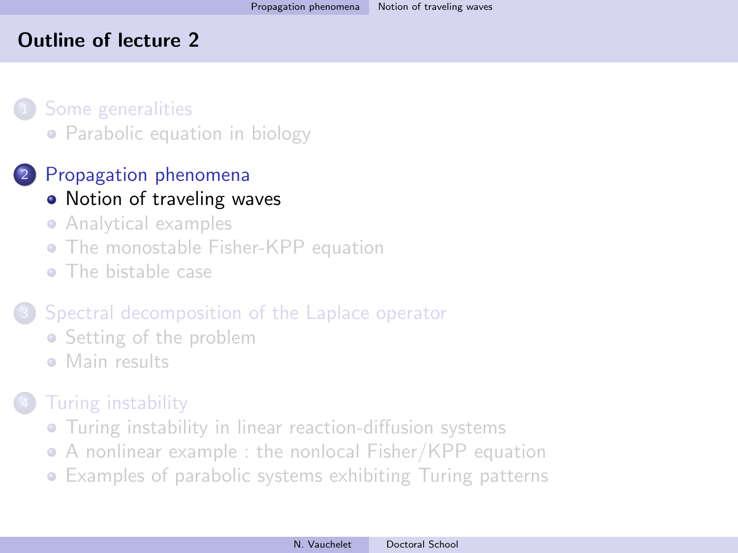## Outline of lecture 2

1. Some generalities
   - Parabolic equation in biology
2. Propagation phenomena
   - Notion of traveling waves
   - Analytical examples
   - The monostable Fisher-KPP equation
   - The bistable case
3. Spectral decomposition of the Laplace operator
   - Setting of the problem
   - Main results
4. Turing instability
   - Turing instability in linear reaction-diffusion systems
   - A nonlinear example : the nonlocal Fisher/KPP equation
   - Examples of parabolic systems exhibiting Turing patterns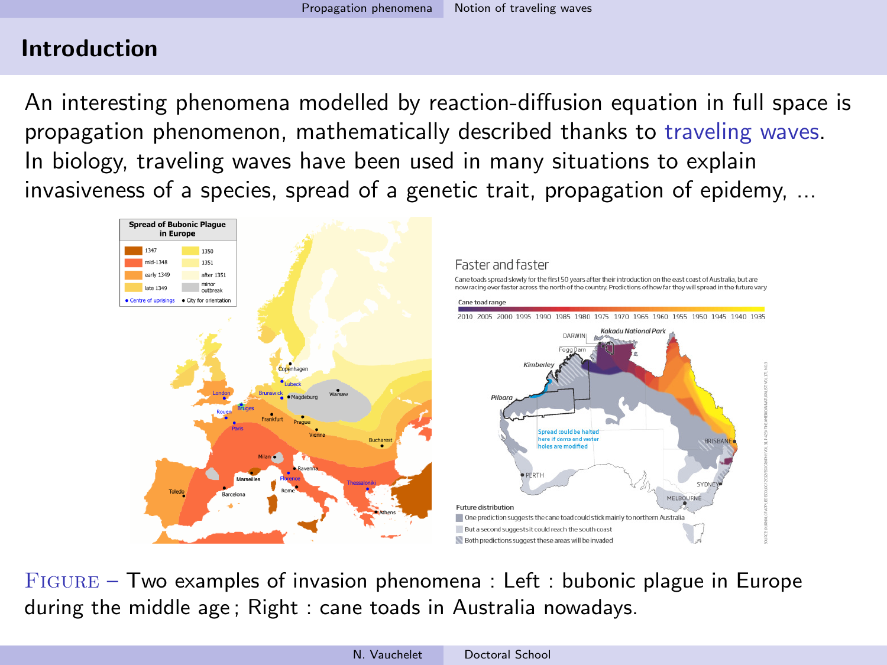## Introduction

An interesting phenomena modelled by reaction-diffusion equation in full space is propagation phenomenon, mathematically described thanks to traveling waves.
In biology, traveling waves have been used in many situations to explain invasiveness of a species, spread of a genetic trait, propagation of epidemy, ...

FIGURE – Two examples of invasion phenomena : Left : bubonic plague in Europe during the middle age ; Right : cane toads in Australia nowadays.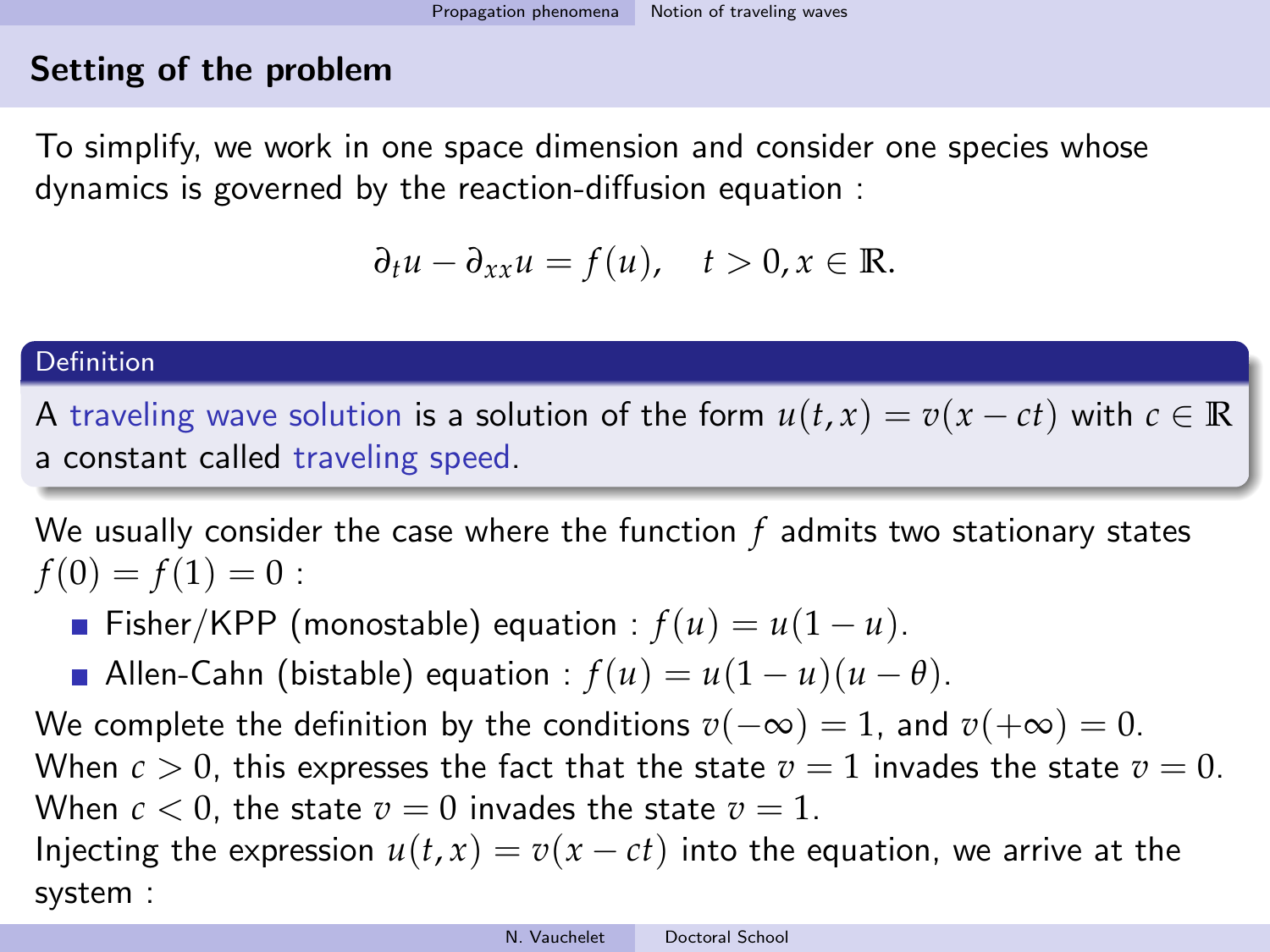## Setting of the problem

To simplify, we work in one space dimension and consider one species whose dynamics is governed by the reaction-diffusion equation :

$$\partial_t u - \partial_{xx} u = f(u), \quad t > 0, x \in \mathbb{R}.$$

**Definition**

A traveling wave solution is a solution of the form $u(t,x) = v(x - ct)$ with $c \in \mathbb{R}$ a constant called traveling speed.

We usually consider the case where the function $f$ admits two stationary states $f(0) = f(1) = 0$ :

- Fisher/KPP (monostable) equation : $f(u) = u(1-u)$.
- Allen-Cahn (bistable) equation : $f(u) = u(1-u)(u-\theta)$.

We complete the definition by the conditions $v(-\infty) = 1$, and $v(+\infty) = 0$.
When $c > 0$, this expresses the fact that the state $v = 1$ invades the state $v = 0$.
When $c < 0$, the state $v = 0$ invades the state $v = 1$.
Injecting the expression $u(t,x) = v(x - ct)$ into the equation, we arrive at the system :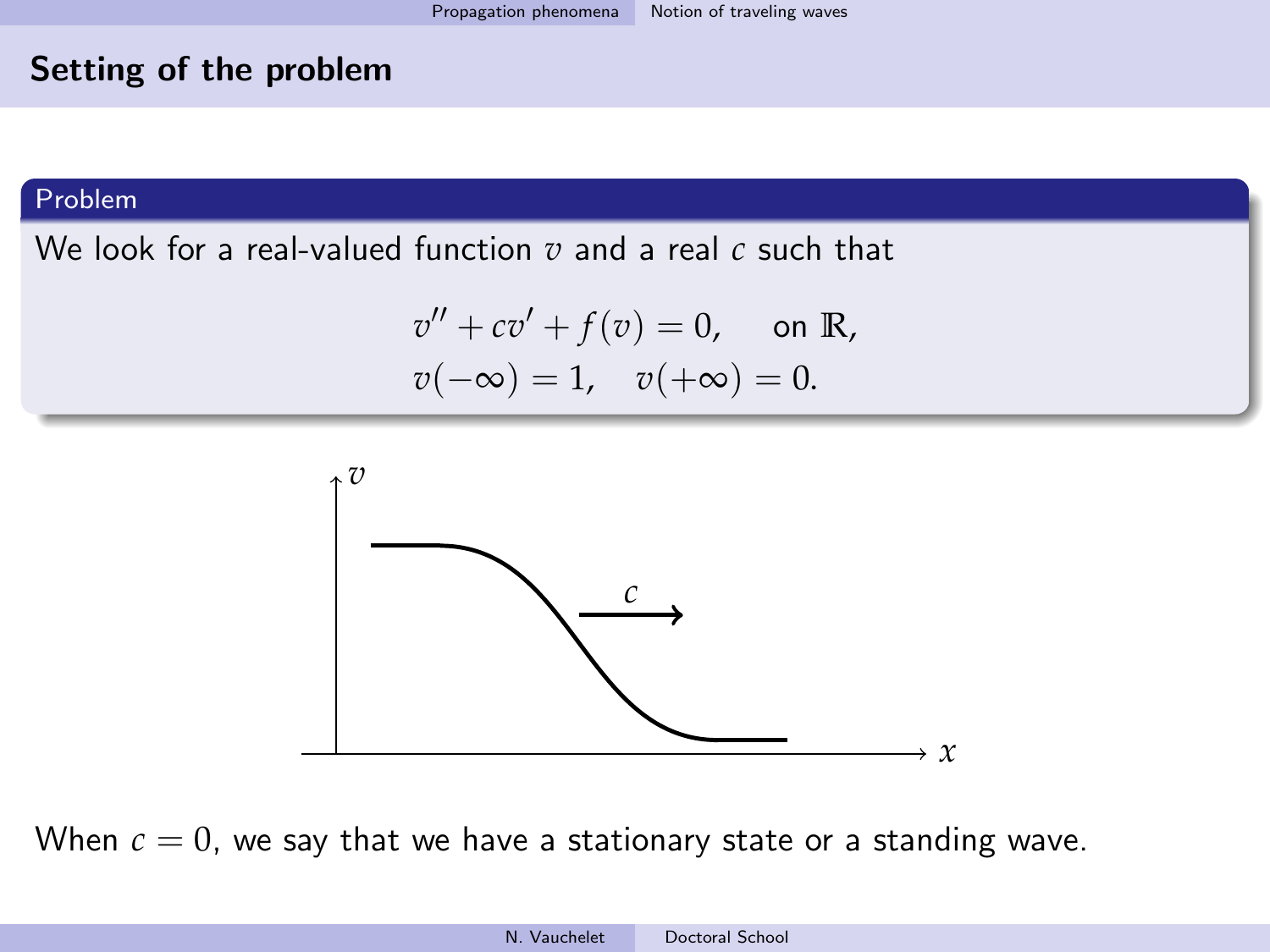## Setting of the problem

**Problem**

We look for a real-valued function $v$ and a real $c$ such that

$$v'' + cv' + f(v) = 0, \quad \text{on } \mathbb{R},$$
$$v(-\infty) = 1, \quad v(+\infty) = 0.$$

When $c = 0$, we say that we have a stationary state or a standing wave.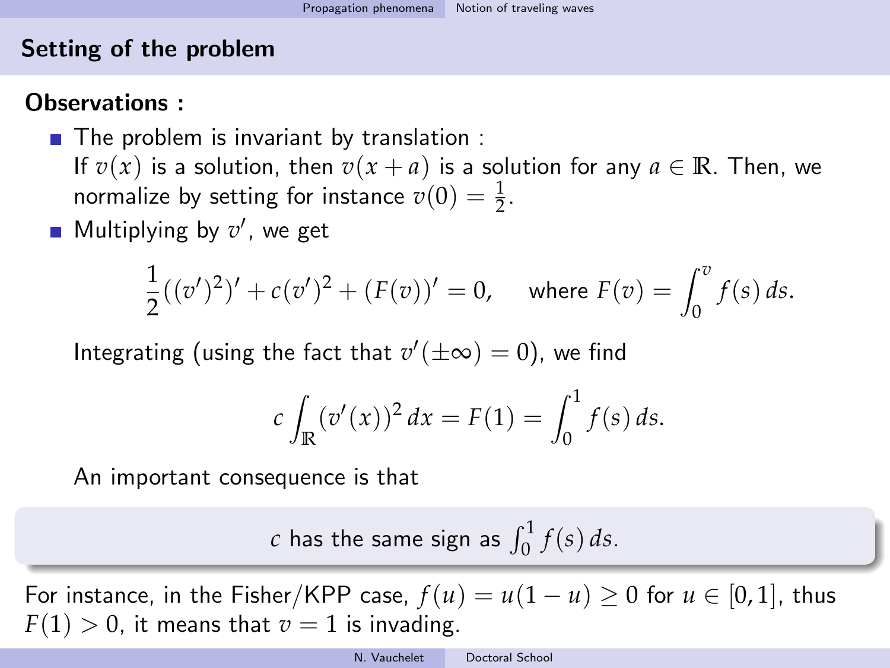## Setting of the problem

**Observations :**

- The problem is invariant by translation :
  If $v(x)$ is a solution, then $v(x+a)$ is a solution for any $a \in \mathbb{R}$. Then, we normalize by setting for instance $v(0) = \frac{1}{2}$.
- Multiplying by $v'$, we get

$$\frac{1}{2}((v')^2)' + c(v')^2 + (F(v))' = 0, \quad \text{where } F(v) = \int_0^v f(s)\,ds.$$

  Integrating (using the fact that $v'(\pm\infty) = 0$), we find

$$c \int_{\mathbb{R}} (v'(x))^2\,dx = F(1) = \int_0^1 f(s)\,ds.$$

  An important consequence is that

> $c$ has the same sign as $\int_0^1 f(s)\,ds$.

For instance, in the Fisher/KPP case, $f(u) = u(1-u) \geq 0$ for $u \in [0,1]$, thus $F(1) > 0$, it means that $v = 1$ is invading.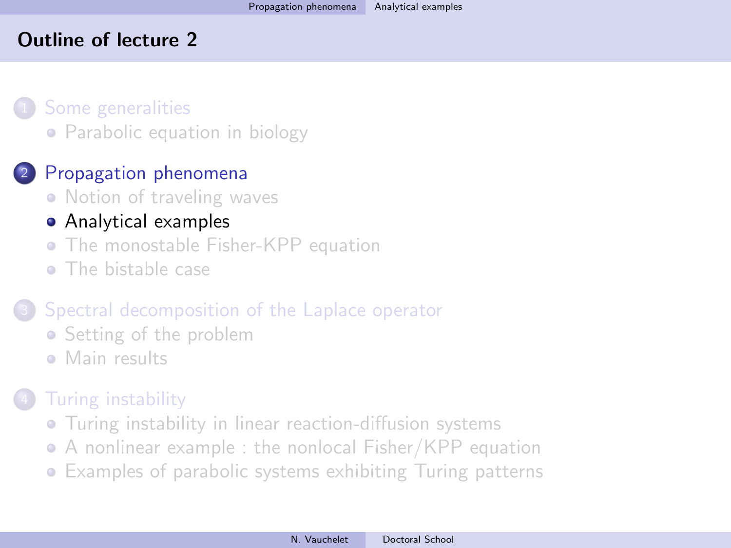## Outline of lecture 2

1. Some generalities
   - Parabolic equation in biology
2. Propagation phenomena
   - Notion of traveling waves
   - Analytical examples
   - The monostable Fisher-KPP equation
   - The bistable case
3. Spectral decomposition of the Laplace operator
   - Setting of the problem
   - Main results
4. Turing instability
   - Turing instability in linear reaction-diffusion systems
   - A nonlinear example : the nonlocal Fisher/KPP equation
   - Examples of parabolic systems exhibiting Turing patterns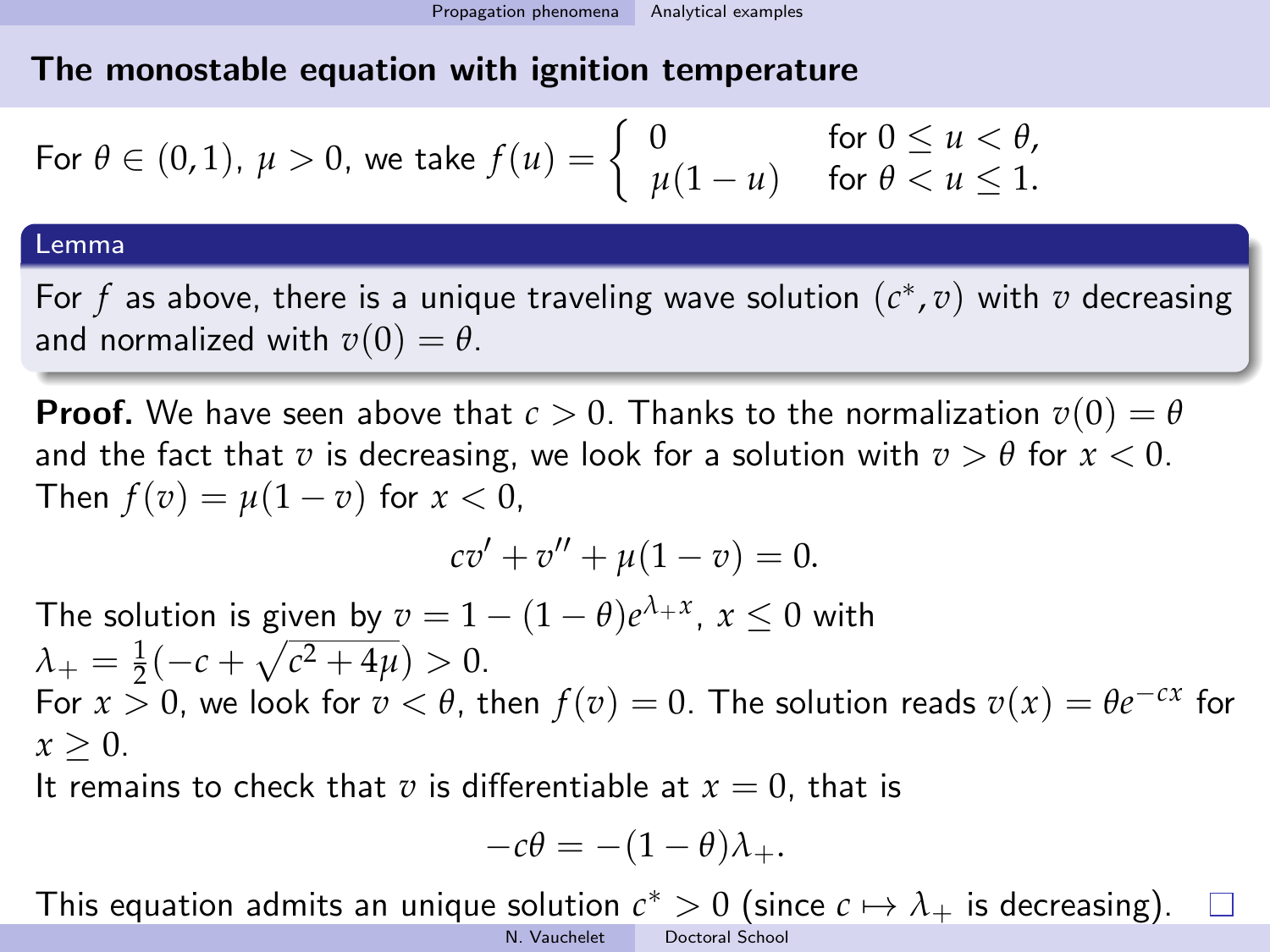## The monostable equation with ignition temperature

For $\theta \in (0,1)$, $\mu > 0$, we take $f(u) = \begin{cases} 0 & \text{for } 0 \leq u < \theta, \\ \mu(1-u) & \text{for } \theta < u \leq 1. \end{cases}$

**Lemma**

For $f$ as above, there is a unique traveling wave solution $(c^*, v)$ with $v$ decreasing and normalized with $v(0) = \theta$.

**Proof.** We have seen above that $c > 0$. Thanks to the normalization $v(0) = \theta$ and the fact that $v$ is decreasing, we look for a solution with $v > \theta$ for $x < 0$. Then $f(v) = \mu(1-v)$ for $x < 0$,

$$cv' + v'' + \mu(1-v) = 0.$$

The solution is given by $v = 1 - (1-\theta)e^{\lambda_+ x}$, $x \leq 0$ with $\lambda_+ = \frac{1}{2}(-c + \sqrt{c^2 + 4\mu}) > 0$.

For $x > 0$, we look for $v < \theta$, then $f(v) = 0$. The solution reads $v(x) = \theta e^{-cx}$ for $x \geq 0$.

It remains to check that $v$ is differentiable at $x = 0$, that is

$$-c\theta = -(1-\theta)\lambda_+.$$

This equation admits an unique solution $c^* > 0$ (since $c \mapsto \lambda_+$ is decreasing). □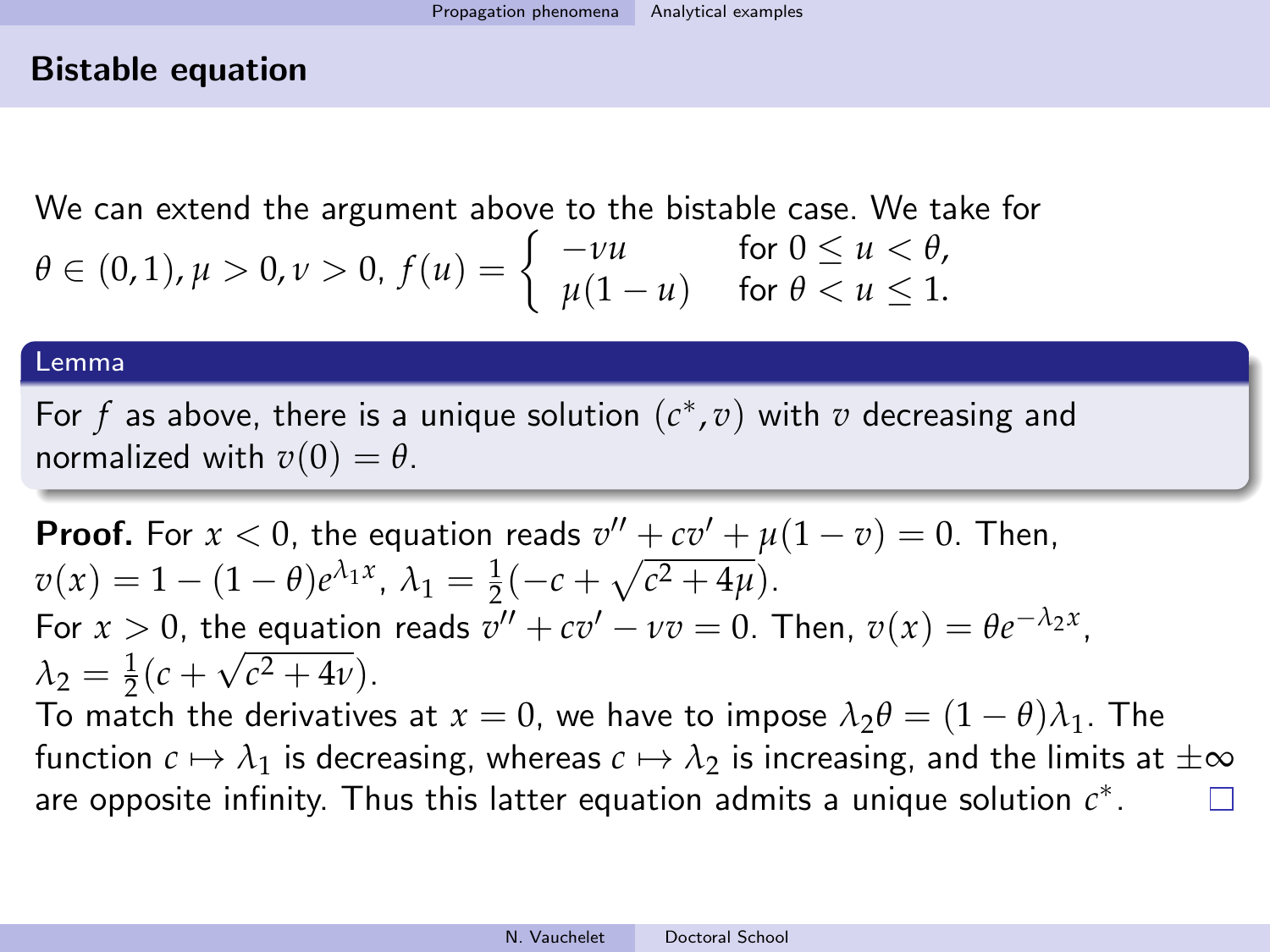## Bistable equation

We can extend the argument above to the bistable case. We take for $\theta \in (0,1), \mu > 0, \nu > 0$, $f(u) = \begin{cases} -\nu u & \text{for } 0 \leq u < \theta, \\ \mu(1-u) & \text{for } \theta < u \leq 1. \end{cases}$

**Lemma**

For $f$ as above, there is a unique solution $(c^*, v)$ with $v$ decreasing and normalized with $v(0) = \theta$.

**Proof.** For $x < 0$, the equation reads $v'' + cv' + \mu(1-v) = 0$. Then, $v(x) = 1 - (1-\theta)e^{\lambda_1 x}$, $\lambda_1 = \frac{1}{2}(-c + \sqrt{c^2 + 4\mu})$.
For $x > 0$, the equation reads $v'' + cv' - \nu v = 0$. Then, $v(x) = \theta e^{-\lambda_2 x}$, $\lambda_2 = \frac{1}{2}(c + \sqrt{c^2 + 4\nu})$.
To match the derivatives at $x = 0$, we have to impose $\lambda_2 \theta = (1-\theta)\lambda_1$. The function $c \mapsto \lambda_1$ is decreasing, whereas $c \mapsto \lambda_2$ is increasing, and the limits at $\pm\infty$ are opposite infinity. Thus this latter equation admits a unique solution $c^*$. □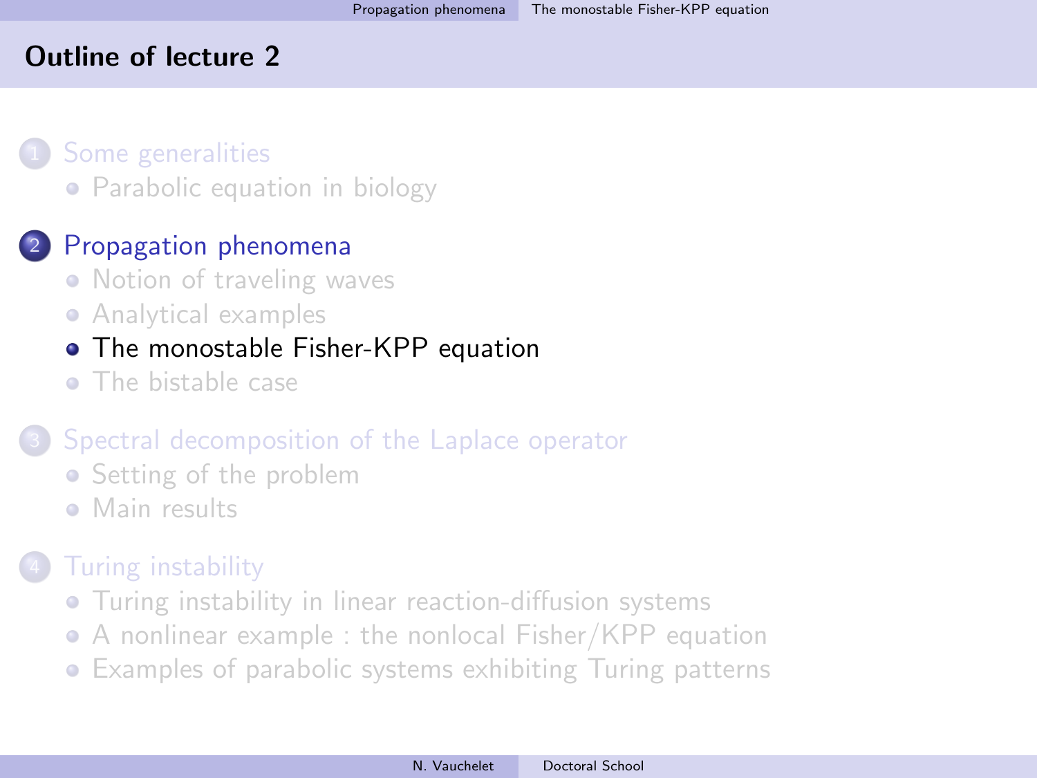# Outline of lecture 2

1. Some generalities
   - Parabolic equation in biology
2. Propagation phenomena
   - Notion of traveling waves
   - Analytical examples
   - The monostable Fisher-KPP equation
   - The bistable case
3. Spectral decomposition of the Laplace operator
   - Setting of the problem
   - Main results
4. Turing instability
   - Turing instability in linear reaction-diffusion systems
   - A nonlinear example : the nonlocal Fisher/KPP equation
   - Examples of parabolic systems exhibiting Turing patterns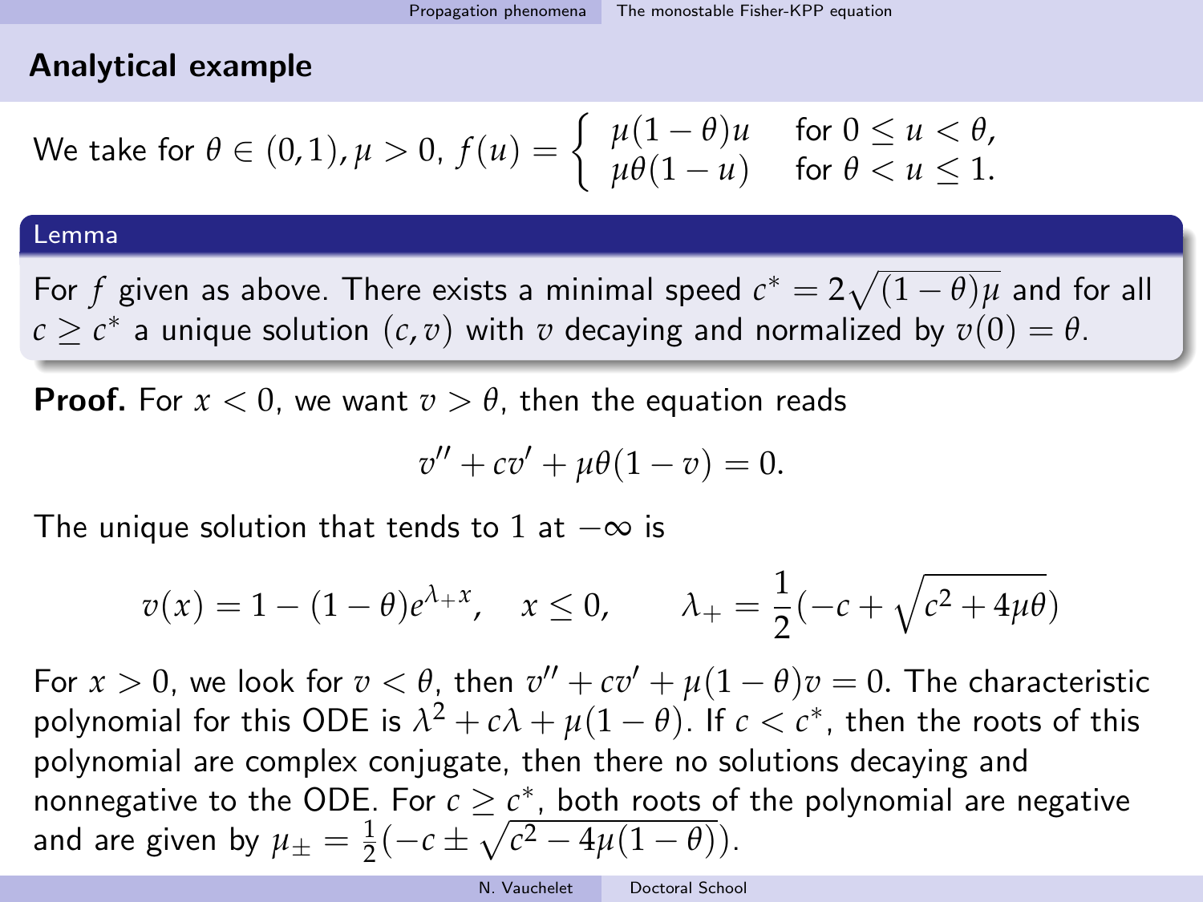## Analytical example

We take for $\theta \in (0,1), \mu > 0$, $f(u) = \begin{cases} \mu(1-\theta)u & \text{for } 0 \le u < \theta, \\ \mu\theta(1-u) & \text{for } \theta < u \le 1. \end{cases}$

**Lemma**

For $f$ given as above. There exists a minimal speed $c^* = 2\sqrt{(1-\theta)\mu}$ and for all $c \ge c^*$ a unique solution $(c, v)$ with $v$ decaying and normalized by $v(0) = \theta$.

**Proof.** For $x < 0$, we want $v > \theta$, then the equation reads

$$v'' + cv' + \mu\theta(1-v) = 0.$$

The unique solution that tends to 1 at $-\infty$ is

$$v(x) = 1 - (1-\theta)e^{\lambda_+ x}, \quad x \le 0, \qquad \lambda_+ = \frac{1}{2}(-c + \sqrt{c^2 + 4\mu\theta})$$

For $x > 0$, we look for $v < \theta$, then $v'' + cv' + \mu(1-\theta)v = 0$. The characteristic polynomial for this ODE is $\lambda^2 + c\lambda + \mu(1-\theta)$. If $c < c^*$, then the roots of this polynomial are complex conjugate, then there no solutions decaying and nonnegative to the ODE. For $c \ge c^*$, both roots of the polynomial are negative and are given by $\mu_\pm = \frac{1}{2}(-c \pm \sqrt{c^2 - 4\mu(1-\theta)})$.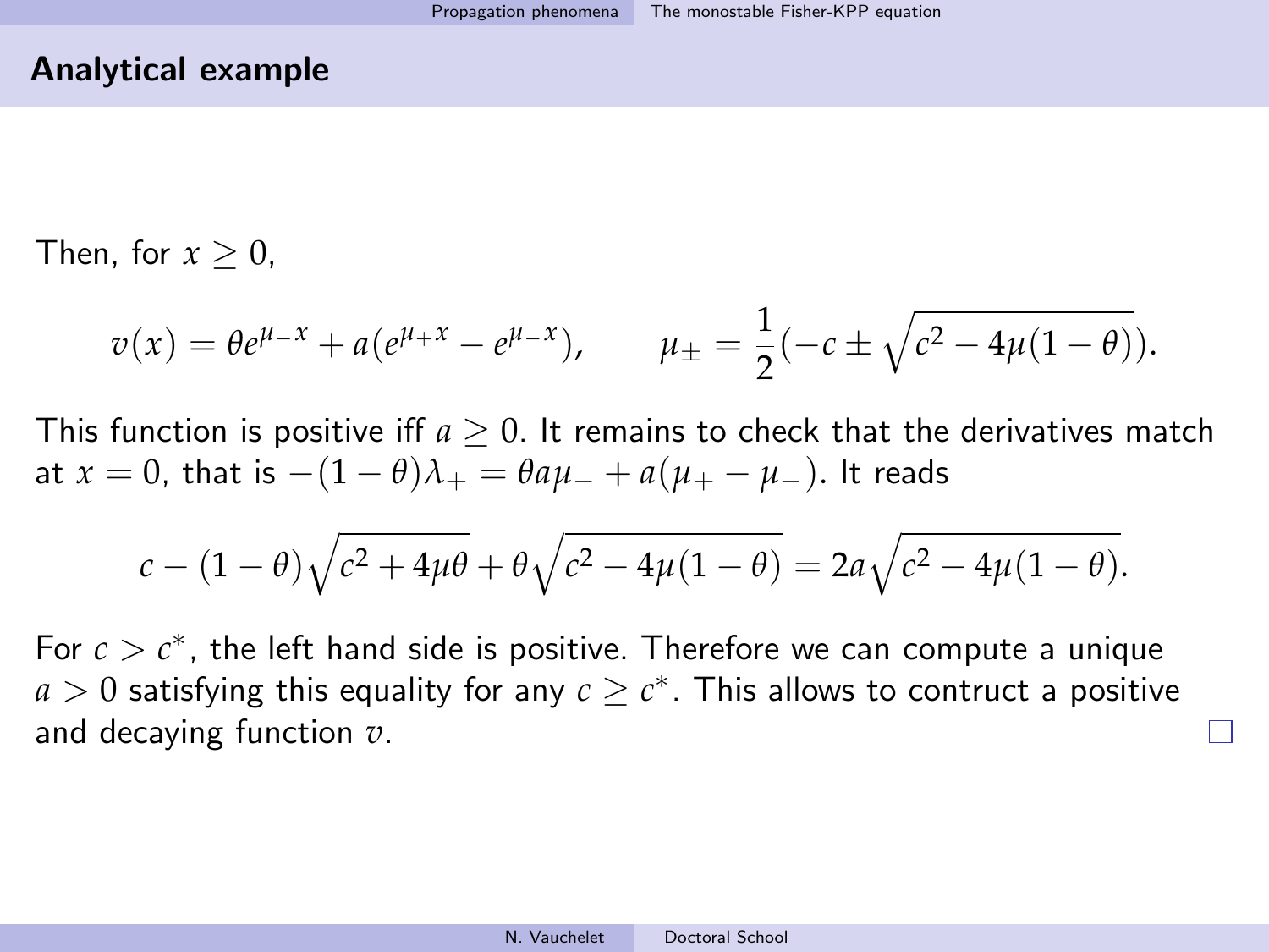## Analytical example

Then, for $x \geq 0$,

$$v(x) = \theta e^{\mu_- x} + a(e^{\mu_+ x} - e^{\mu_- x}), \qquad \mu_\pm = \frac{1}{2}(-c \pm \sqrt{c^2 - 4\mu(1-\theta)}).$$

This function is positive iff $a \geq 0$. It remains to check that the derivatives match at $x = 0$, that is $-(1-\theta)\lambda_+ = \theta a \mu_- + a(\mu_+ - \mu_-)$. It reads

$$c - (1-\theta)\sqrt{c^2 + 4\mu\theta} + \theta\sqrt{c^2 - 4\mu(1-\theta)} = 2a\sqrt{c^2 - 4\mu(1-\theta)}.$$

For $c > c^*$, the left hand side is positive. Therefore we can compute a unique $a > 0$ satisfying this equality for any $c \geq c^*$. This allows to contruct a positive and decaying function $v$. $\square$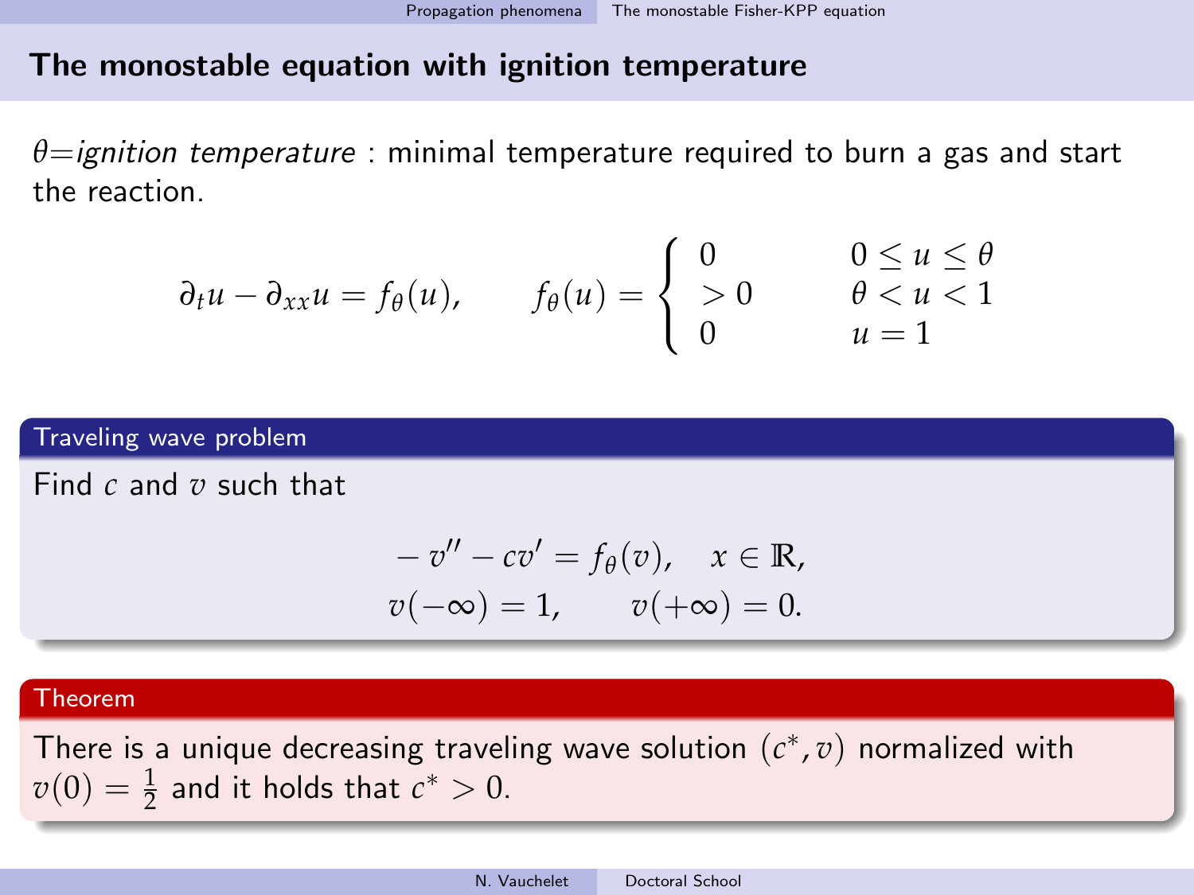## The monostable equation with ignition temperature

$\theta$=*ignition temperature* : minimal temperature required to burn a gas and start the reaction.

$$\partial_t u - \partial_{xx} u = f_\theta(u), \qquad f_\theta(u) = \begin{cases} 0 & 0 \leq u \leq \theta \\ > 0 & \theta < u < 1 \\ 0 & u = 1 \end{cases}$$

**Traveling wave problem**

Find $c$ and $v$ such that

$$-v'' - cv' = f_\theta(v), \quad x \in \mathbb{R},$$
$$v(-\infty) = 1, \qquad v(+\infty) = 0.$$

**Theorem**

There is a unique decreasing traveling wave solution $(c^*, v)$ normalized with $v(0) = \frac{1}{2}$ and it holds that $c^* > 0$.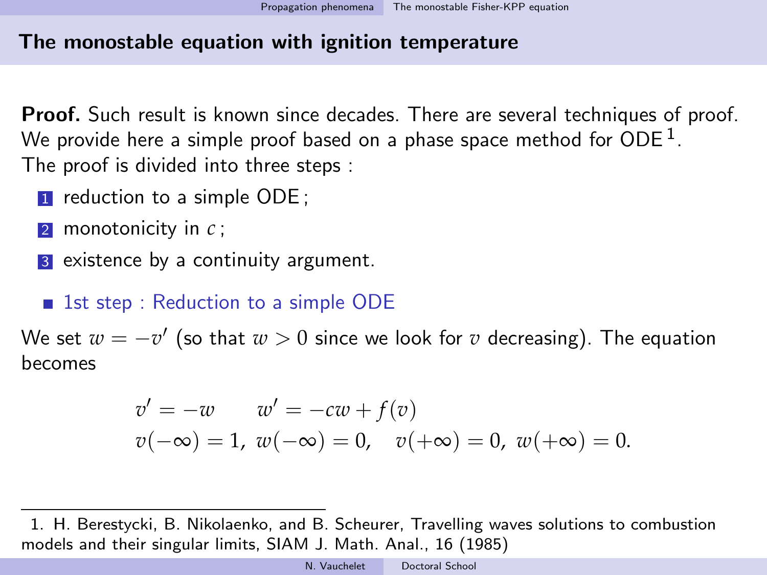## The monostable equation with ignition temperature

**Proof.** Such result is known since decades. There are several techniques of proof. We provide here a simple proof based on a phase space method for ODE[1]. The proof is divided into three steps :

1. reduction to a simple ODE ;
2. monotonicity in $c$ ;
3. existence by a continuity argument.

- 1st step : Reduction to a simple ODE

We set $w = -v'$ (so that $w > 0$ since we look for $v$ decreasing). The equation becomes

$$
\begin{aligned}
& v' = -w \qquad w' = -cw + f(v) \\
& v(-\infty) = 1,\ w(-\infty) = 0, \quad v(+\infty) = 0,\ w(+\infty) = 0.
\end{aligned}
$$

---

1. H. Berestycki, B. Nikolaenko, and B. Scheurer, Travelling waves solutions to combustion models and their singular limits, SIAM J. Math. Anal., 16 (1985)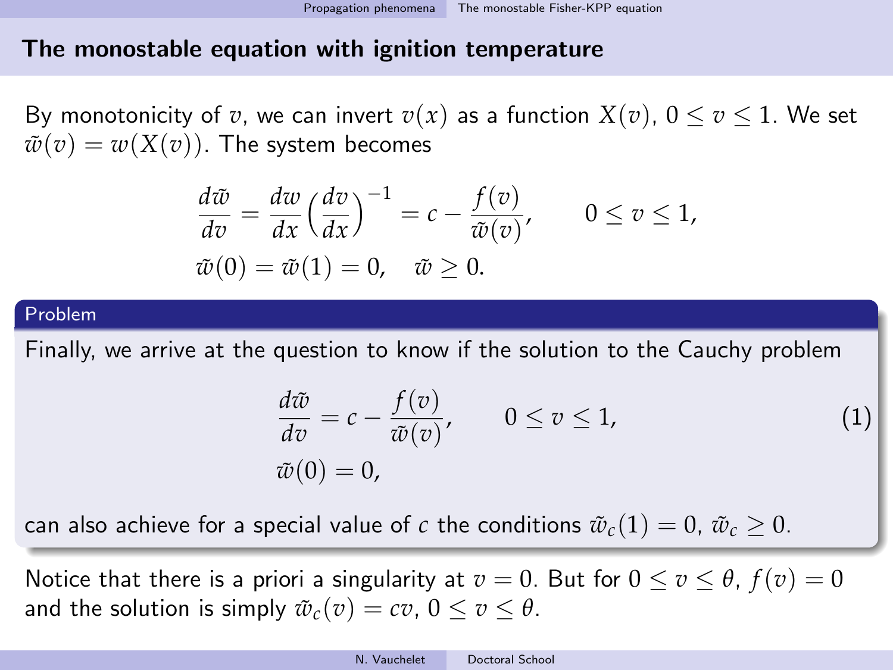## The monostable equation with ignition temperature

By monotonicity of $v$, we can invert $v(x)$ as a function $X(v)$, $0 \leq v \leq 1$. We set $\tilde{w}(v) = w(X(v))$. The system becomes

$$
\frac{d\tilde{w}}{dv} = \frac{dw}{dx}\Big(\frac{dv}{dx}\Big)^{-1} = c - \frac{f(v)}{\tilde{w}(v)}, \qquad 0 \leq v \leq 1,
$$
$$
\tilde{w}(0) = \tilde{w}(1) = 0, \quad \tilde{w} \geq 0.
$$

**Problem**

Finally, we arrive at the question to know if the solution to the Cauchy problem

$$
\frac{d\tilde{w}}{dv} = c - \frac{f(v)}{\tilde{w}(v)}, \qquad 0 \leq v \leq 1, \tag{1}
$$
$$
\tilde{w}(0) = 0,
$$

can also achieve for a special value of $c$ the conditions $\tilde{w}_c(1) = 0$, $\tilde{w}_c \geq 0$.

Notice that there is a priori a singularity at $v = 0$. But for $0 \leq v \leq \theta$, $f(v) = 0$ and the solution is simply $\tilde{w}_c(v) = cv$, $0 \leq v \leq \theta$.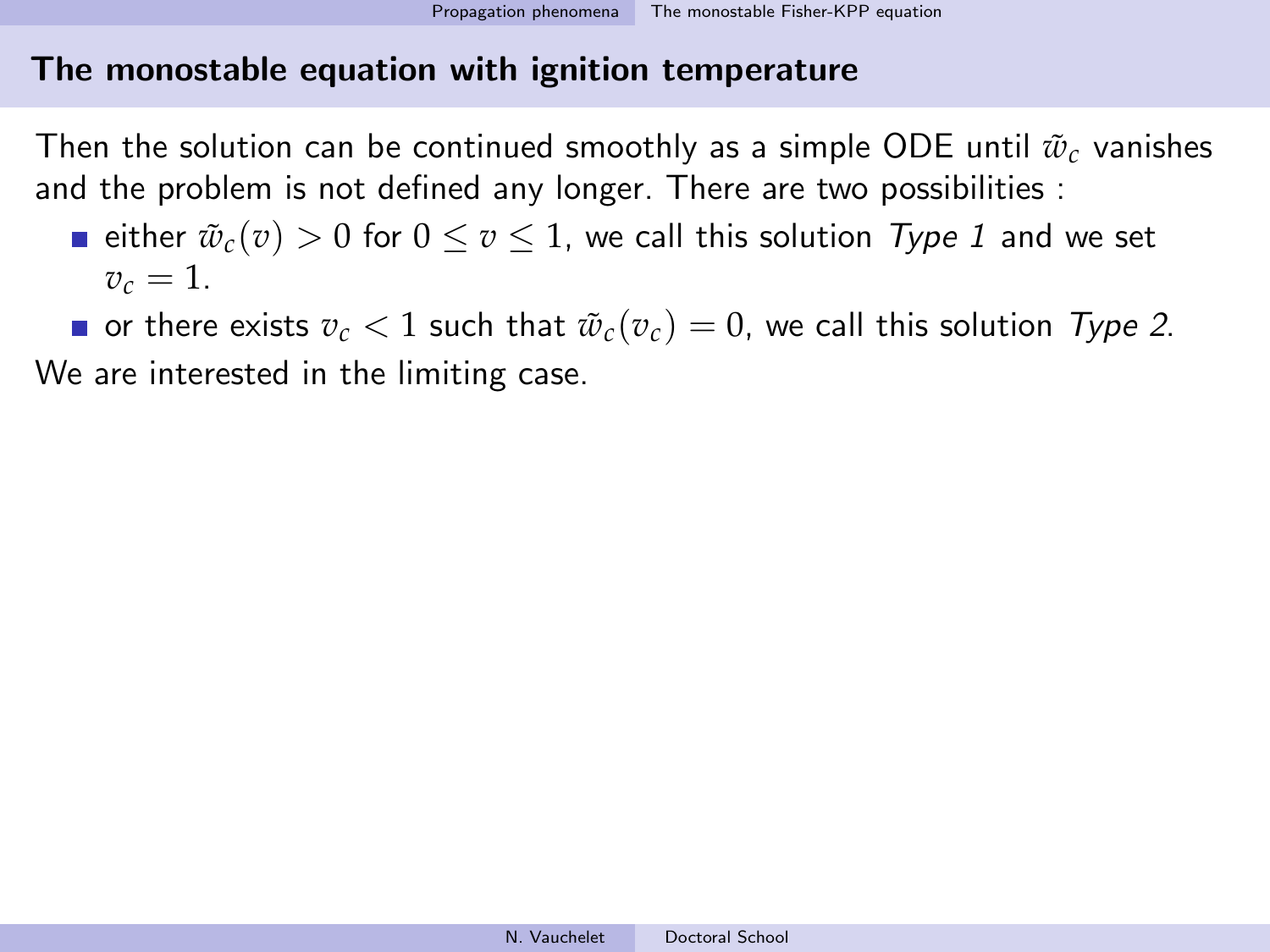## The monostable equation with ignition temperature

Then the solution can be continued smoothly as a simple ODE until $\tilde{w}_c$ vanishes and the problem is not defined any longer. There are two possibilities :

- either $\tilde{w}_c(v) > 0$ for $0 \leq v \leq 1$, we call this solution *Type 1* and we set $v_c = 1$.
- or there exists $v_c < 1$ such that $\tilde{w}_c(v_c) = 0$, we call this solution *Type 2*.

We are interested in the limiting case.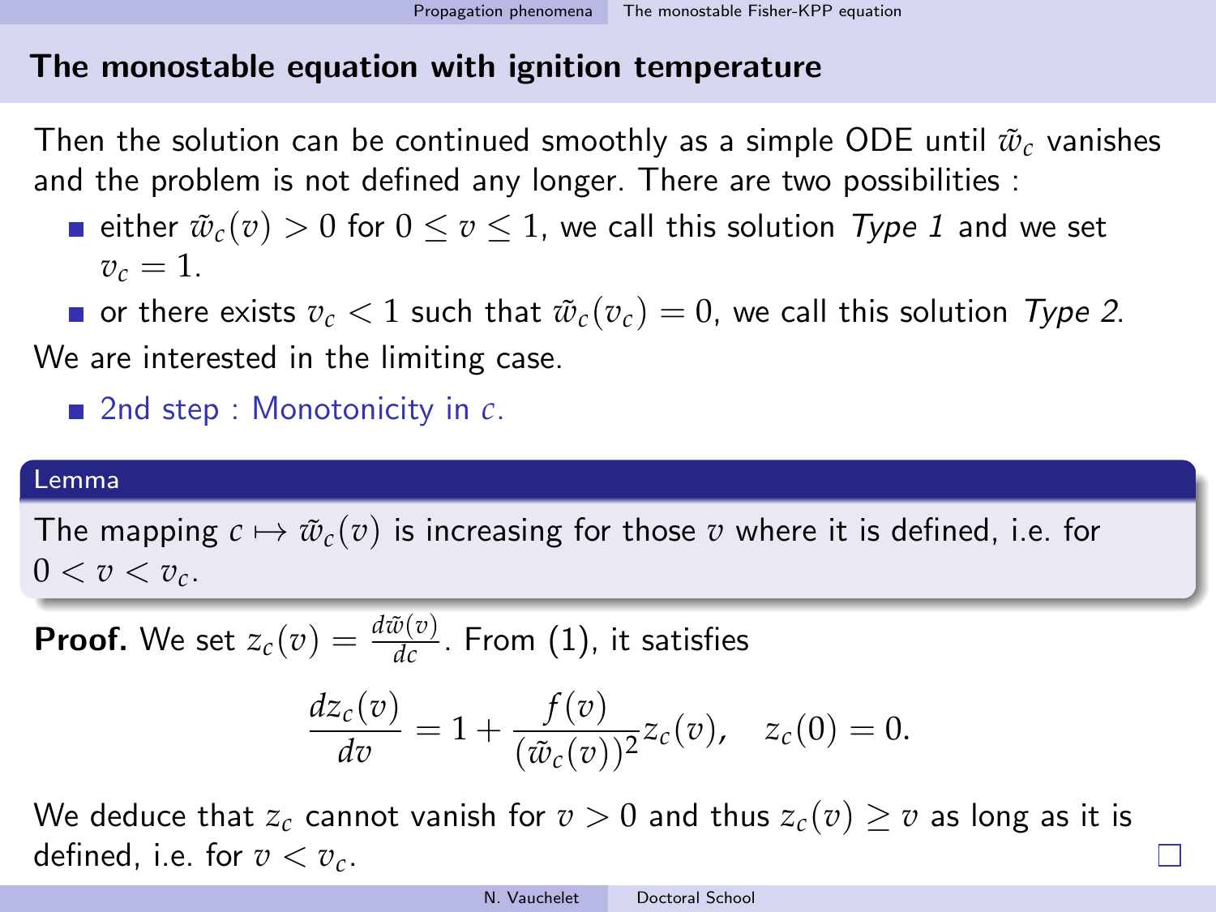## The monostable equation with ignition temperature

Then the solution can be continued smoothly as a simple ODE until $\tilde{w}_c$ vanishes and the problem is not defined any longer. There are two possibilities :

- either $\tilde{w}_c(v) > 0$ for $0 \leq v \leq 1$, we call this solution *Type 1* and we set $v_c = 1$.
- or there exists $v_c < 1$ such that $\tilde{w}_c(v_c) = 0$, we call this solution *Type 2*.

We are interested in the limiting case.

- 2nd step : Monotonicity in $c$.

**Lemma**

The mapping $c \mapsto \tilde{w}_c(v)$ is increasing for those $v$ where it is defined, i.e. for $0 < v < v_c$.

**Proof.** We set $z_c(v) = \frac{d\tilde{w}(v)}{dc}$. From (1), it satisfies

$$\frac{dz_c(v)}{dv} = 1 + \frac{f(v)}{(\tilde{w}_c(v))^2} z_c(v), \quad z_c(0) = 0.$$

We deduce that $z_c$ cannot vanish for $v > 0$ and thus $z_c(v) \geq v$ as long as it is defined, i.e. for $v < v_c$. □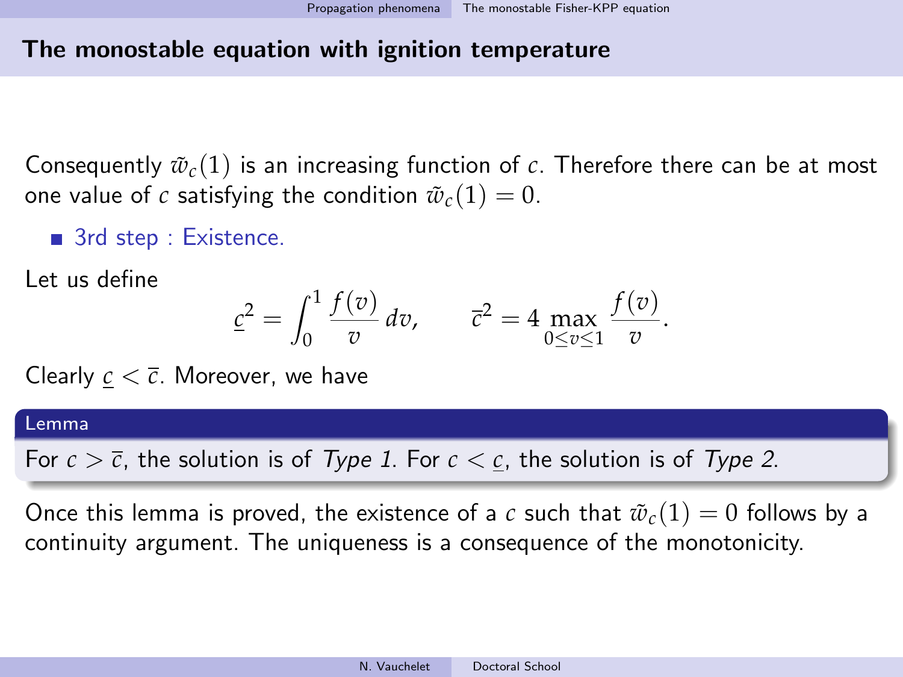## The monostable equation with ignition temperature

Consequently $\tilde{w}_c(1)$ is an increasing function of $c$. Therefore there can be at most one value of $c$ satisfying the condition $\tilde{w}_c(1) = 0$.

- 3rd step : Existence.

Let us define

$$\underline{c}^2 = \int_0^1 \frac{f(v)}{v}\,dv, \qquad \overline{c}^2 = 4 \max_{0 \le v \le 1} \frac{f(v)}{v}.$$

Clearly $\underline{c} < \overline{c}$. Moreover, we have

**Lemma**

For $c > \overline{c}$, the solution is of *Type 1*. For $c < \underline{c}$, the solution is of *Type 2*.

Once this lemma is proved, the existence of a $c$ such that $\tilde{w}_c(1) = 0$ follows by a continuity argument. The uniqueness is a consequence of the monotonicity.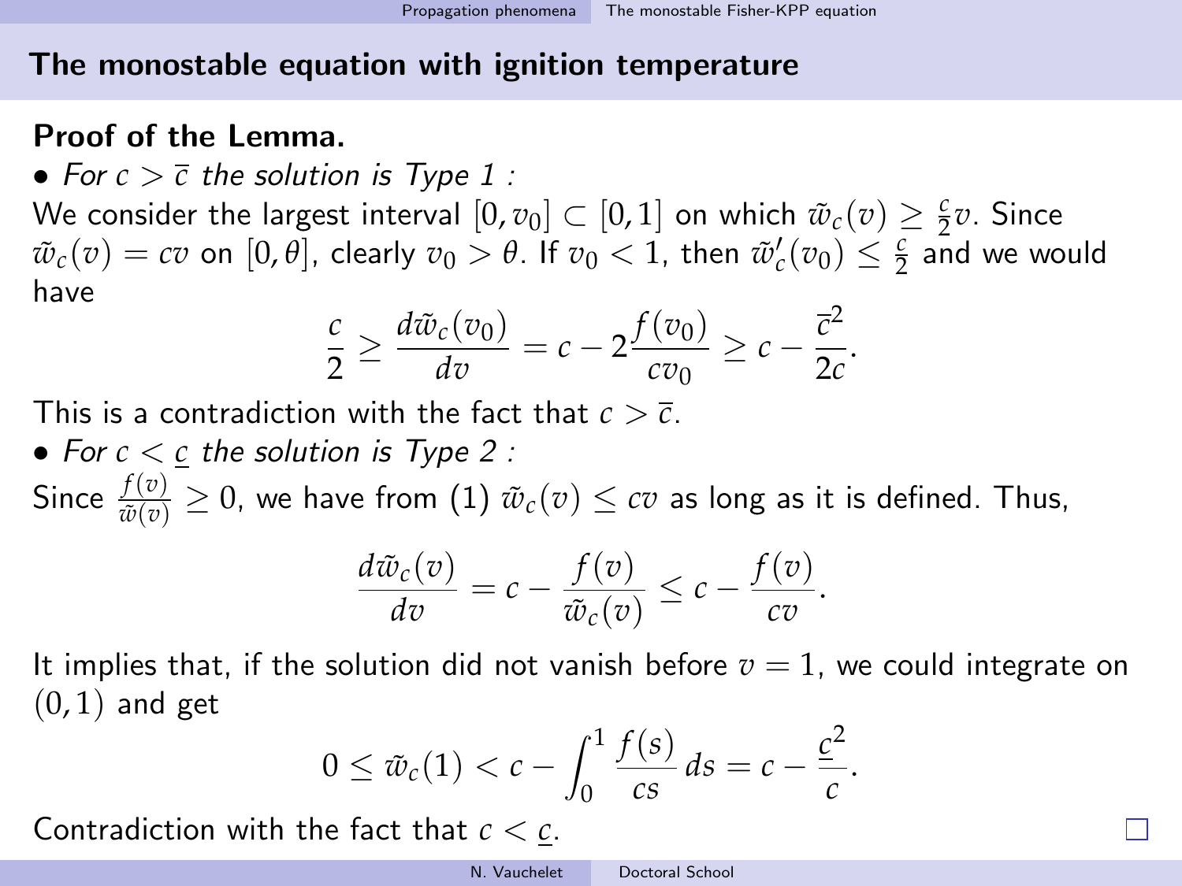## The monostable equation with ignition temperature

**Proof of the Lemma.**

- *For $c > \overline{c}$ the solution is Type 1 :*

We consider the largest interval $[0, v_0] \subset [0,1]$ on which $\tilde{w}_c(v) \geq \frac{c}{2}v$. Since $\tilde{w}_c(v) = cv$ on $[0, \theta]$, clearly $v_0 > \theta$. If $v_0 < 1$, then $\tilde{w}_c'(v_0) \leq \frac{c}{2}$ and we would have

$$\frac{c}{2} \geq \frac{d\tilde{w}_c(v_0)}{dv} = c - 2\frac{f(v_0)}{cv_0} \geq c - \frac{\overline{c}^2}{2c}.$$

This is a contradiction with the fact that $c > \overline{c}$.

- *For $c < \underline{c}$ the solution is Type 2 :*

Since $\frac{f(v)}{\tilde{w}(v)} \geq 0$, we have from (1) $\tilde{w}_c(v) \leq cv$ as long as it is defined. Thus,

$$\frac{d\tilde{w}_c(v)}{dv} = c - \frac{f(v)}{\tilde{w}_c(v)} \leq c - \frac{f(v)}{cv}.$$

It implies that, if the solution did not vanish before $v = 1$, we could integrate on $(0, 1)$ and get

$$0 \leq \tilde{w}_c(1) < c - \int_0^1 \frac{f(s)}{cs}\, ds = c - \frac{\underline{c}^2}{c}.$$

Contradiction with the fact that $c < \underline{c}$. □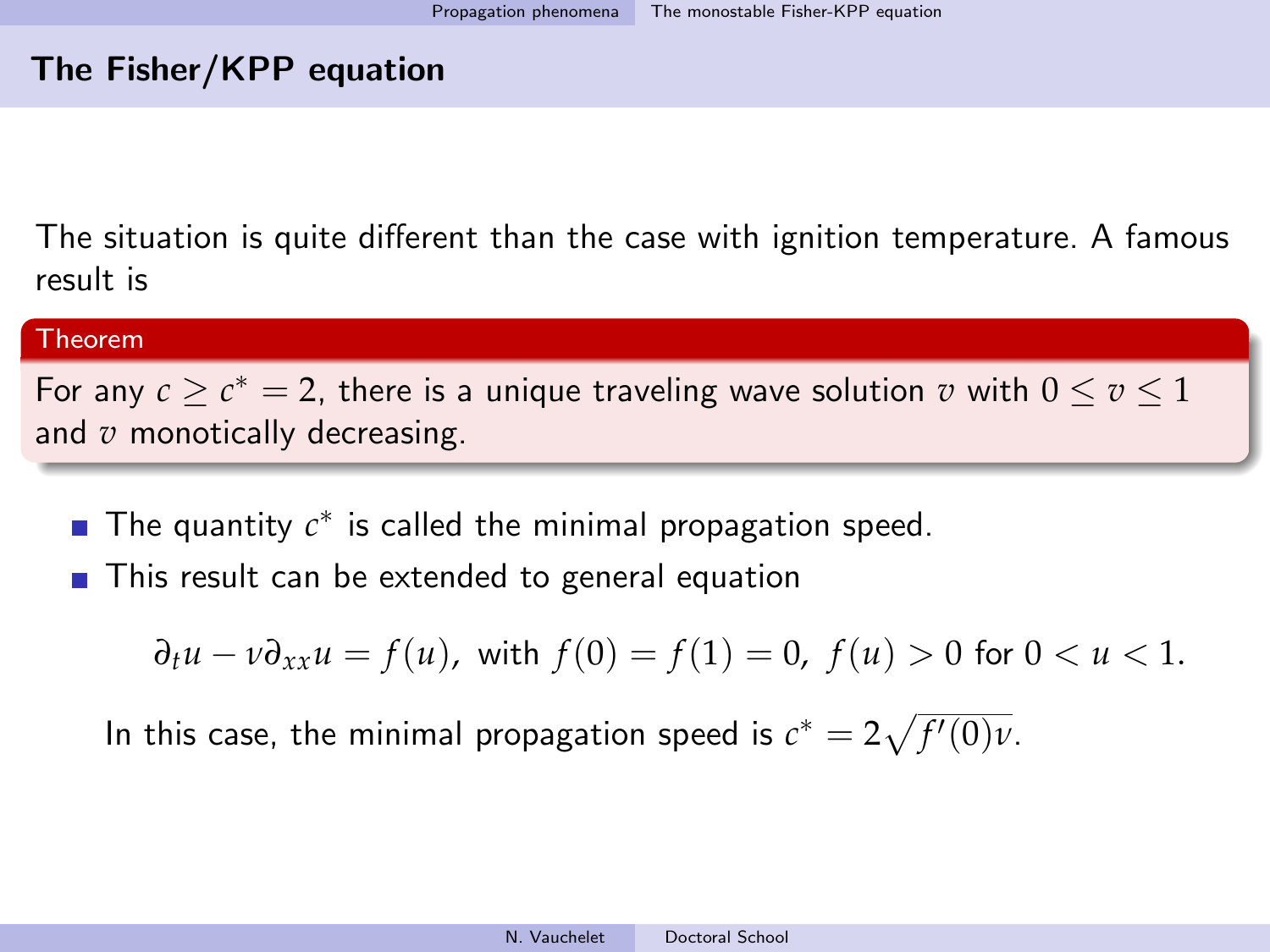## The Fisher/KPP equation

The situation is quite different than the case with ignition temperature. A famous result is

**Theorem**

For any $c \geq c^* = 2$, there is a unique traveling wave solution $v$ with $0 \leq v \leq 1$ and $v$ monotically decreasing.

- The quantity $c^*$ is called the minimal propagation speed.
- This result can be extended to general equation

$$\partial_t u - \nu \partial_{xx} u = f(u), \text{ with } f(0) = f(1) = 0, \; f(u) > 0 \text{ for } 0 < u < 1.$$

  In this case, the minimal propagation speed is $c^* = 2\sqrt{f'(0)\nu}$.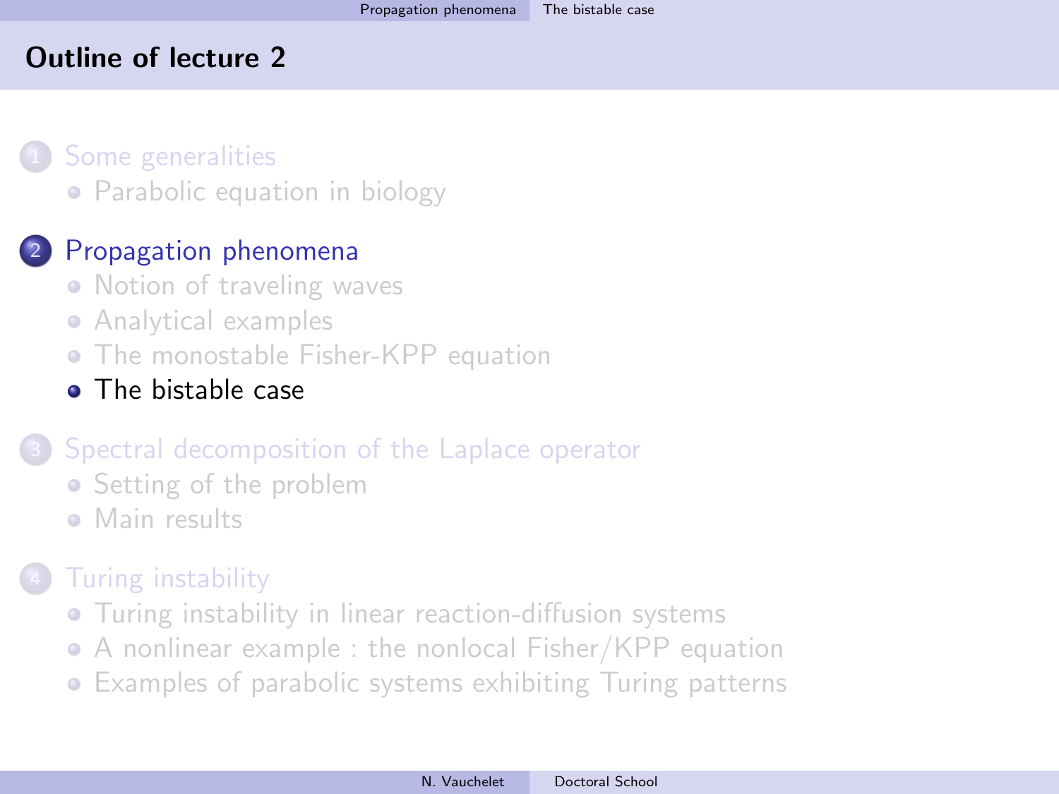## Outline of lecture 2

1. Some generalities
   - Parabolic equation in biology
2. Propagation phenomena
   - Notion of traveling waves
   - Analytical examples
   - The monostable Fisher-KPP equation
   - The bistable case
3. Spectral decomposition of the Laplace operator
   - Setting of the problem
   - Main results
4. Turing instability
   - Turing instability in linear reaction-diffusion systems
   - A nonlinear example : the nonlocal Fisher/KPP equation
   - Examples of parabolic systems exhibiting Turing patterns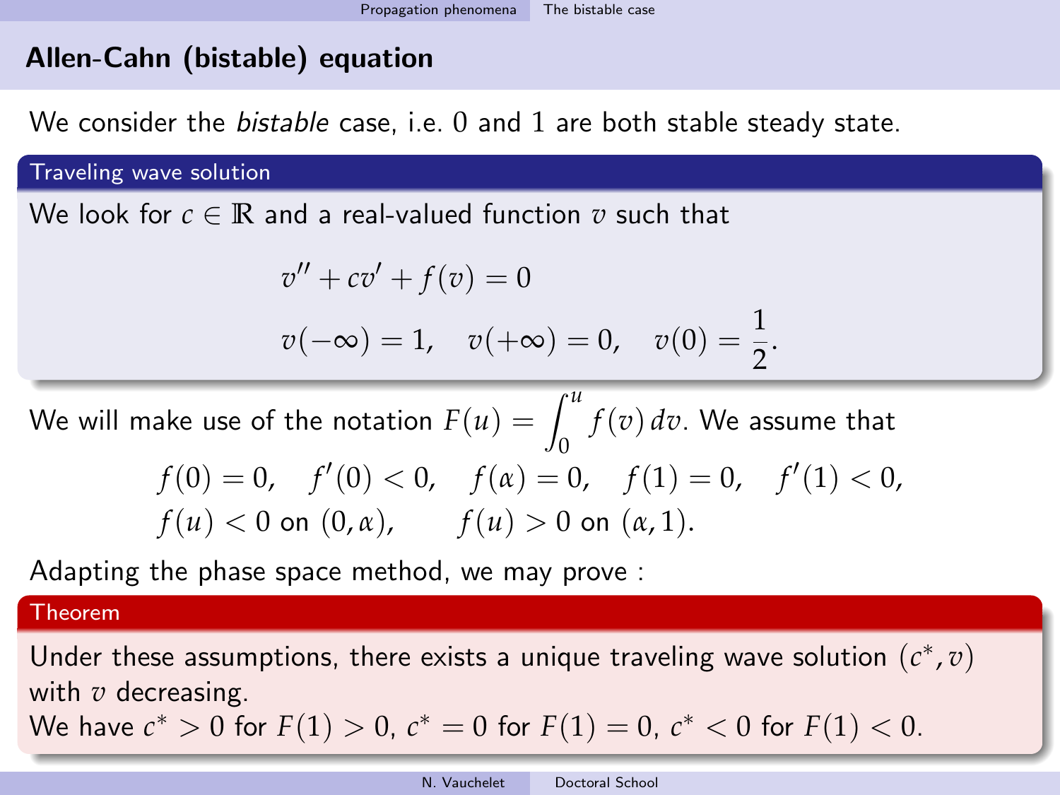## Allen-Cahn (bistable) equation

We consider the *bistable* case, i.e. $0$ and $1$ are both stable steady state.

**Traveling wave solution**

We look for $c \in \mathbb{R}$ and a real-valued function $v$ such that

$$v'' + cv' + f(v) = 0$$

$$v(-\infty) = 1, \quad v(+\infty) = 0, \quad v(0) = \frac{1}{2}.$$

We will make use of the notation $F(u) = \int_0^u f(v)\,dv$. We assume that

$$f(0) = 0, \quad f'(0) < 0, \quad f(\alpha) = 0, \quad f(1) = 0, \quad f'(1) < 0,$$
$$f(u) < 0 \text{ on } (0, \alpha), \qquad f(u) > 0 \text{ on } (\alpha, 1).$$

Adapting the phase space method, we may prove :

**Theorem**

Under these assumptions, there exists a unique traveling wave solution $(c^*, v)$ with $v$ decreasing.
We have $c^* > 0$ for $F(1) > 0$, $c^* = 0$ for $F(1) = 0$, $c^* < 0$ for $F(1) < 0$.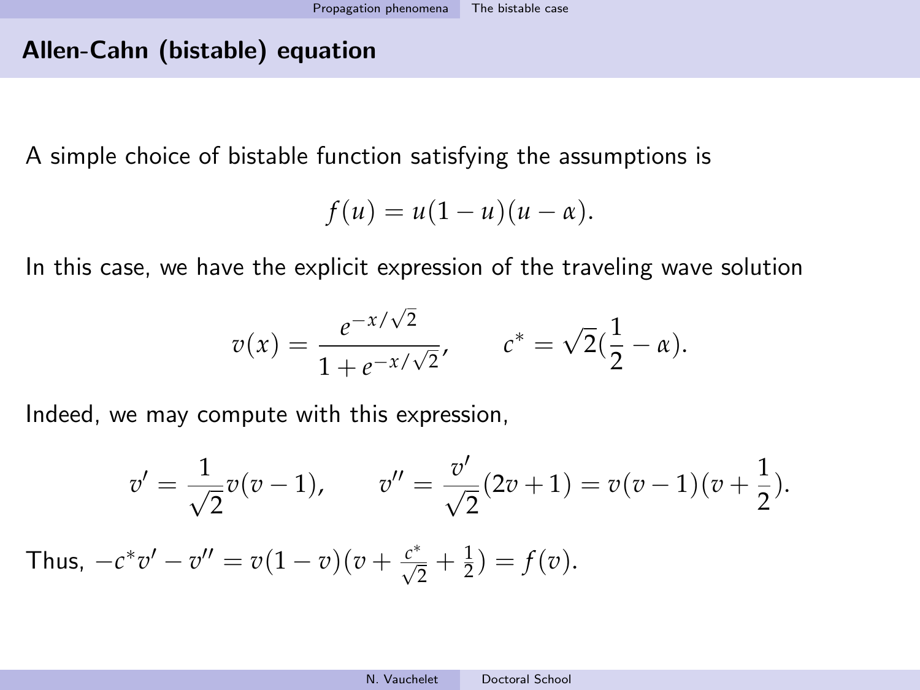## Allen-Cahn (bistable) equation

A simple choice of bistable function satisfying the assumptions is

$$f(u) = u(1-u)(u-\alpha).$$

In this case, we have the explicit expression of the traveling wave solution

$$v(x) = \frac{e^{-x/\sqrt{2}}}{1+e^{-x/\sqrt{2}}}, \qquad c^* = \sqrt{2}(\frac{1}{2}-\alpha).$$

Indeed, we may compute with this expression,

$$v' = \frac{1}{\sqrt{2}} v(v-1), \qquad v'' = \frac{v'}{\sqrt{2}}(2v+1) = v(v-1)(v+\frac{1}{2}).$$

Thus, $-c^* v' - v'' = v(1-v)(v + \frac{c^*}{\sqrt{2}} + \frac{1}{2}) = f(v)$.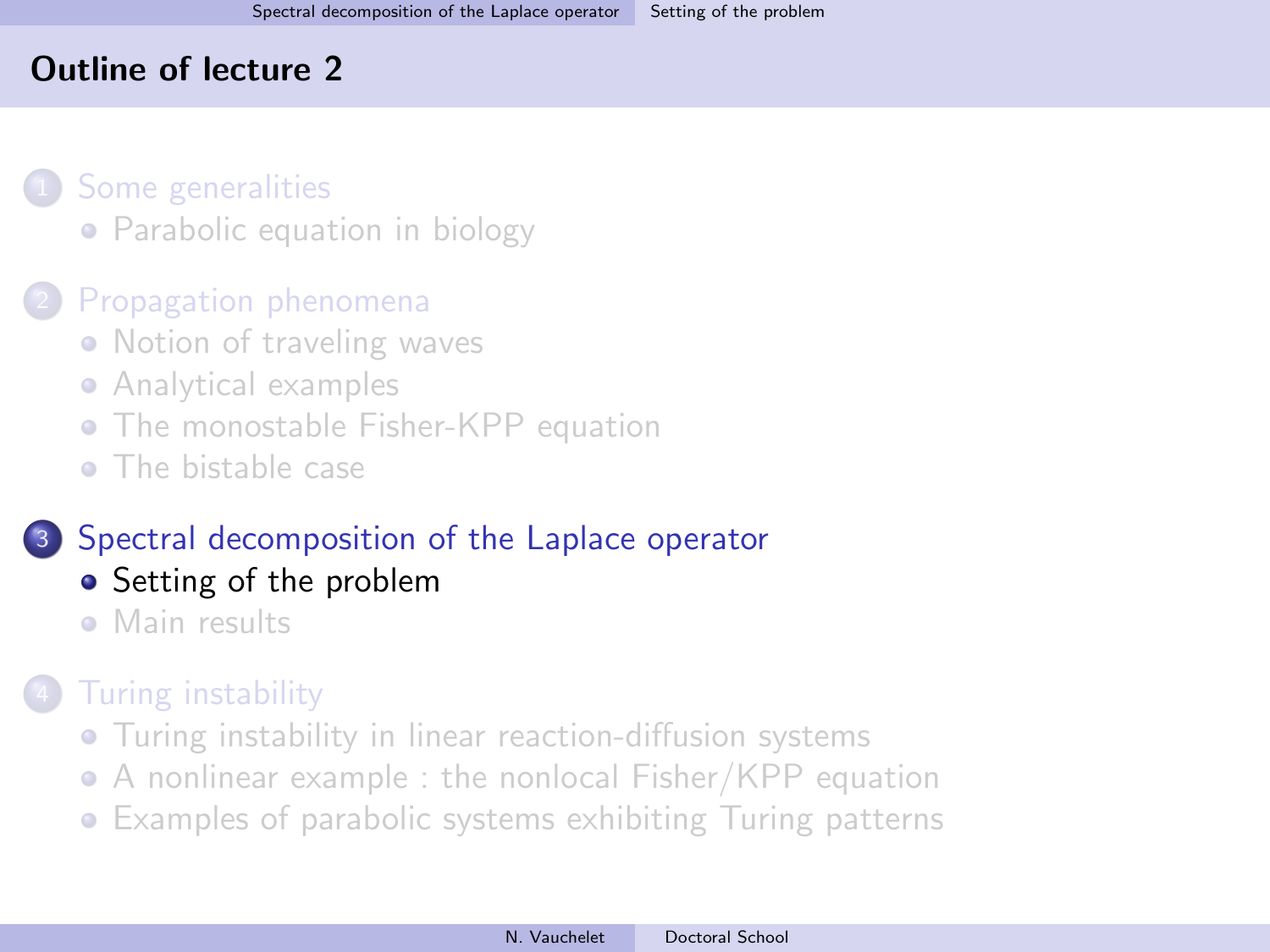## Outline of lecture 2

1. Some generalities
   - Parabolic equation in biology
2. Propagation phenomena
   - Notion of traveling waves
   - Analytical examples
   - The monostable Fisher-KPP equation
   - The bistable case
3. Spectral decomposition of the Laplace operator
   - Setting of the problem
   - Main results
4. Turing instability
   - Turing instability in linear reaction-diffusion systems
   - A nonlinear example : the nonlocal Fisher/KPP equation
   - Examples of parabolic systems exhibiting Turing patterns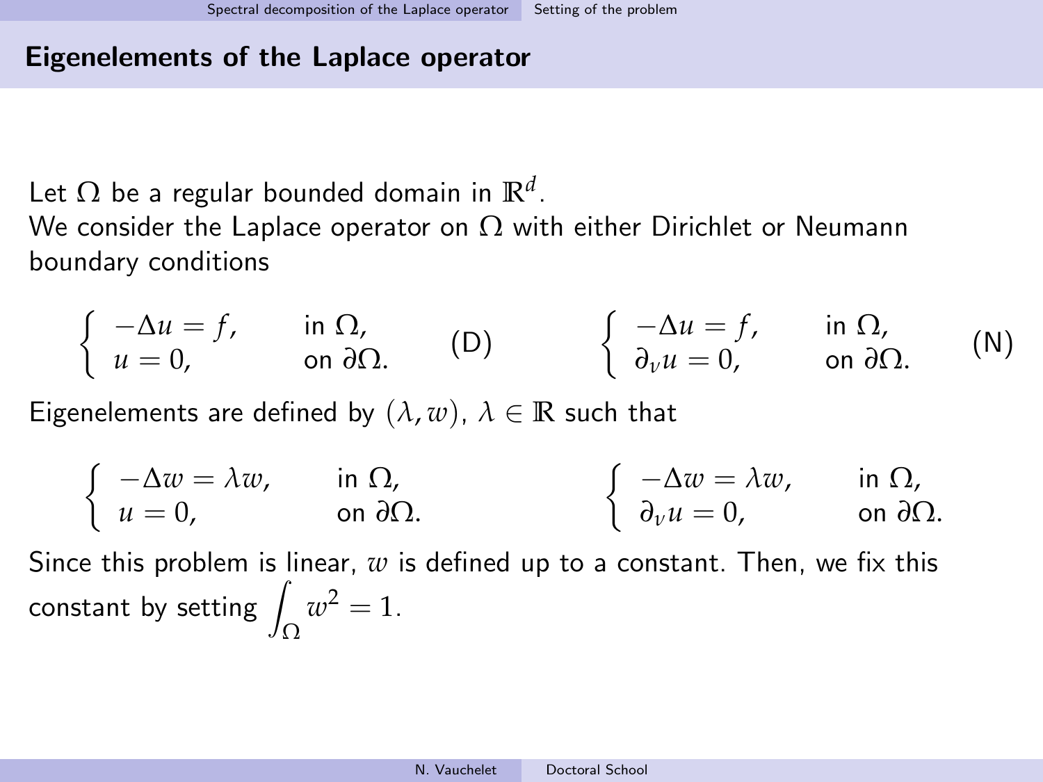## Eigenelements of the Laplace operator

Let $\Omega$ be a regular bounded domain in $\mathbb{R}^d$.
We consider the Laplace operator on $\Omega$ with either Dirichlet or Neumann boundary conditions

$$\begin{cases} -\Delta u = f, & \text{in } \Omega, \\ u = 0, & \text{on } \partial\Omega. \end{cases} \quad \text{(D)} \qquad \begin{cases} -\Delta u = f, & \text{in } \Omega, \\ \partial_\nu u = 0, & \text{on } \partial\Omega. \end{cases} \quad \text{(N)}$$

Eigenelements are defined by $(\lambda, w)$, $\lambda \in \mathbb{R}$ such that

$$\begin{cases} -\Delta w = \lambda w, & \text{in } \Omega, \\ u = 0, & \text{on } \partial\Omega. \end{cases} \qquad \begin{cases} -\Delta w = \lambda w, & \text{in } \Omega, \\ \partial_\nu u = 0, & \text{on } \partial\Omega. \end{cases}$$

Since this problem is linear, $w$ is defined up to a constant. Then, we fix this constant by setting $\displaystyle\int_\Omega w^2 = 1$.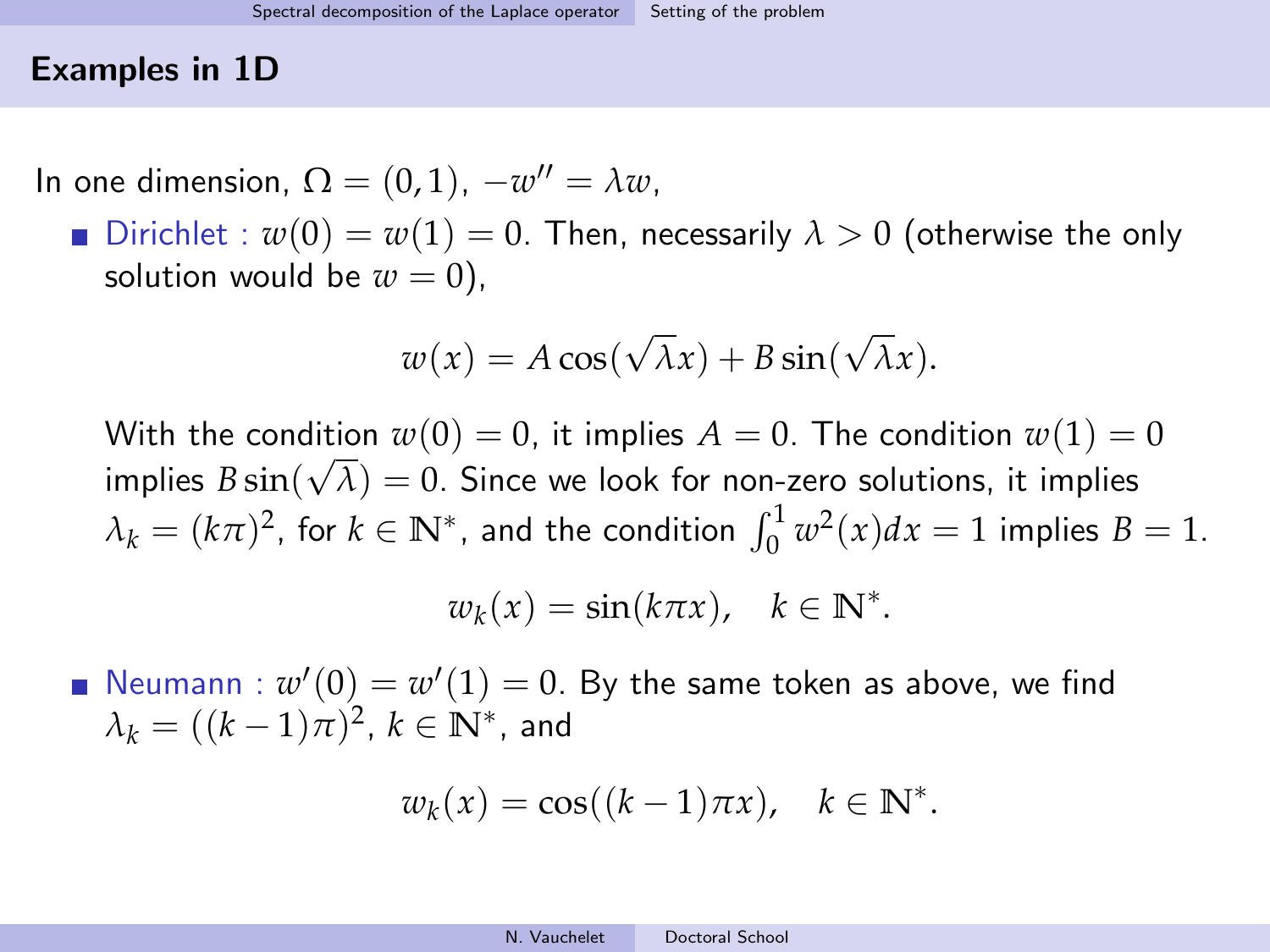## Examples in 1D

In one dimension, $\Omega = (0,1)$, $-w'' = \lambda w$,

- Dirichlet : $w(0) = w(1) = 0$. Then, necessarily $\lambda > 0$ (otherwise the only solution would be $w = 0$),

$$w(x) = A\cos(\sqrt{\lambda}x) + B\sin(\sqrt{\lambda}x).$$

With the condition $w(0) = 0$, it implies $A = 0$. The condition $w(1) = 0$ implies $B\sin(\sqrt{\lambda}) = 0$. Since we look for non-zero solutions, it implies $\lambda_k = (k\pi)^2$, for $k \in \mathbb{N}^*$, and the condition $\int_0^1 w^2(x)dx = 1$ implies $B = 1$.

$$w_k(x) = \sin(k\pi x), \quad k \in \mathbb{N}^*.$$

- Neumann : $w'(0) = w'(1) = 0$. By the same token as above, we find $\lambda_k = ((k-1)\pi)^2$, $k \in \mathbb{N}^*$, and

$$w_k(x) = \cos((k-1)\pi x), \quad k \in \mathbb{N}^*.$$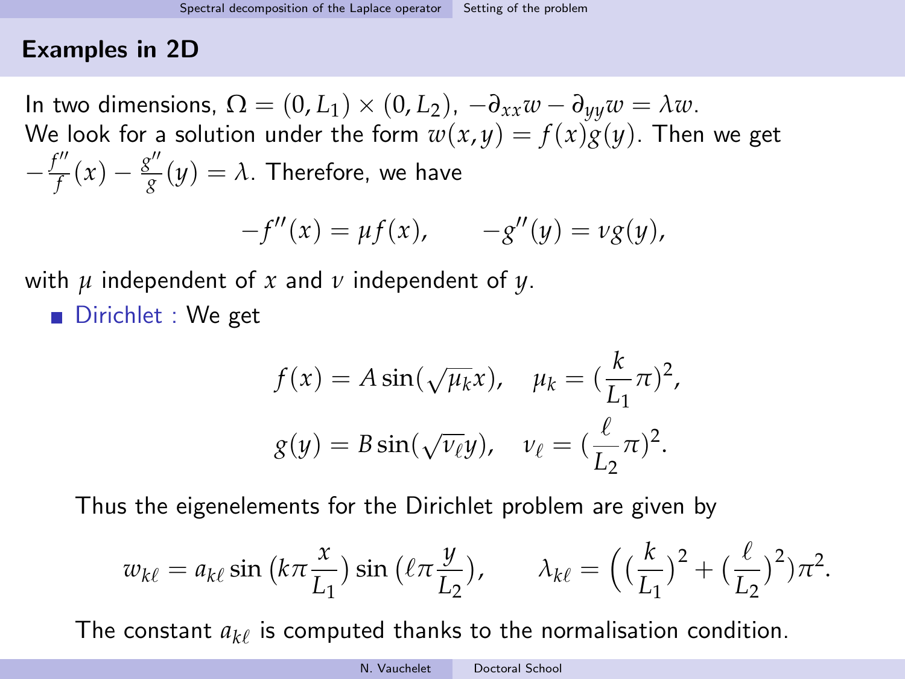## Examples in 2D

In two dimensions, $\Omega = (0, L_1) \times (0, L_2)$, $-\partial_{xx} w - \partial_{yy} w = \lambda w$.
We look for a solution under the form $w(x,y) = f(x)g(y)$. Then we get $-\frac{f''}{f}(x) - \frac{g''}{g}(y) = \lambda$. Therefore, we have

$$-f''(x) = \mu f(x), \qquad -g''(y) = \nu g(y),$$

with $\mu$ independent of $x$ and $\nu$ independent of $y$.

- Dirichlet : We get

$$f(x) = A \sin(\sqrt{\mu_k} x), \quad \mu_k = (\frac{k}{L_1}\pi)^2,$$

$$g(y) = B \sin(\sqrt{\nu_\ell} y), \quad \nu_\ell = (\frac{\ell}{L_2}\pi)^2.$$

  Thus the eigenelements for the Dirichlet problem are given by

$$w_{k\ell} = a_{k\ell} \sin\big(k\pi \frac{x}{L_1}\big) \sin\big(\ell\pi \frac{y}{L_2}\big), \qquad \lambda_{k\ell} = \Big(\big(\frac{k}{L_1}\big)^2 + \big(\frac{\ell}{L_2}\big)^2\Big)\pi^2.$$

  The constant $a_{k\ell}$ is computed thanks to the normalisation condition.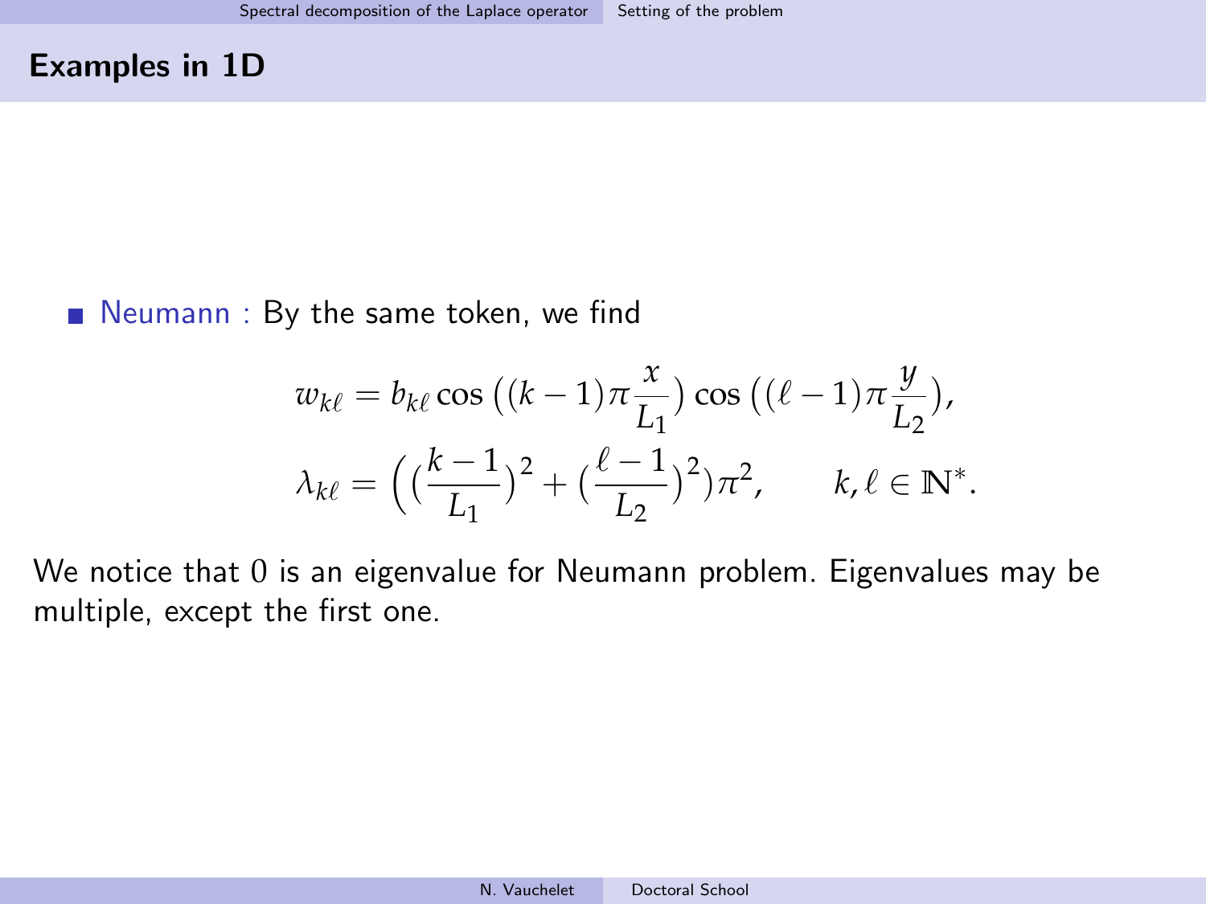## Examples in 1D

- Neumann : By the same token, we find

$$
w_{k\ell} = b_{k\ell} \cos\big((k-1)\pi \frac{x}{L_1}\big) \cos\big((\ell-1)\pi \frac{y}{L_2}\big),
$$

$$
\lambda_{k\ell} = \Big(\big(\frac{k-1}{L_1}\big)^2 + \big(\frac{\ell-1}{L_2}\big)^2\Big)\pi^2, \qquad k, \ell \in \mathbb{N}^*.
$$

We notice that 0 is an eigenvalue for Neumann problem. Eigenvalues may be multiple, except the first one.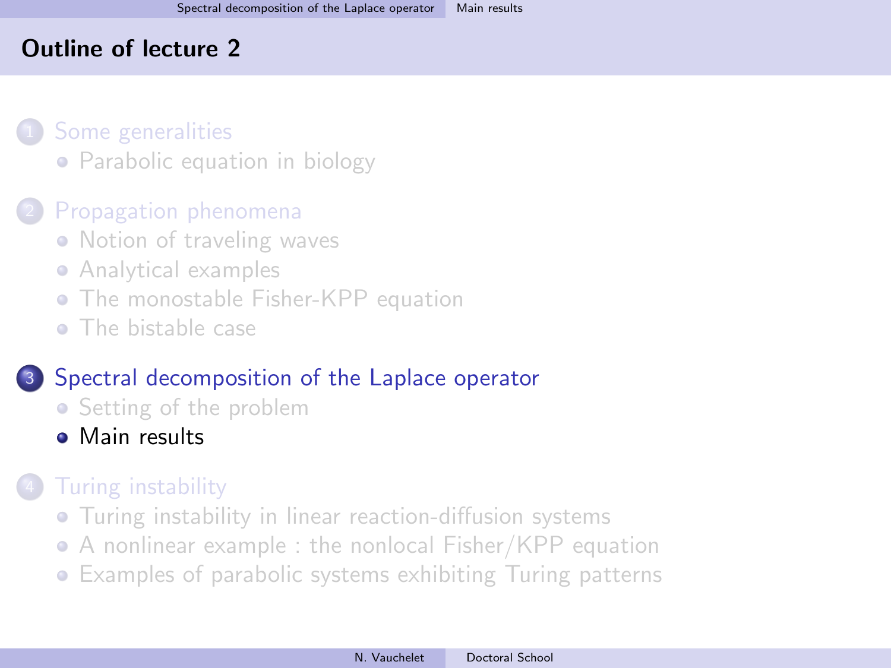# Outline of lecture 2

1. Some generalities
   - Parabolic equation in biology
2. Propagation phenomena
   - Notion of traveling waves
   - Analytical examples
   - The monostable Fisher-KPP equation
   - The bistable case
3. Spectral decomposition of the Laplace operator
   - Setting of the problem
   - Main results
4. Turing instability
   - Turing instability in linear reaction-diffusion systems
   - A nonlinear example : the nonlocal Fisher/KPP equation
   - Examples of parabolic systems exhibiting Turing patterns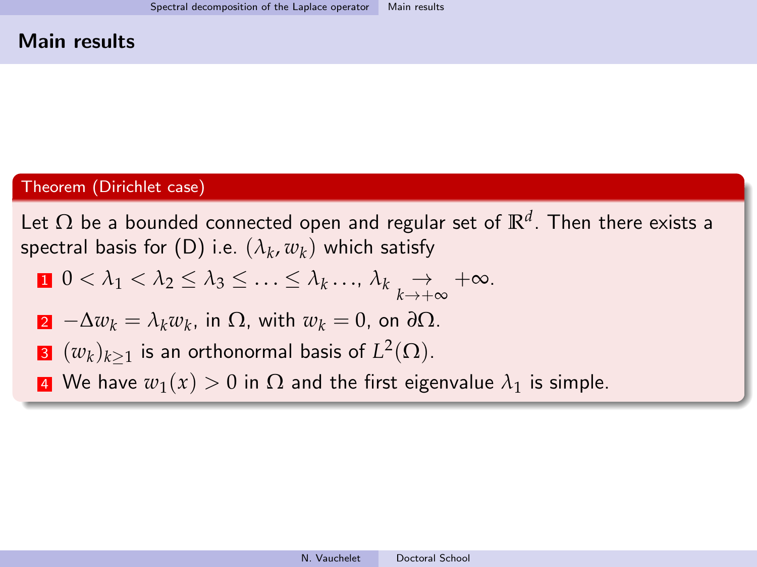## Main results

**Theorem (Dirichlet case)**

Let $\Omega$ be a bounded connected open and regular set of $\mathbb{R}^d$. Then there exists a spectral basis for (D) i.e. $(\lambda_k, w_k)$ which satisfy

1. $0 < \lambda_1 < \lambda_2 \leq \lambda_3 \leq \ldots \leq \lambda_k \ldots$, $\lambda_k \underset{k \to +\infty}{\to} +\infty$.
2. $-\Delta w_k = \lambda_k w_k$, in $\Omega$, with $w_k = 0$, on $\partial\Omega$.
3. $(w_k)_{k \geq 1}$ is an orthonormal basis of $L^2(\Omega)$.
4. We have $w_1(x) > 0$ in $\Omega$ and the first eigenvalue $\lambda_1$ is simple.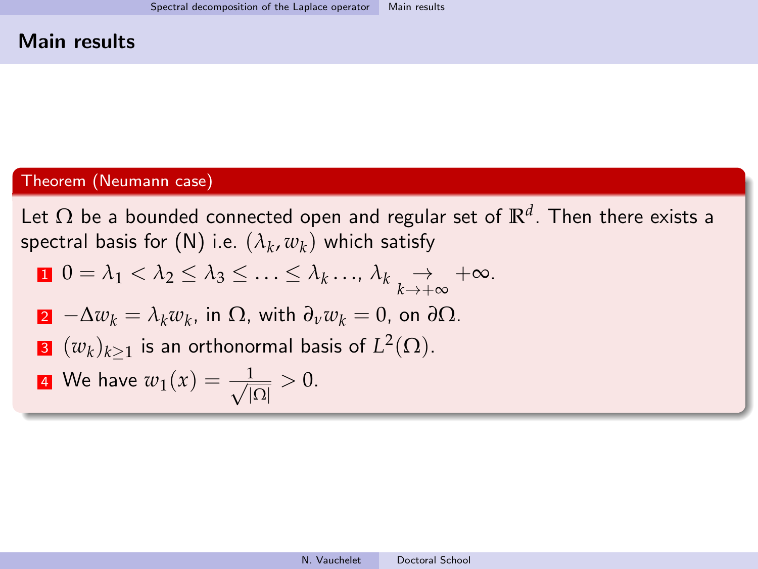## Main results

**Theorem (Neumann case)**

Let $\Omega$ be a bounded connected open and regular set of $\mathbb{R}^d$. Then there exists a spectral basis for (N) i.e. $(\lambda_k, w_k)$ which satisfy

1. $0 = \lambda_1 < \lambda_2 \leq \lambda_3 \leq \ldots \leq \lambda_k \ldots$, $\lambda_k \underset{k\to+\infty}{\rightarrow} +\infty$.
2. $-\Delta w_k = \lambda_k w_k$, in $\Omega$, with $\partial_\nu w_k = 0$, on $\partial\Omega$.
3. $(w_k)_{k\geq 1}$ is an orthonormal basis of $L^2(\Omega)$.
4. We have $w_1(x) = \frac{1}{\sqrt{|\Omega|}} > 0$.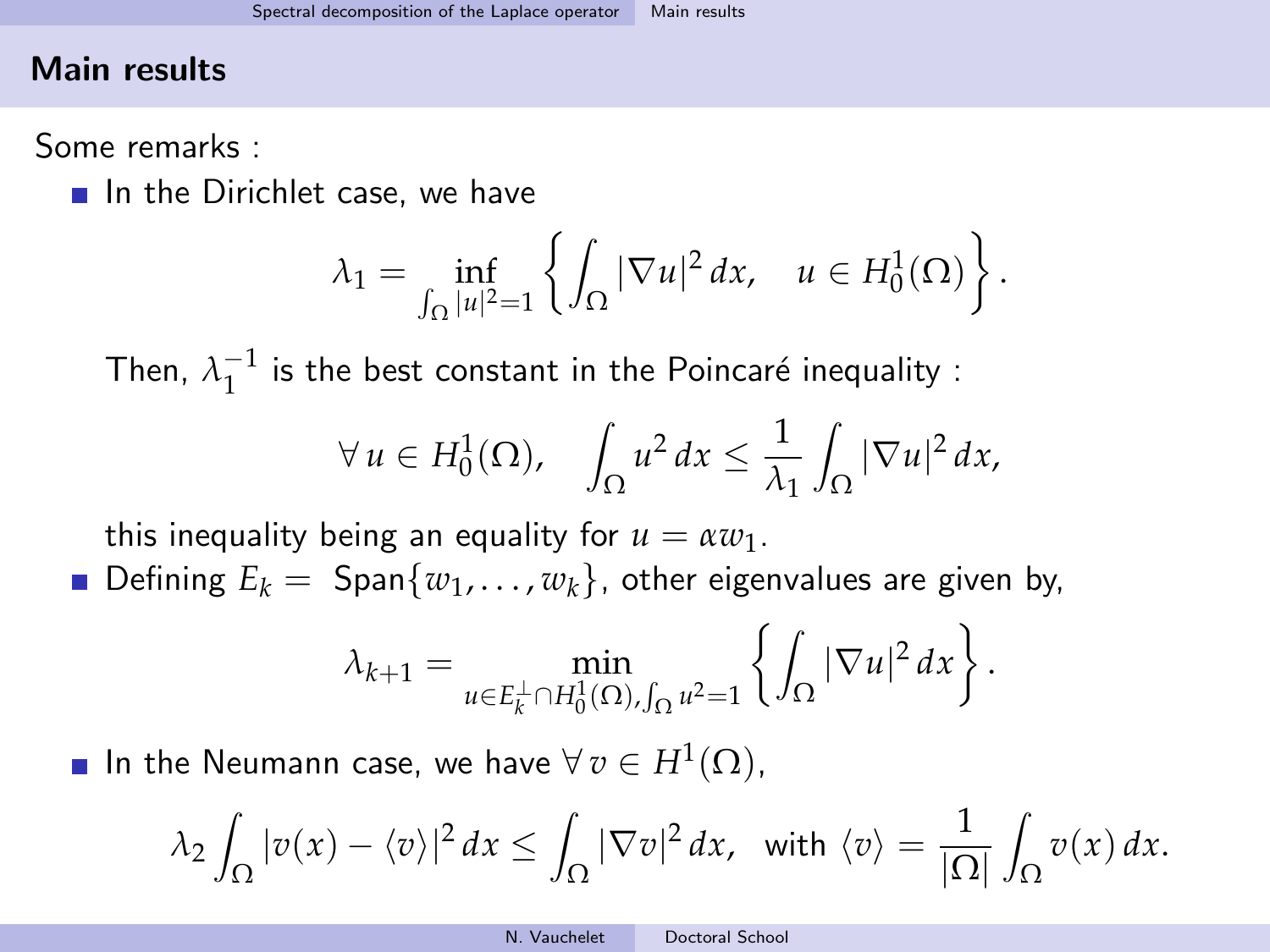## Main results

Some remarks :

- In the Dirichlet case, we have

$$\lambda_1 = \inf_{\int_\Omega |u|^2 = 1} \left\{ \int_\Omega |\nabla u|^2 \, dx, \quad u \in H_0^1(\Omega) \right\}.$$

  Then, $\lambda_1^{-1}$ is the best constant in the Poincaré inequality :

$$\forall\, u \in H_0^1(\Omega), \quad \int_\Omega u^2 \, dx \le \frac{1}{\lambda_1} \int_\Omega |\nabla u|^2 \, dx,$$

  this inequality being an equality for $u = \alpha w_1$.

- Defining $E_k =$ Span$\{w_1, \dots, w_k\}$, other eigenvalues are given by,

$$\lambda_{k+1} = \min_{u \in E_k^\perp \cap H_0^1(\Omega), \int_\Omega u^2 = 1} \left\{ \int_\Omega |\nabla u|^2 \, dx \right\}.$$

- In the Neumann case, we have $\forall\, v \in H^1(\Omega)$,

$$\lambda_2 \int_\Omega |v(x) - \langle v \rangle|^2 \, dx \le \int_\Omega |\nabla v|^2 \, dx, \;\; \text{with } \langle v \rangle = \frac{1}{|\Omega|} \int_\Omega v(x) \, dx.$$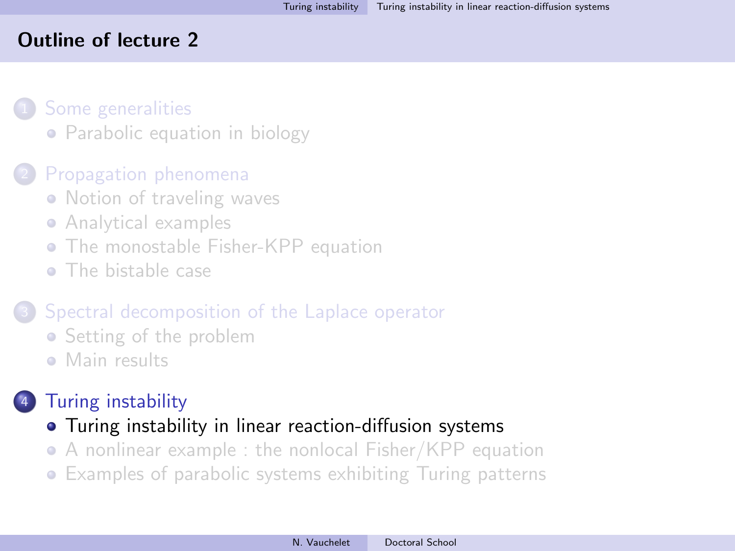## Outline of lecture 2

1. Some generalities
   - Parabolic equation in biology
2. Propagation phenomena
   - Notion of traveling waves
   - Analytical examples
   - The monostable Fisher-KPP equation
   - The bistable case
3. Spectral decomposition of the Laplace operator
   - Setting of the problem
   - Main results
4. Turing instability
   - Turing instability in linear reaction-diffusion systems
   - A nonlinear example : the nonlocal Fisher/KPP equation
   - Examples of parabolic systems exhibiting Turing patterns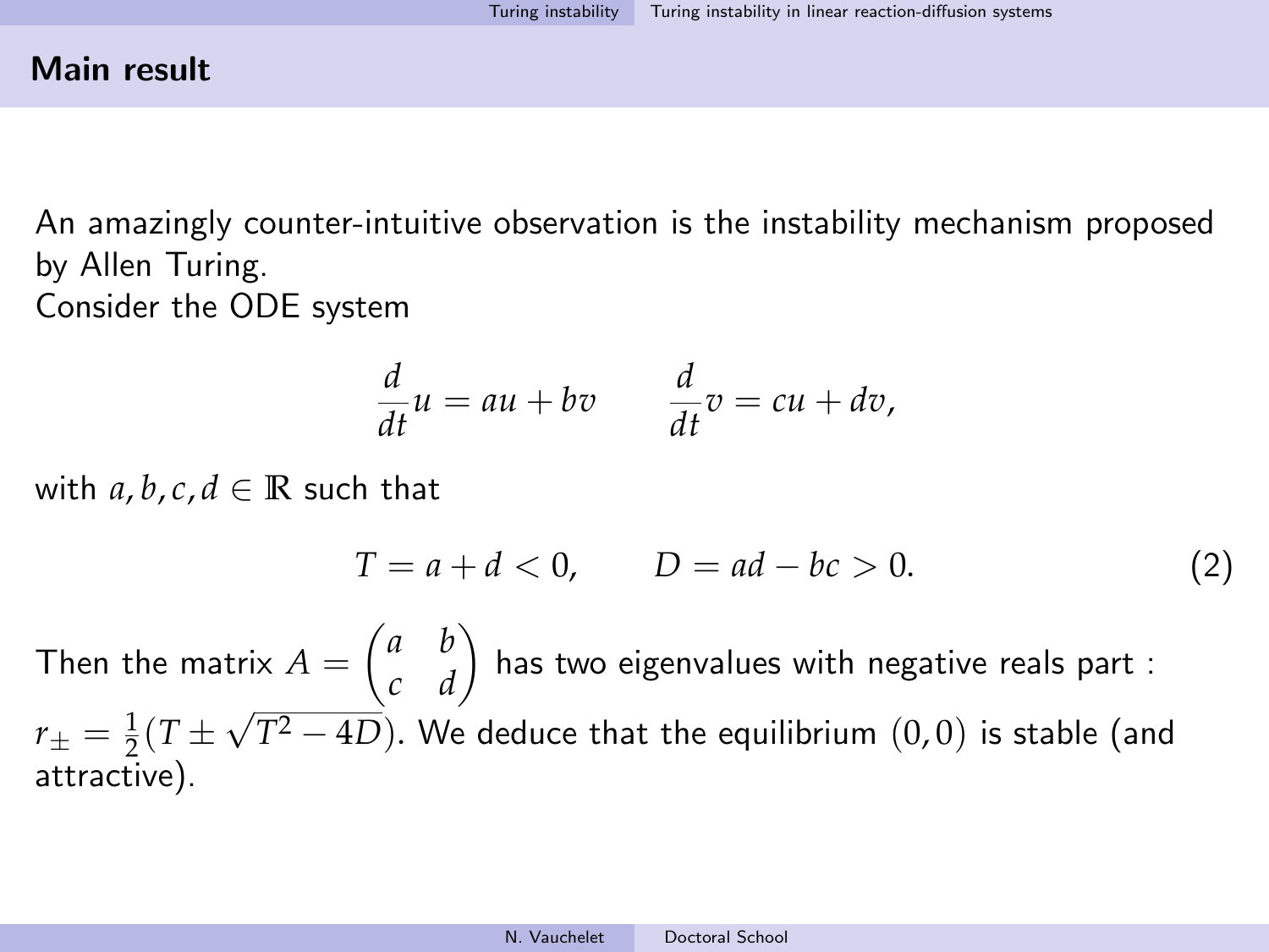## Main result

An amazingly counter-intuitive observation is the instability mechanism proposed by Allen Turing.
Consider the ODE system

$$\frac{d}{dt}u = au + bv \qquad \frac{d}{dt}v = cu + dv,$$

with $a, b, c, d \in \mathbb{R}$ such that

$$T = a + d < 0, \qquad D = ad - bc > 0. \tag{2}$$

Then the matrix $A = \begin{pmatrix} a & b \\ c & d \end{pmatrix}$ has two eigenvalues with negative reals part : $r_{\pm} = \frac{1}{2}(T \pm \sqrt{T^2 - 4D})$. We deduce that the equilibrium $(0, 0)$ is stable (and attractive).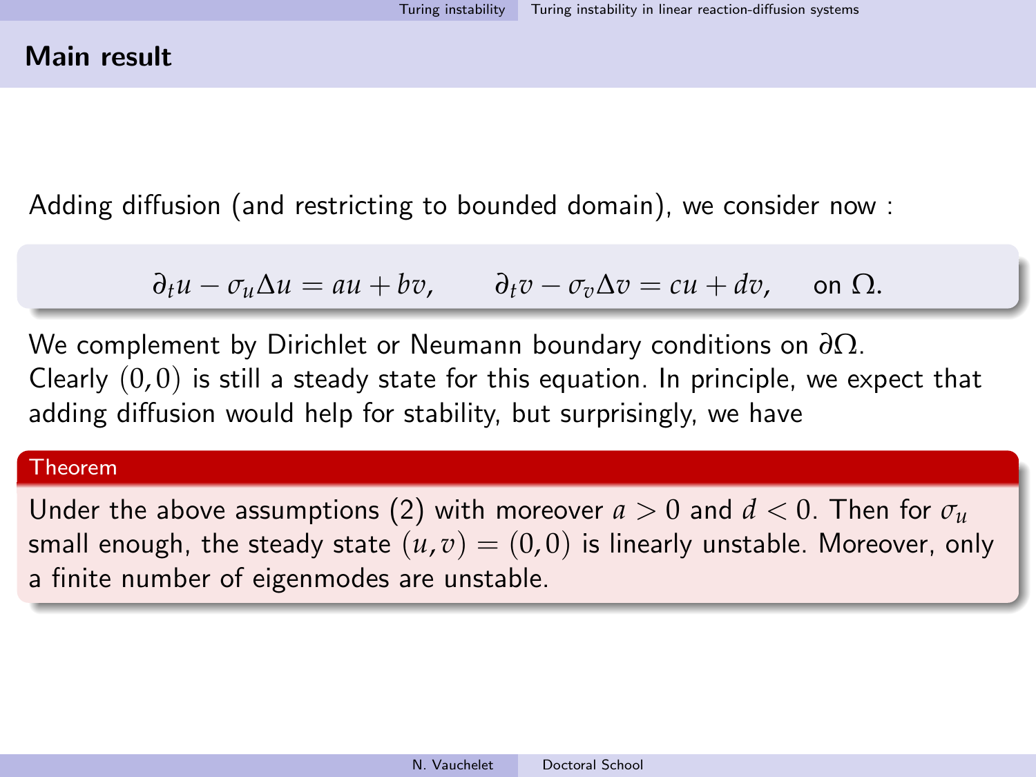## Main result

Adding diffusion (and restricting to bounded domain), we consider now :

$$\partial_t u - \sigma_u \Delta u = au + bv, \qquad \partial_t v - \sigma_v \Delta v = cu + dv, \qquad \text{on } \Omega.$$

We complement by Dirichlet or Neumann boundary conditions on $\partial\Omega$.
Clearly $(0,0)$ is still a steady state for this equation. In principle, we expect that adding diffusion would help for stability, but surprisingly, we have

**Theorem**

Under the above assumptions (2) with moreover $a > 0$ and $d < 0$. Then for $\sigma_u$ small enough, the steady state $(u,v) = (0,0)$ is linearly unstable. Moreover, only a finite number of eigenmodes are unstable.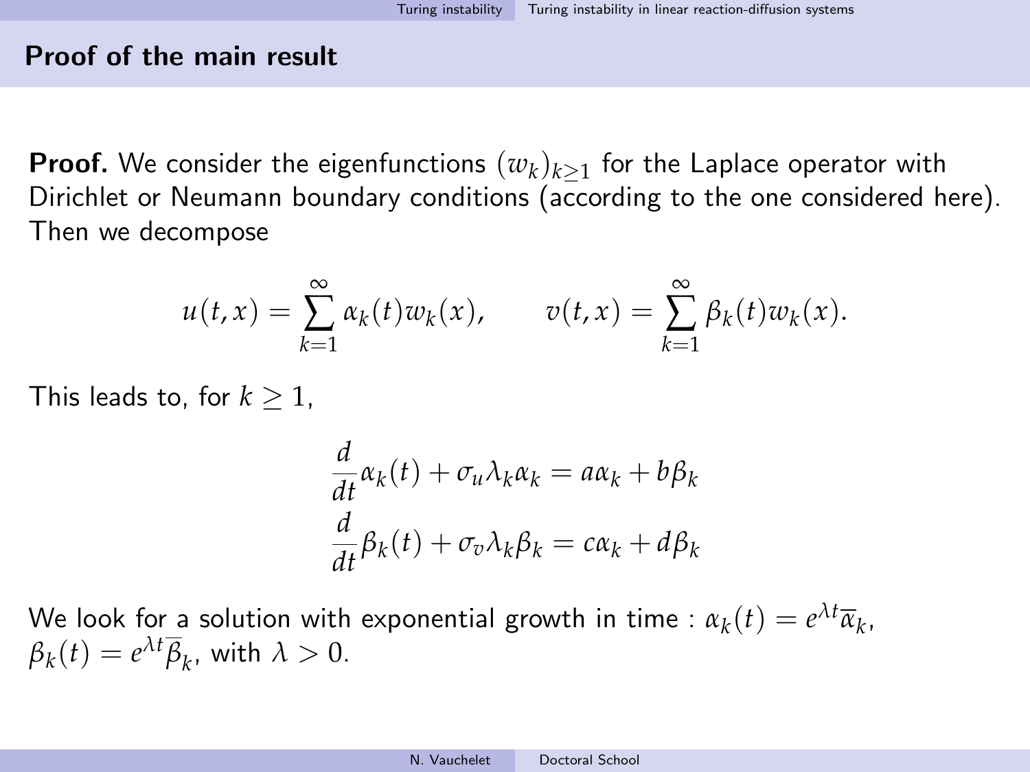## Proof of the main result

**Proof.** We consider the eigenfunctions $(w_k)_{k\geq 1}$ for the Laplace operator with Dirichlet or Neumann boundary conditions (according to the one considered here). Then we decompose

$$u(t,x) = \sum_{k=1}^{\infty} \alpha_k(t) w_k(x), \qquad v(t,x) = \sum_{k=1}^{\infty} \beta_k(t) w_k(x).$$

This leads to, for $k \geq 1$,

$$\frac{d}{dt}\alpha_k(t) + \sigma_u \lambda_k \alpha_k = a\alpha_k + b\beta_k$$
$$\frac{d}{dt}\beta_k(t) + \sigma_v \lambda_k \beta_k = c\alpha_k + d\beta_k$$

We look for a solution with exponential growth in time : $\alpha_k(t) = e^{\lambda t}\overline{\alpha}_k$, $\beta_k(t) = e^{\lambda t}\overline{\beta}_k$, with $\lambda > 0$.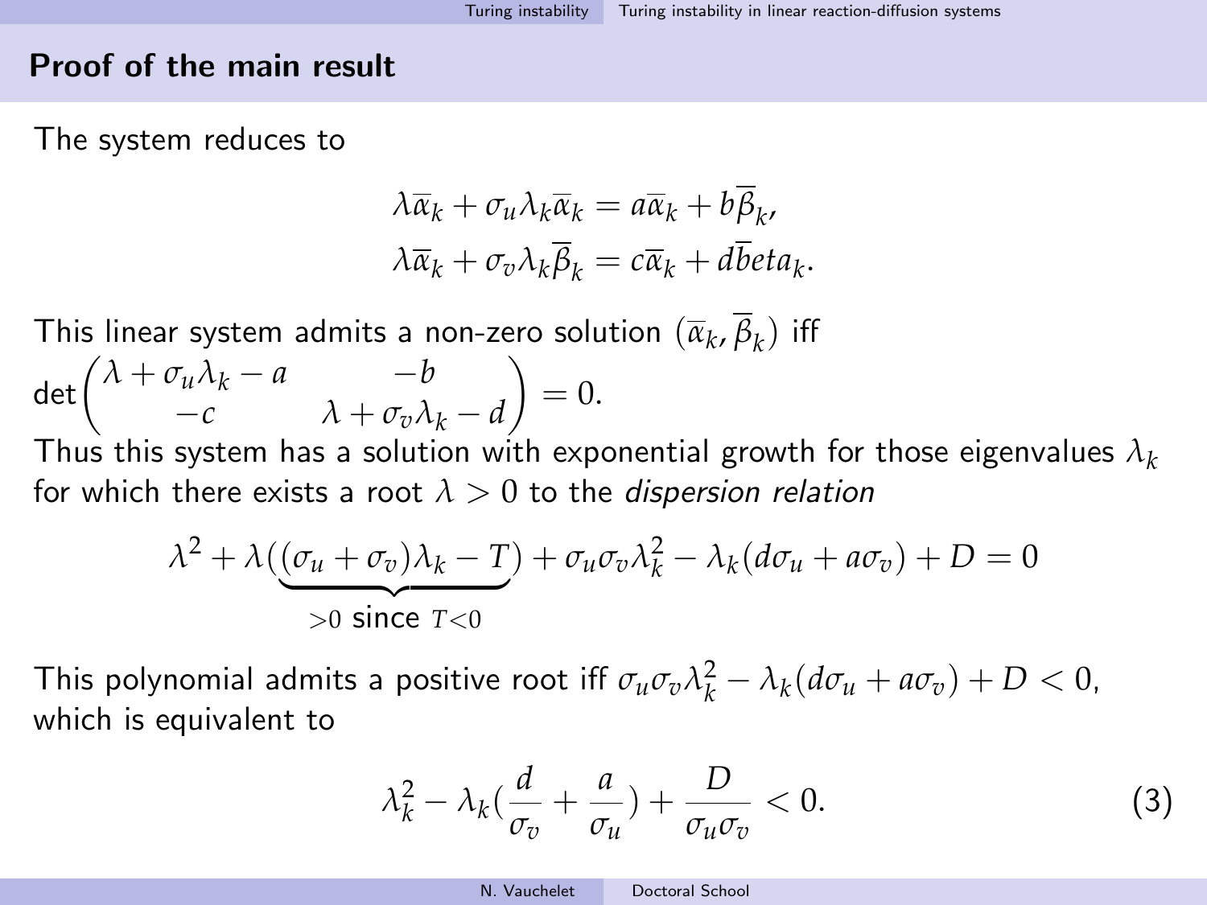## Proof of the main result

The system reduces to

$$\lambda \overline{\alpha}_k + \sigma_u \lambda_k \overline{\alpha}_k = a \overline{\alpha}_k + b \overline{\beta}_k,$$
$$\lambda \overline{\alpha}_k + \sigma_v \lambda_k \overline{\beta}_k = c \overline{\alpha}_k + d \overline{b}eta_k.$$

This linear system admits a non-zero solution $(\overline{\alpha}_k, \overline{\beta}_k)$ iff
$\det \begin{pmatrix} \lambda + \sigma_u \lambda_k - a & -b \\ -c & \lambda + \sigma_v \lambda_k - d \end{pmatrix} = 0.$
Thus this system has a solution with exponential growth for those eigenvalues $\lambda_k$ for which there exists a root $\lambda > 0$ to the *dispersion relation*

$$\lambda^2 + \lambda(\underbrace{(\sigma_u + \sigma_v)\lambda_k - T}_{>0 \text{ since } T<0}) + \sigma_u \sigma_v \lambda_k^2 - \lambda_k (d\sigma_u + a\sigma_v) + D = 0$$

This polynomial admits a positive root iff $\sigma_u \sigma_v \lambda_k^2 - \lambda_k (d\sigma_u + a\sigma_v) + D < 0$, which is equivalent to

$$\lambda_k^2 - \lambda_k \left(\frac{d}{\sigma_v} + \frac{a}{\sigma_u}\right) + \frac{D}{\sigma_u \sigma_v} < 0. \tag{3}$$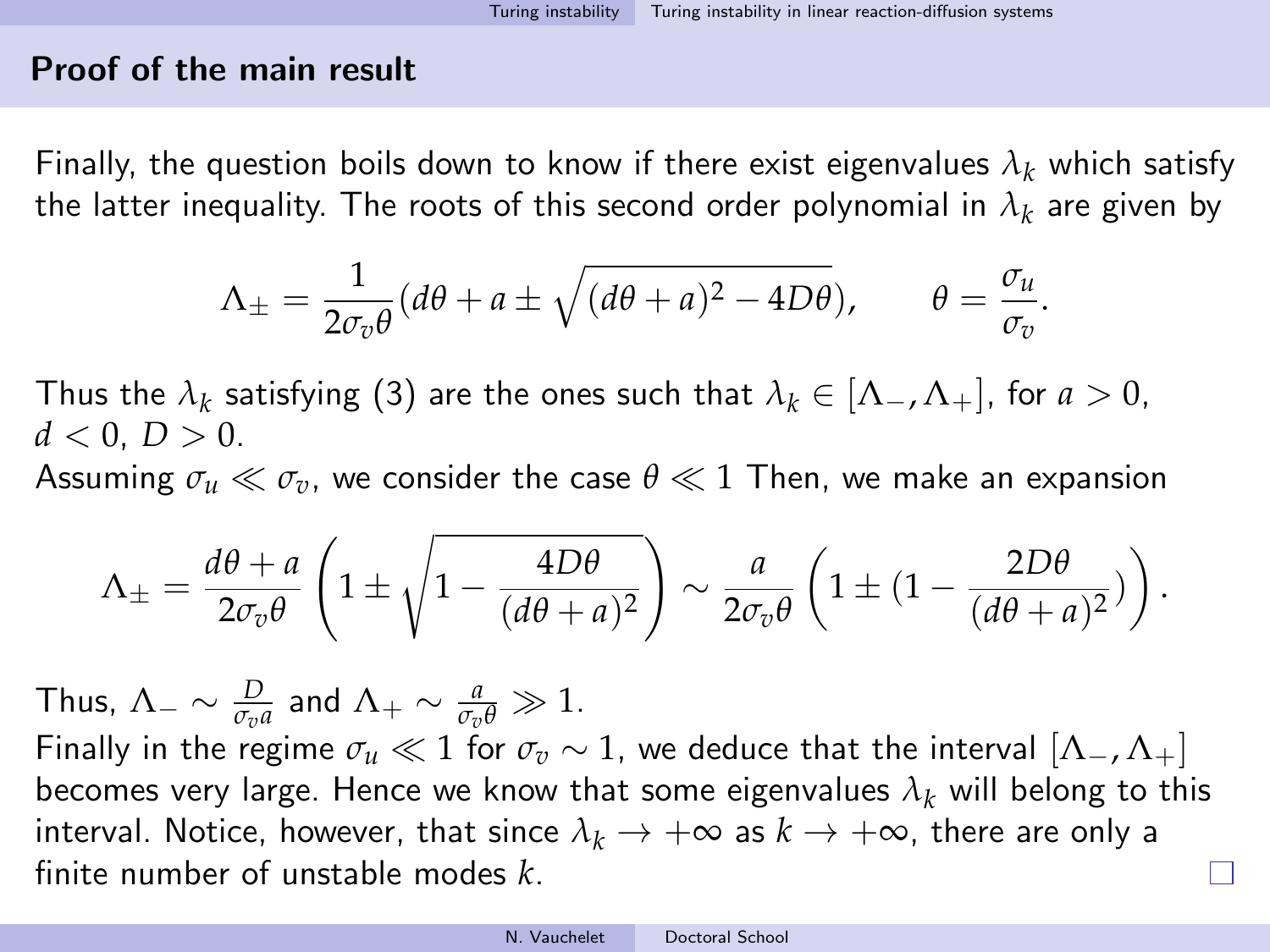## Proof of the main result

Finally, the question boils down to know if there exist eigenvalues $\lambda_k$ which satisfy the latter inequality. The roots of this second order polynomial in $\lambda_k$ are given by

$$\Lambda_\pm = \frac{1}{2\sigma_v \theta}\left(d\theta + a \pm \sqrt{(d\theta + a)^2 - 4D\theta}\right), \qquad \theta = \frac{\sigma_u}{\sigma_v}.$$

Thus the $\lambda_k$ satisfying (3) are the ones such that $\lambda_k \in [\Lambda_-, \Lambda_+]$, for $a > 0$, $d < 0$, $D > 0$.

Assuming $\sigma_u \ll \sigma_v$, we consider the case $\theta \ll 1$ Then, we make an expansion

$$\Lambda_\pm = \frac{d\theta + a}{2\sigma_v \theta}\left(1 \pm \sqrt{1 - \frac{4D\theta}{(d\theta + a)^2}}\right) \sim \frac{a}{2\sigma_v \theta}\left(1 \pm (1 - \frac{2D\theta}{(d\theta + a)^2})\right).$$

Thus, $\Lambda_- \sim \frac{D}{\sigma_v a}$ and $\Lambda_+ \sim \frac{a}{\sigma_v \theta} \gg 1$.

Finally in the regime $\sigma_u \ll 1$ for $\sigma_v \sim 1$, we deduce that the interval $[\Lambda_-, \Lambda_+]$ becomes very large. Hence we know that some eigenvalues $\lambda_k$ will belong to this interval. Notice, however, that since $\lambda_k \to +\infty$ as $k \to +\infty$, there are only a finite number of unstable modes $k$. □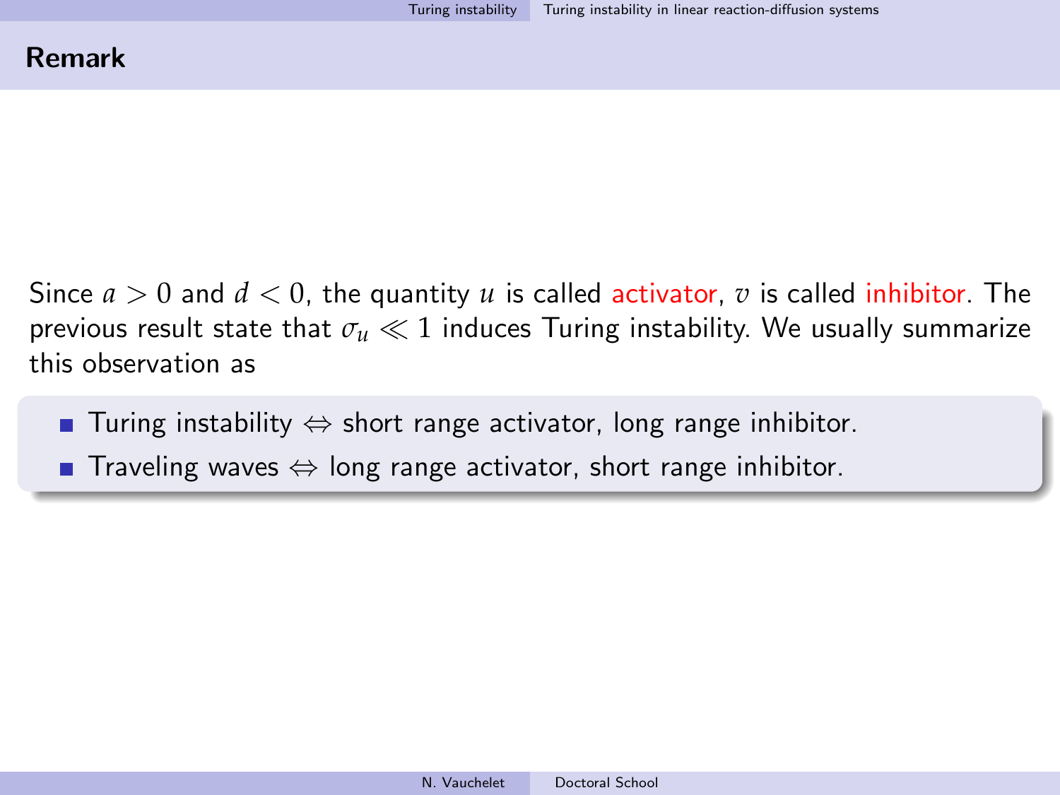## Remark

Since $a > 0$ and $d < 0$, the quantity $u$ is called activator, $v$ is called inhibitor. The previous result state that $\sigma_u \ll 1$ induces Turing instability. We usually summarize this observation as

- Turing instability $\Leftrightarrow$ short range activator, long range inhibitor.
- Traveling waves $\Leftrightarrow$ long range activator, short range inhibitor.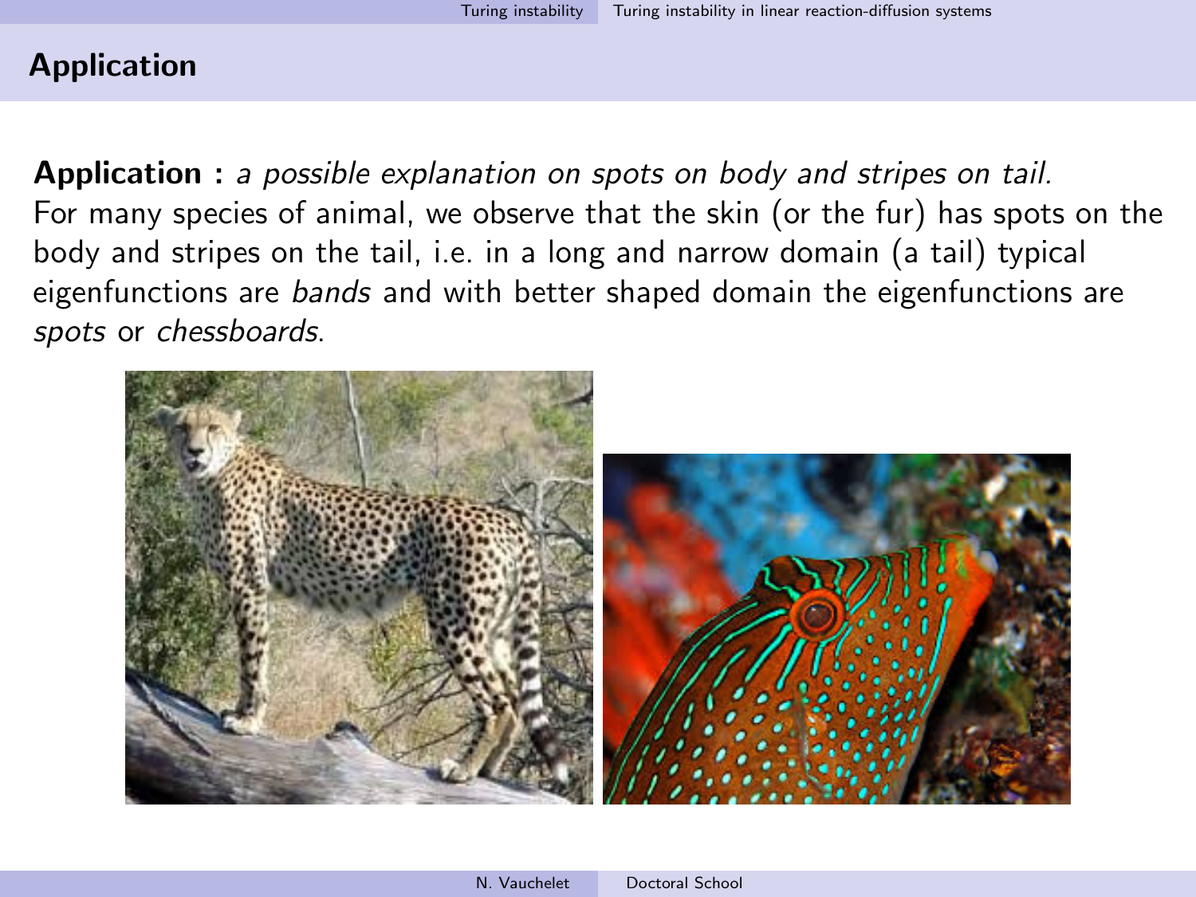## Application

**Application :** *a possible explanation on spots on body and stripes on tail.*
For many species of animal, we observe that the skin (or the fur) has spots on the body and stripes on the tail, i.e. in a long and narrow domain (a tail) typical eigenfunctions are *bands* and with better shaped domain the eigenfunctions are *spots* or *chessboards*.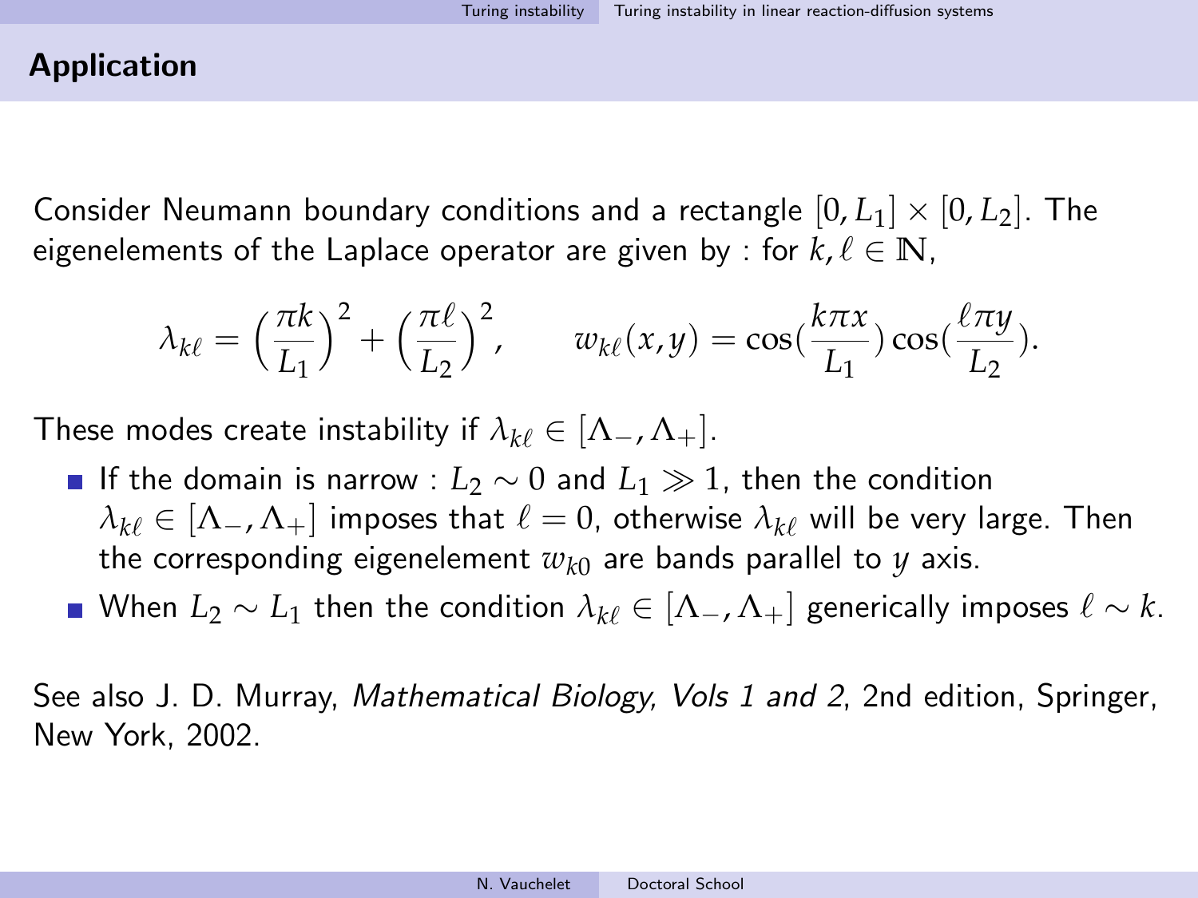## Application

Consider Neumann boundary conditions and a rectangle $[0, L_1] \times [0, L_2]$. The eigenelements of the Laplace operator are given by : for $k, \ell \in \mathbb{N}$,

$$\lambda_{k\ell} = \Big(\frac{\pi k}{L_1}\Big)^2 + \Big(\frac{\pi \ell}{L_2}\Big)^2, \qquad w_{k\ell}(x,y) = \cos(\frac{k\pi x}{L_1})\cos(\frac{\ell \pi y}{L_2}).$$

These modes create instability if $\lambda_{k\ell} \in [\Lambda_-, \Lambda_+]$.

- If the domain is narrow : $L_2 \sim 0$ and $L_1 \gg 1$, then the condition $\lambda_{k\ell} \in [\Lambda_-, \Lambda_+]$ imposes that $\ell = 0$, otherwise $\lambda_{k\ell}$ will be very large. Then the corresponding eigenelement $w_{k0}$ are bands parallel to $y$ axis.
- When $L_2 \sim L_1$ then the condition $\lambda_{k\ell} \in [\Lambda_-, \Lambda_+]$ generically imposes $\ell \sim k$.

See also J. D. Murray, *Mathematical Biology, Vols 1 and 2*, 2nd edition, Springer, New York, 2002.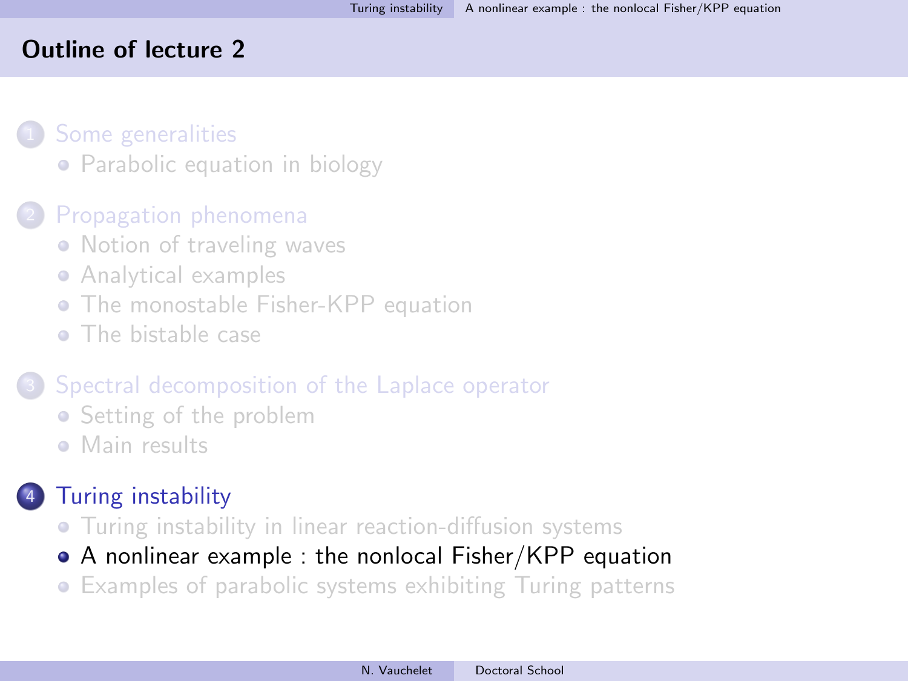## Outline of lecture 2

1. Some generalities
   - Parabolic equation in biology
2. Propagation phenomena
   - Notion of traveling waves
   - Analytical examples
   - The monostable Fisher-KPP equation
   - The bistable case
3. Spectral decomposition of the Laplace operator
   - Setting of the problem
   - Main results
4. Turing instability
   - Turing instability in linear reaction-diffusion systems
   - A nonlinear example : the nonlocal Fisher/KPP equation
   - Examples of parabolic systems exhibiting Turing patterns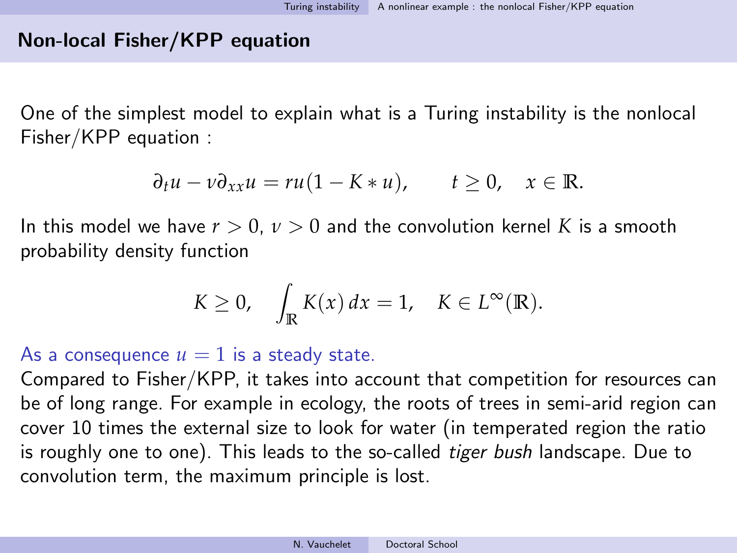## Non-local Fisher/KPP equation

One of the simplest model to explain what is a Turing instability is the nonlocal Fisher/KPP equation :

$$\partial_t u - \nu \partial_{xx} u = ru(1 - K * u), \qquad t \geq 0, \quad x \in \mathbb{R}.$$

In this model we have $r > 0$, $\nu > 0$ and the convolution kernel $K$ is a smooth probability density function

$$K \geq 0, \quad \int_{\mathbb{R}} K(x)\, dx = 1, \quad K \in L^{\infty}(\mathbb{R}).$$

As a consequence $u = 1$ is a steady state.

Compared to Fisher/KPP, it takes into account that competition for resources can be of long range. For example in ecology, the roots of trees in semi-arid region can cover 10 times the external size to look for water (in temperated region the ratio is roughly one to one). This leads to the so-called *tiger bush* landscape. Due to convolution term, the maximum principle is lost.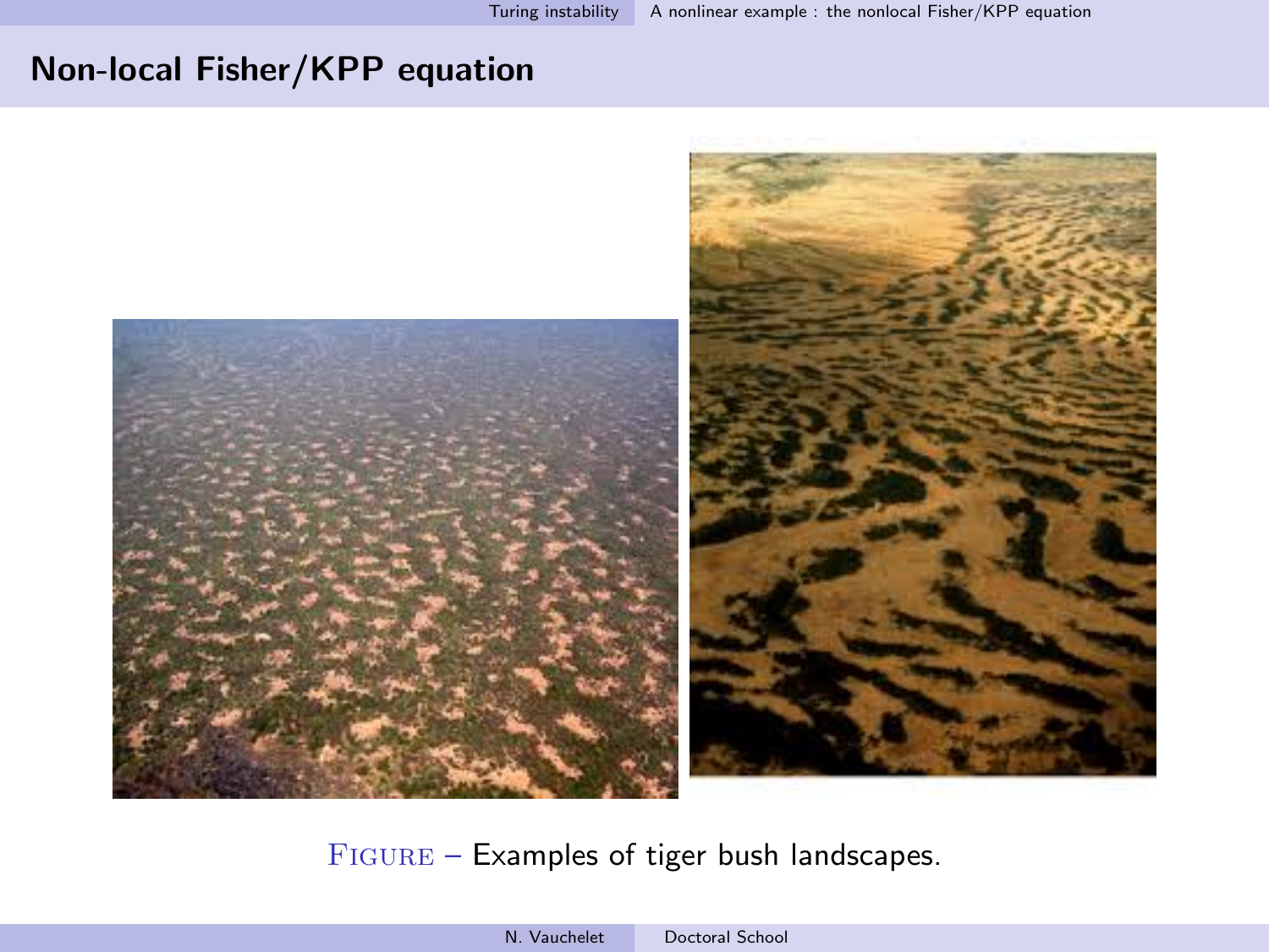## Non-local Fisher/KPP equation

FIGURE – Examples of tiger bush landscapes.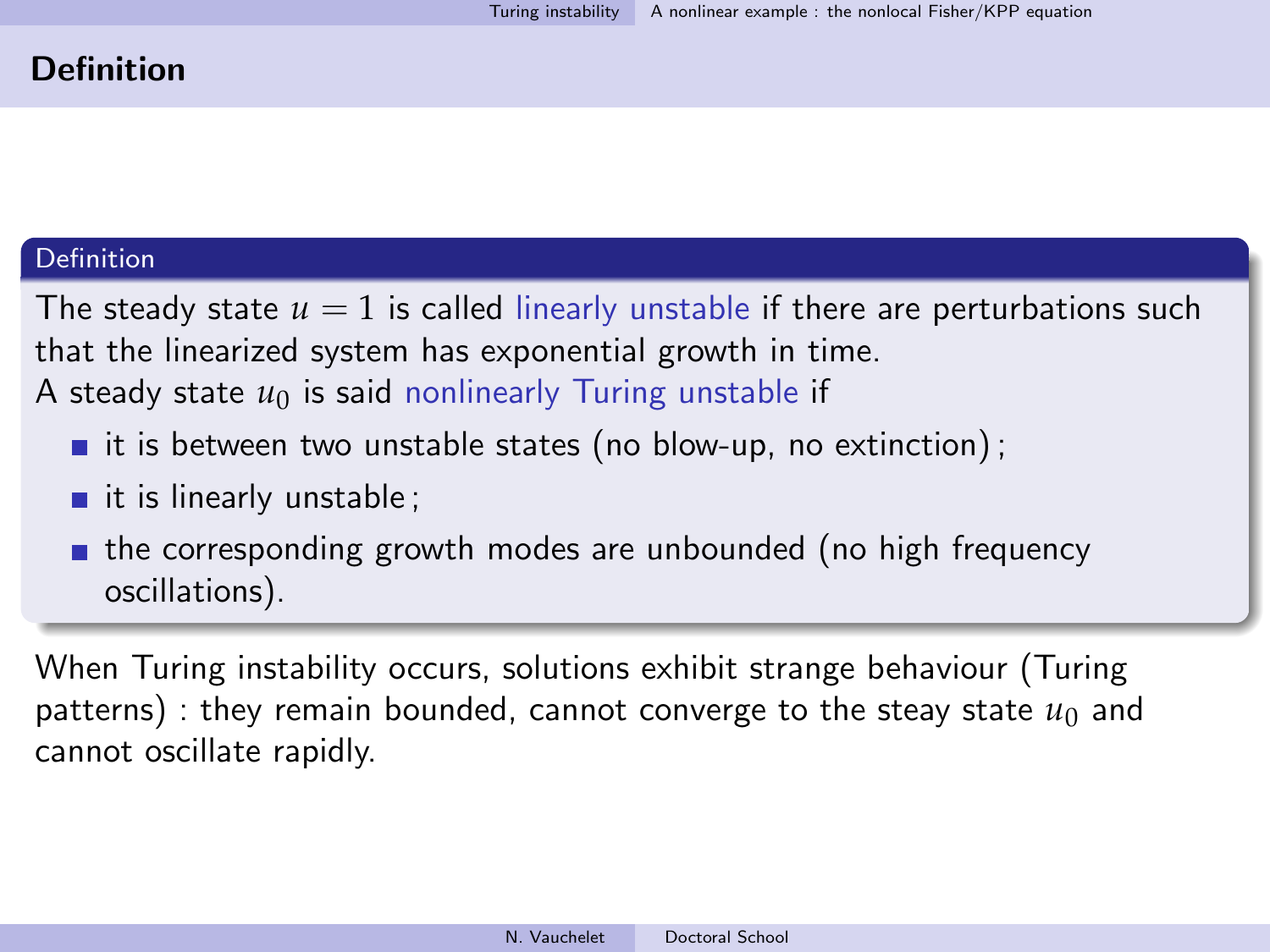## Definition

**Definition**

The steady state $u = 1$ is called linearly unstable if there are perturbations such that the linearized system has exponential growth in time.
A steady state $u_0$ is said nonlinearly Turing unstable if

- it is between two unstable states (no blow-up, no extinction) ;
- it is linearly unstable ;
- the corresponding growth modes are unbounded (no high frequency oscillations).

When Turing instability occurs, solutions exhibit strange behaviour (Turing patterns) : they remain bounded, cannot converge to the steay state $u_0$ and cannot oscillate rapidly.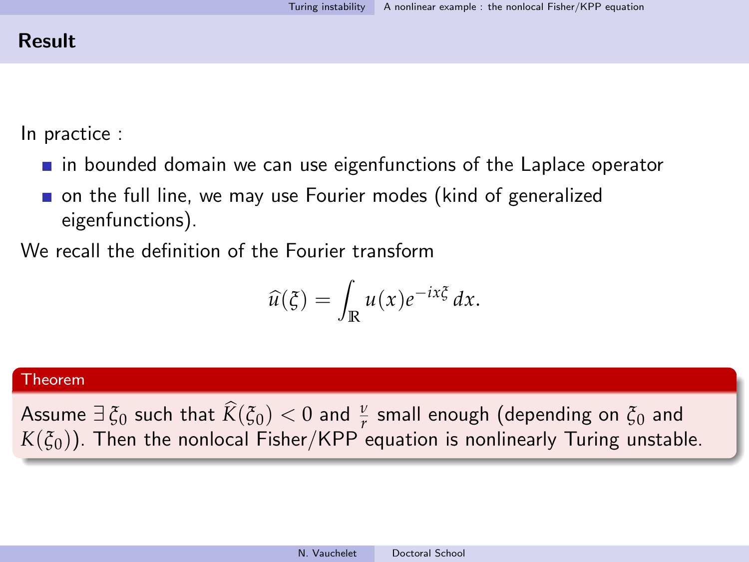## Result

In practice :

- in bounded domain we can use eigenfunctions of the Laplace operator
- on the full line, we may use Fourier modes (kind of generalized eigenfunctions).

We recall the definition of the Fourier transform

$$\widehat{u}(\xi) = \int_{\mathbb{R}} u(x) e^{-ix\xi}\, dx.$$

**Theorem**

Assume $\exists\, \xi_0$ such that $\widehat{K}(\xi_0) < 0$ and $\frac{\nu}{r}$ small enough (depending on $\xi_0$ and $K(\xi_0)$). Then the nonlocal Fisher/KPP equation is nonlinearly Turing unstable.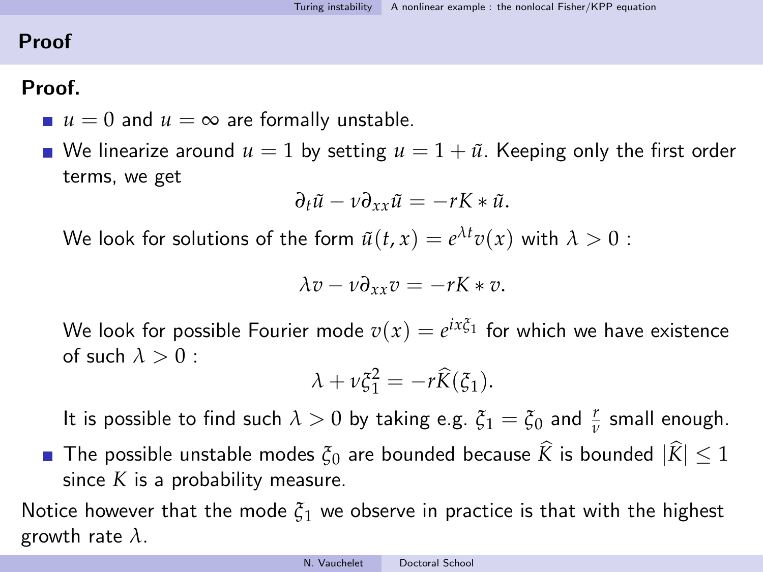## Proof

**Proof.**

- $u = 0$ and $u = \infty$ are formally unstable.
- We linearize around $u = 1$ by setting $u = 1 + \tilde{u}$. Keeping only the first order terms, we get

  $$\partial_t \tilde{u} - \nu \partial_{xx} \tilde{u} = -rK * \tilde{u}.$$

  We look for solutions of the form $\tilde{u}(t, x) = e^{\lambda t} v(x)$ with $\lambda > 0$ :

  $$\lambda v - \nu \partial_{xx} v = -rK * v.$$

  We look for possible Fourier mode $v(x) = e^{ix\xi_1}$ for which we have existence of such $\lambda > 0$ :

  $$\lambda + \nu \xi_1^2 = -r\widehat{K}(\xi_1).$$

  It is possible to find such $\lambda > 0$ by taking e.g. $\xi_1 = \xi_0$ and $\frac{r}{\nu}$ small enough.
- The possible unstable modes $\xi_0$ are bounded because $\widehat{K}$ is bounded $|\widehat{K}| \leq 1$ since $K$ is a probability measure.

Notice however that the mode $\xi_1$ we observe in practice is that with the highest growth rate $\lambda$.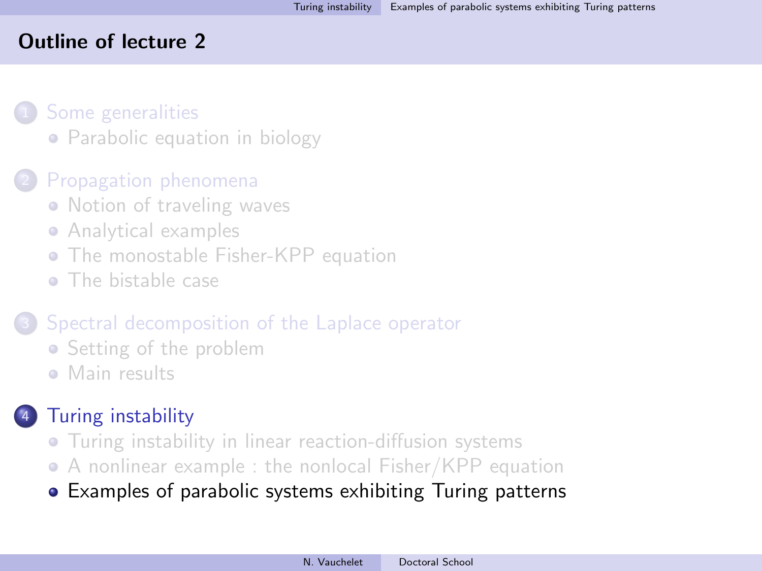## Outline of lecture 2

1. Some generalities
   - Parabolic equation in biology
2. Propagation phenomena
   - Notion of traveling waves
   - Analytical examples
   - The monostable Fisher-KPP equation
   - The bistable case
3. Spectral decomposition of the Laplace operator
   - Setting of the problem
   - Main results
4. Turing instability
   - Turing instability in linear reaction-diffusion systems
   - A nonlinear example : the nonlocal Fisher/KPP equation
   - Examples of parabolic systems exhibiting Turing patterns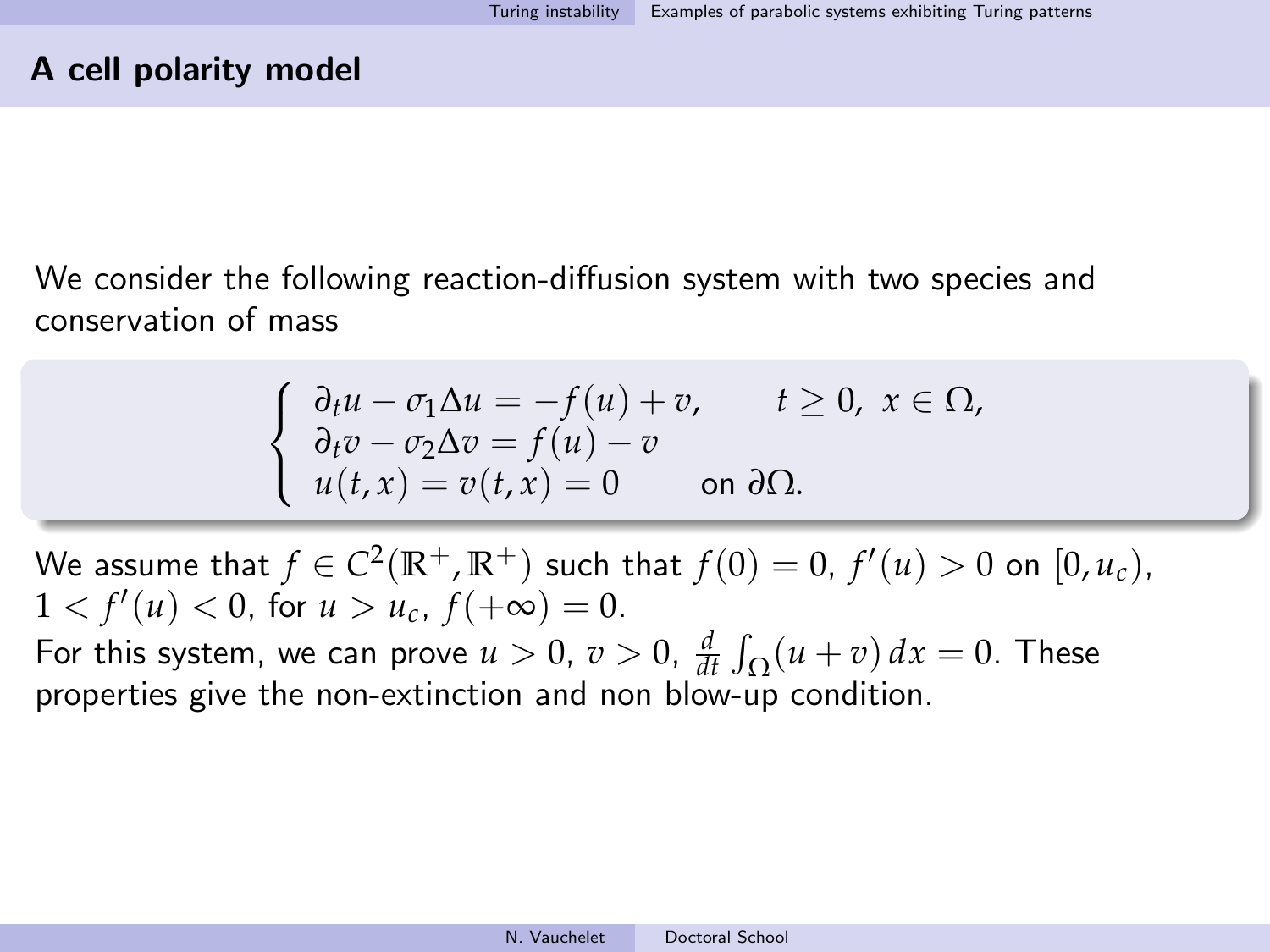## A cell polarity model

We consider the following reaction-diffusion system with two species and conservation of mass

$$
\begin{cases}
\partial_t u - \sigma_1 \Delta u = -f(u) + v, \qquad t \geq 0, \; x \in \Omega, \\
\partial_t v - \sigma_2 \Delta v = f(u) - v \\
u(t,x) = v(t,x) = 0 \qquad \text{on } \partial\Omega.
\end{cases}
$$

We assume that $f \in C^2(\mathbb{R}^+, \mathbb{R}^+)$ such that $f(0) = 0$, $f'(u) > 0$ on $[0, u_c)$, $1 < f'(u) < 0$, for $u > u_c$, $f(+\infty) = 0$.
For this system, we can prove $u > 0$, $v > 0$, $\frac{d}{dt}\int_\Omega (u+v)\, dx = 0$. These properties give the non-extinction and non blow-up condition.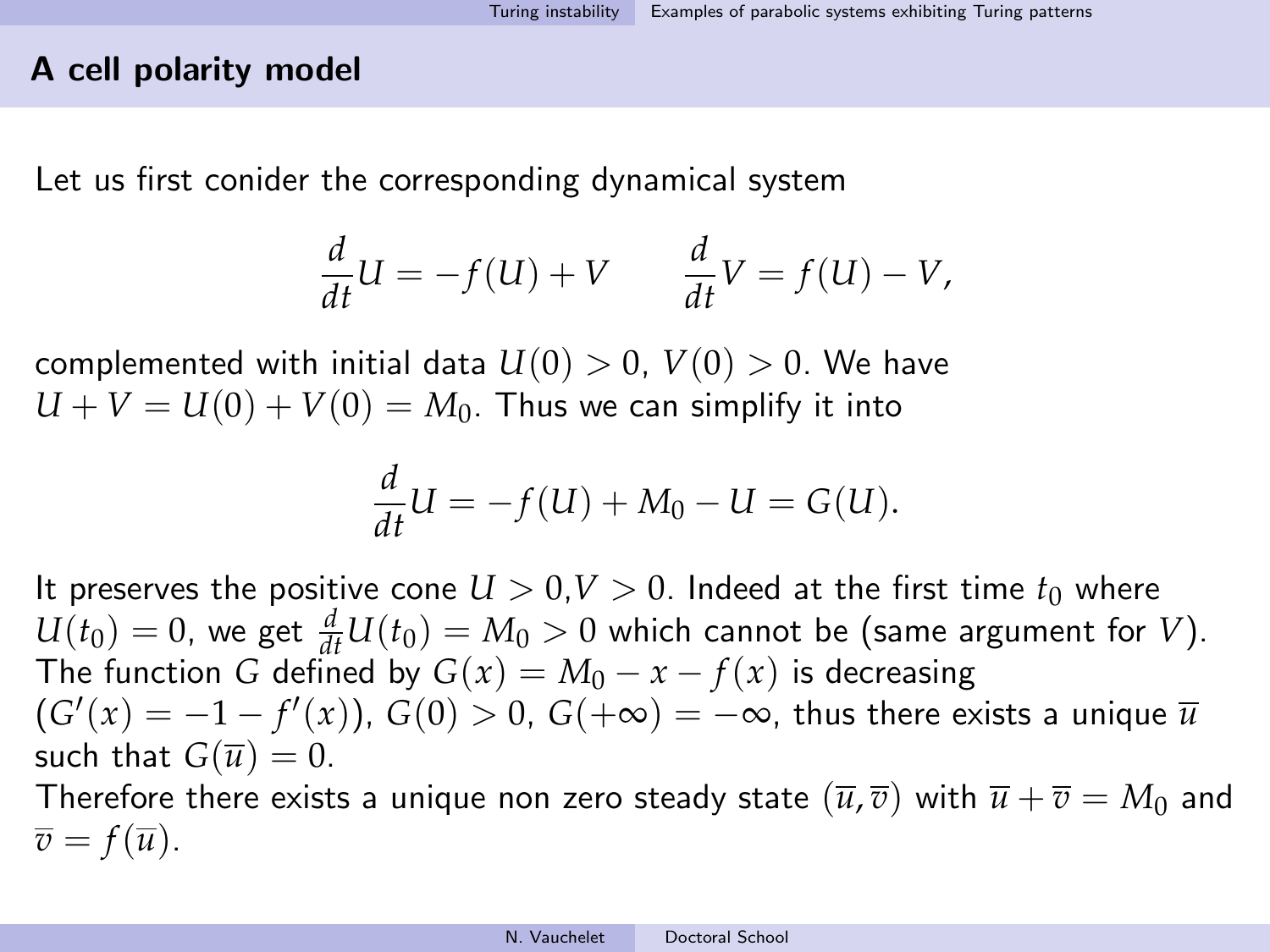## A cell polarity model

Let us first conider the corresponding dynamical system

$$\frac{d}{dt}U = -f(U) + V \qquad \frac{d}{dt}V = f(U) - V,$$

complemented with initial data $U(0) > 0$, $V(0) > 0$. We have $U + V = U(0) + V(0) = M_0$. Thus we can simplify it into

$$\frac{d}{dt}U = -f(U) + M_0 - U = G(U).$$

It preserves the positive cone $U > 0, V > 0$. Indeed at the first time $t_0$ where $U(t_0) = 0$, we get $\frac{d}{dt}U(t_0) = M_0 > 0$ which cannot be (same argument for $V$). The function $G$ defined by $G(x) = M_0 - x - f(x)$ is decreasing ($G'(x) = -1 - f'(x)$), $G(0) > 0$, $G(+\infty) = -\infty$, thus there exists a unique $\overline{u}$ such that $G(\overline{u}) = 0$.
Therefore there exists a unique non zero steady state $(\overline{u}, \overline{v})$ with $\overline{u} + \overline{v} = M_0$ and $\overline{v} = f(\overline{u})$.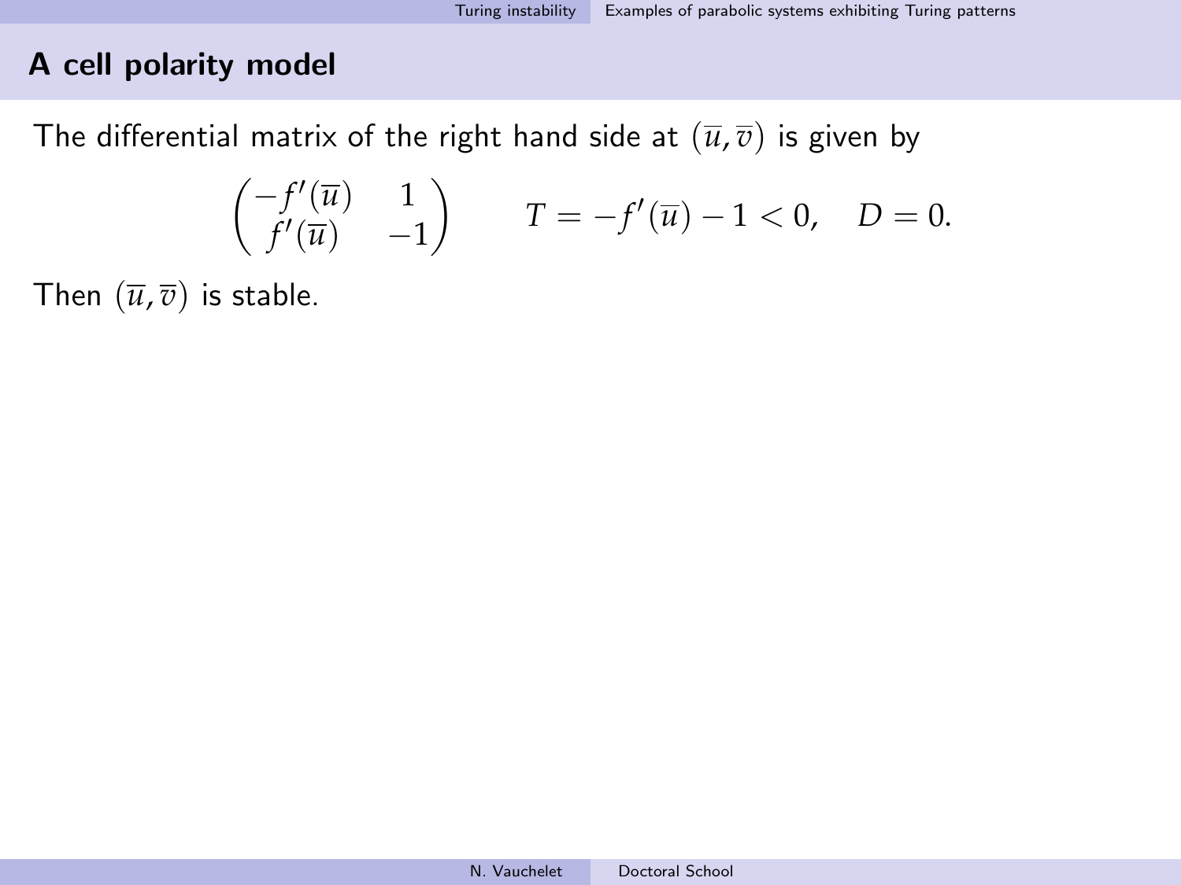## A cell polarity model

The differential matrix of the right hand side at $(\overline{u}, \overline{v})$ is given by

$$\begin{pmatrix} -f'(\overline{u}) & 1 \\ f'(\overline{u}) & -1 \end{pmatrix} \qquad T = -f'(\overline{u}) - 1 < 0, \quad D = 0.$$

Then $(\overline{u}, \overline{v})$ is stable.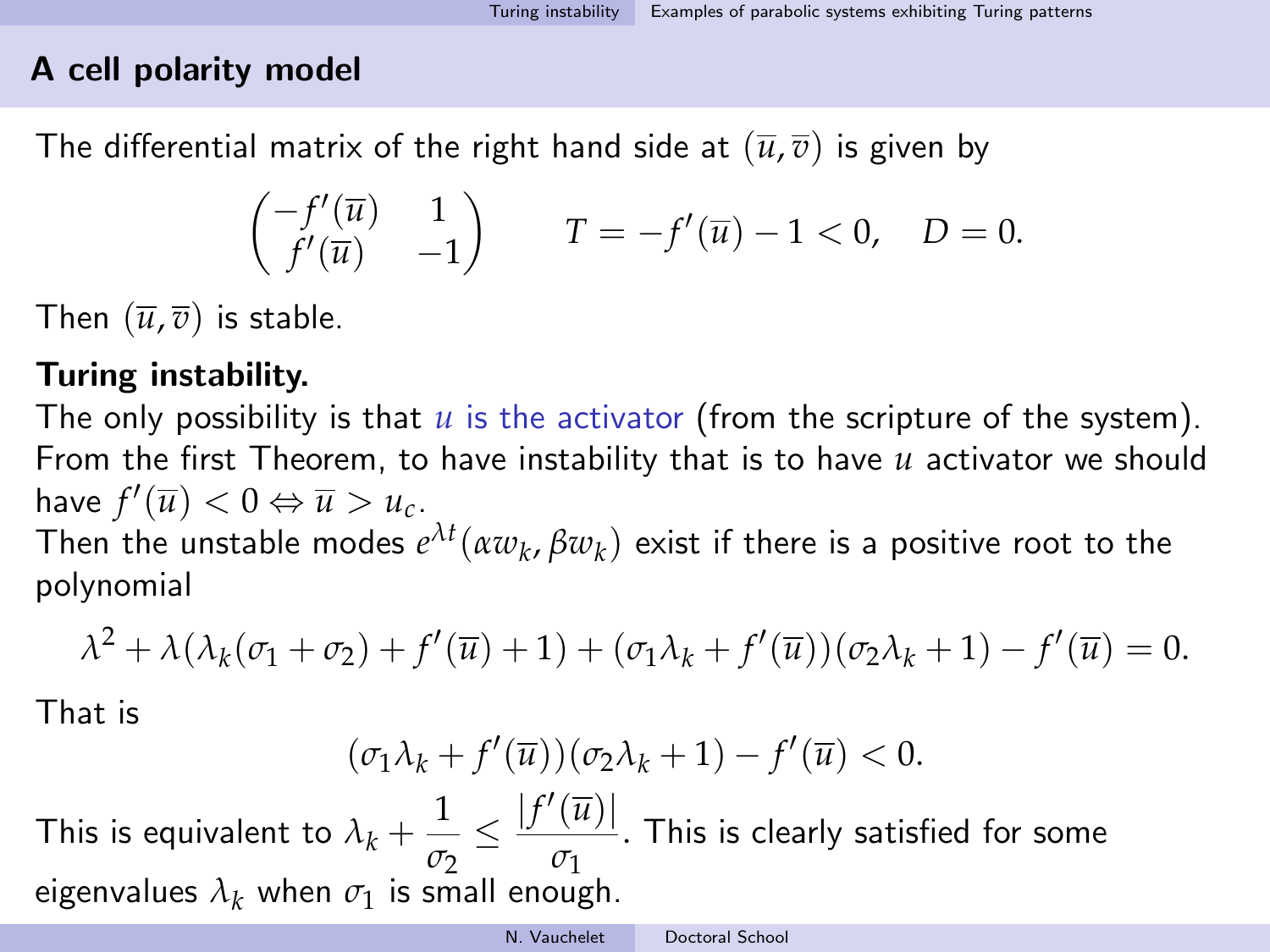## A cell polarity model

The differential matrix of the right hand side at $(\overline{u}, \overline{v})$ is given by

$$\begin{pmatrix} -f'(\overline{u}) & 1 \\ f'(\overline{u}) & -1 \end{pmatrix} \qquad T = -f'(\overline{u}) - 1 < 0, \quad D = 0.$$

Then $(\overline{u}, \overline{v})$ is stable.

**Turing instability.**

The only possibility is that $u$ is the activator (from the scripture of the system). From the first Theorem, to have instability that is to have $u$ activator we should have $f'(\overline{u}) < 0 \Leftrightarrow \overline{u} > u_c$.

Then the unstable modes $e^{\lambda t}(\alpha w_k, \beta w_k)$ exist if there is a positive root to the polynomial

$$\lambda^2 + \lambda(\lambda_k(\sigma_1 + \sigma_2) + f'(\overline{u}) + 1) + (\sigma_1 \lambda_k + f'(\overline{u}))(\sigma_2 \lambda_k + 1) - f'(\overline{u}) = 0.$$

That is

$$(\sigma_1 \lambda_k + f'(\overline{u}))(\sigma_2 \lambda_k + 1) - f'(\overline{u}) < 0.$$

This is equivalent to $\lambda_k + \dfrac{1}{\sigma_2} \leq \dfrac{|f'(\overline{u})|}{\sigma_1}$. This is clearly satisfied for some eigenvalues $\lambda_k$ when $\sigma_1$ is small enough.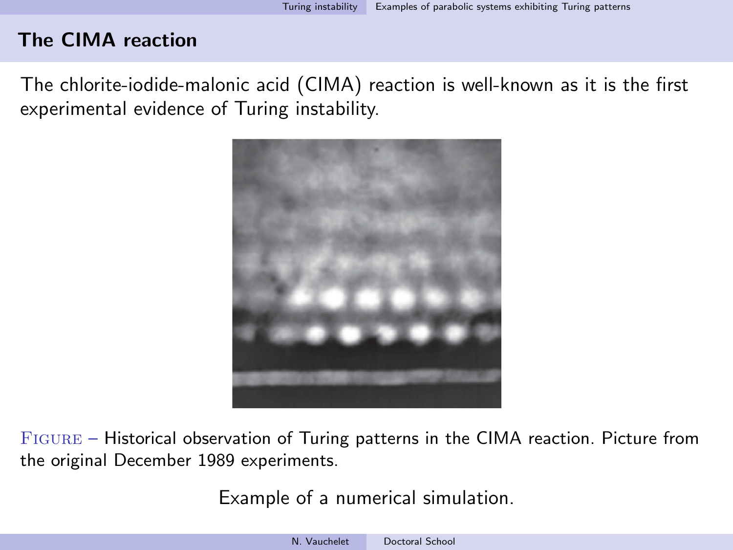## The CIMA reaction

The chlorite-iodide-malonic acid (CIMA) reaction is well-known as it is the first experimental evidence of Turing instability.

FIGURE – Historical observation of Turing patterns in the CIMA reaction. Picture from the original December 1989 experiments.

Example of a numerical simulation.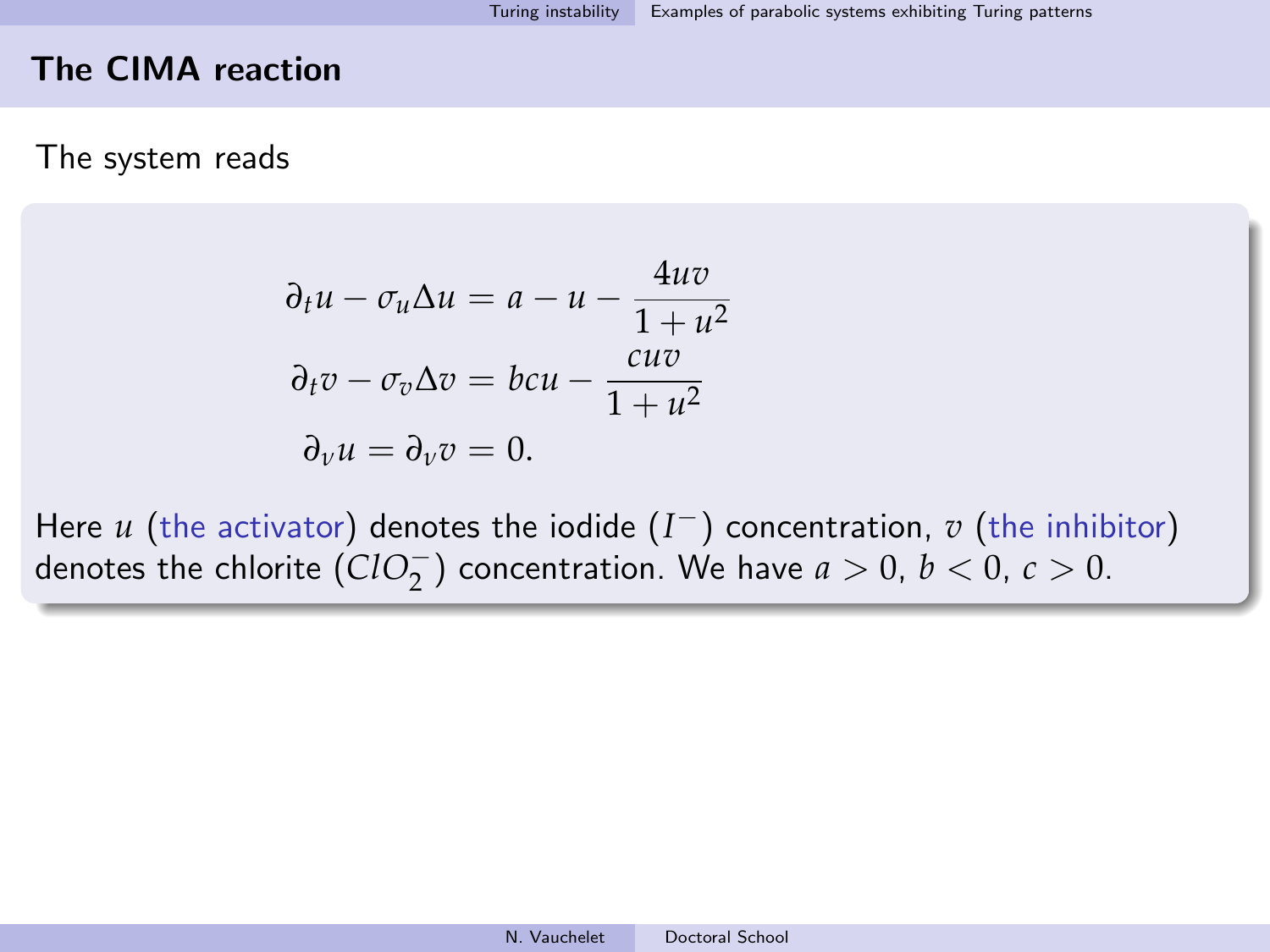## The CIMA reaction

The system reads

$$
\begin{aligned}
\partial_t u - \sigma_u \Delta u &= a - u - \frac{4uv}{1+u^2} \\
\partial_t v - \sigma_v \Delta v &= bcu - \frac{cuv}{1+u^2} \\
\partial_\nu u = \partial_\nu v &= 0.
\end{aligned}
$$

Here $u$ (the activator) denotes the iodide ($I^-$) concentration, $v$ (the inhibitor) denotes the chlorite ($ClO_2^-$) concentration. We have $a > 0$, $b < 0$, $c > 0$.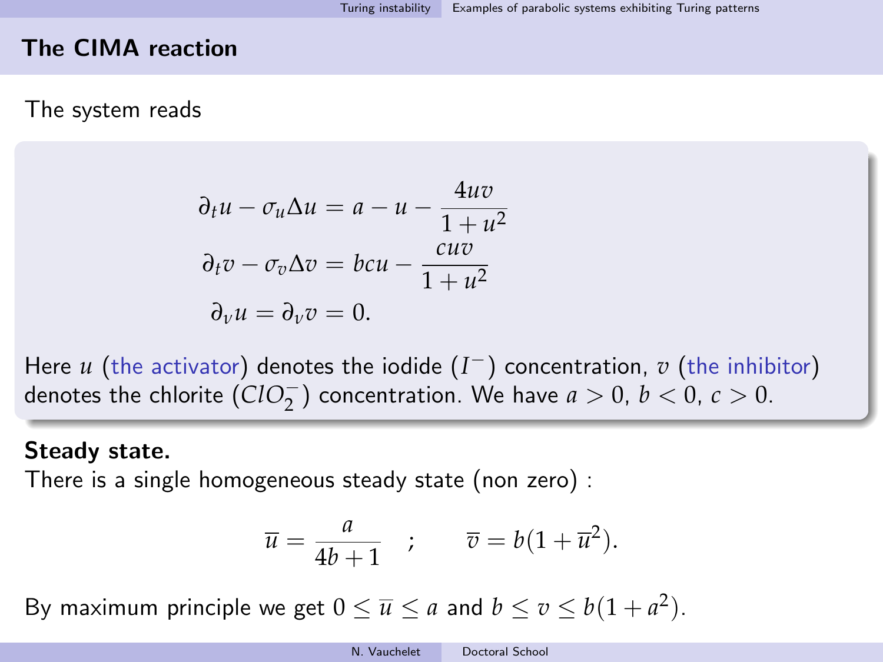## The CIMA reaction

The system reads

$$
\begin{aligned}
\partial_t u - \sigma_u \Delta u &= a - u - \frac{4uv}{1+u^2} \\
\partial_t v - \sigma_v \Delta v &= bcu - \frac{cuv}{1+u^2} \\
\partial_\nu u = \partial_\nu v &= 0.
\end{aligned}
$$

Here $u$ (the activator) denotes the iodide ($I^-$) concentration, $v$ (the inhibitor) denotes the chlorite ($ClO_2^-$) concentration. We have $a > 0$, $b < 0$, $c > 0$.

**Steady state.**
There is a single homogeneous steady state (non zero) :

$$
\overline{u} = \frac{a}{4b+1} \quad ; \qquad \overline{v} = b(1+\overline{u}^2).
$$

By maximum principle we get $0 \leq \overline{u} \leq a$ and $b \leq v \leq b(1+a^2)$.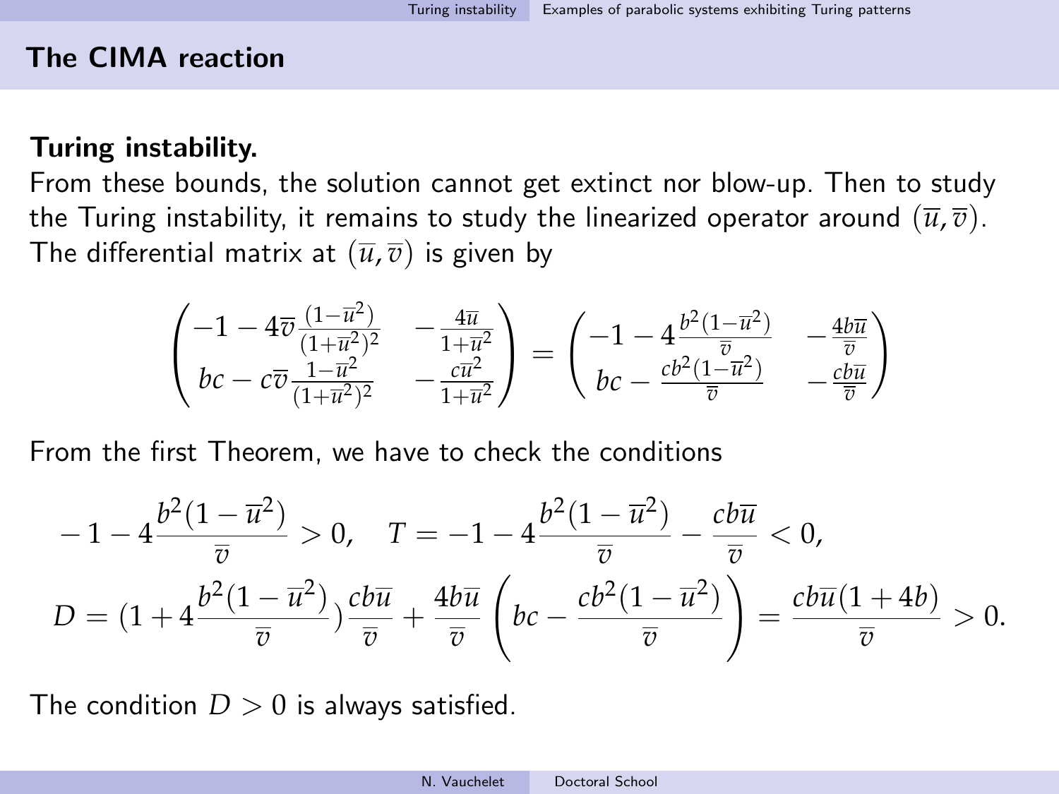## The CIMA reaction

**Turing instability.**
From these bounds, the solution cannot get extinct nor blow-up. Then to study the Turing instability, it remains to study the linearized operator around $(\overline{u}, \overline{v})$. The differential matrix at $(\overline{u}, \overline{v})$ is given by

$$
\begin{pmatrix} -1 - 4\overline{v}\frac{(1-\overline{u}^2)}{(1+\overline{u}^2)^2} & -\frac{4\overline{u}}{1+\overline{u}^2} \\ bc - c\overline{v}\frac{1-\overline{u}^2}{(1+\overline{u}^2)^2} & -\frac{c\overline{u}^2}{1+\overline{u}^2} \end{pmatrix} = \begin{pmatrix} -1 - 4\frac{b^2(1-\overline{u}^2)}{\overline{v}} & -\frac{4b\overline{u}}{\overline{v}} \\ bc - \frac{cb^2(1-\overline{u}^2)}{\overline{v}} & -\frac{cb\overline{u}}{\overline{v}} \end{pmatrix}
$$

From the first Theorem, we have to check the conditions

$$
-1 - 4\frac{b^2(1-\overline{u}^2)}{\overline{v}} > 0, \quad T = -1 - 4\frac{b^2(1-\overline{u}^2)}{\overline{v}} - \frac{cb\overline{u}}{\overline{v}} < 0,
$$

$$
D = (1 + 4\frac{b^2(1-\overline{u}^2)}{\overline{v}})\frac{cb\overline{u}}{\overline{v}} + \frac{4b\overline{u}}{\overline{v}}\left(bc - \frac{cb^2(1-\overline{u}^2)}{\overline{v}}\right) = \frac{cb\overline{u}(1+4b)}{\overline{v}} > 0.
$$

The condition $D > 0$ is always satisfied.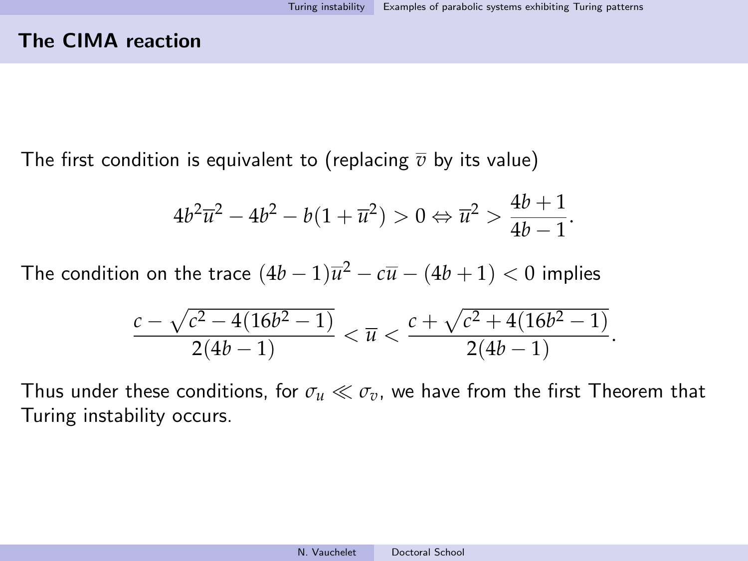## The CIMA reaction

The first condition is equivalent to (replacing $\overline{v}$ by its value)

$$4b^2\overline{u}^2 - 4b^2 - b(1+\overline{u}^2) > 0 \Leftrightarrow \overline{u}^2 > \frac{4b+1}{4b-1}.$$

The condition on the trace $(4b-1)\overline{u}^2 - c\overline{u} - (4b+1) < 0$ implies

$$\frac{c - \sqrt{c^2 - 4(16b^2-1)}}{2(4b-1)} < \overline{u} < \frac{c + \sqrt{c^2 + 4(16b^2-1)}}{2(4b-1)}.$$

Thus under these conditions, for $\sigma_u \ll \sigma_v$, we have from the first Theorem that Turing instability occurs.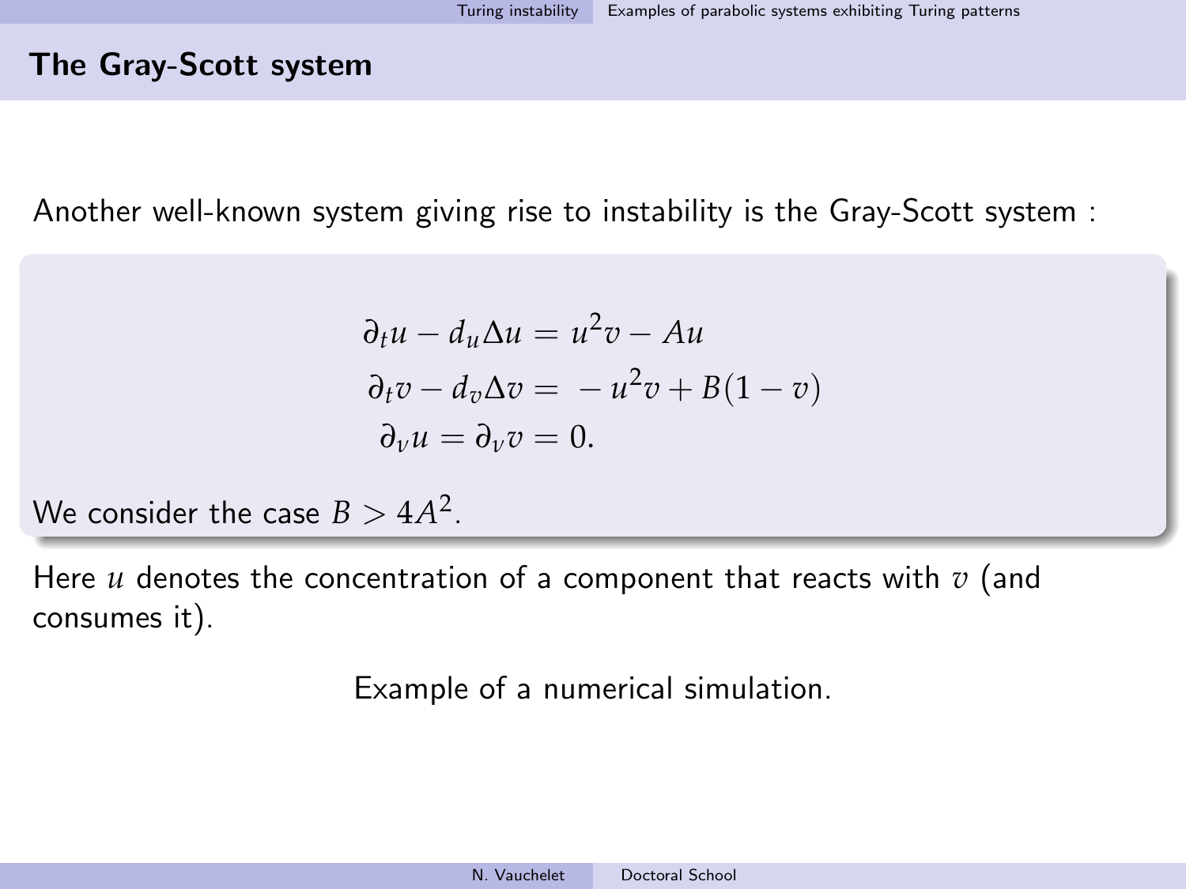## The Gray-Scott system

Another well-known system giving rise to instability is the Gray-Scott system :

$$
\begin{aligned}
\partial_t u - d_u \Delta u &= u^2 v - A u \\
\partial_t v - d_v \Delta v &= -u^2 v + B(1 - v) \\
\partial_\nu u = \partial_\nu v &= 0.
\end{aligned}
$$

We consider the case $B > 4A^2$.

Here $u$ denotes the concentration of a component that reacts with $v$ (and consumes it).

Example of a numerical simulation.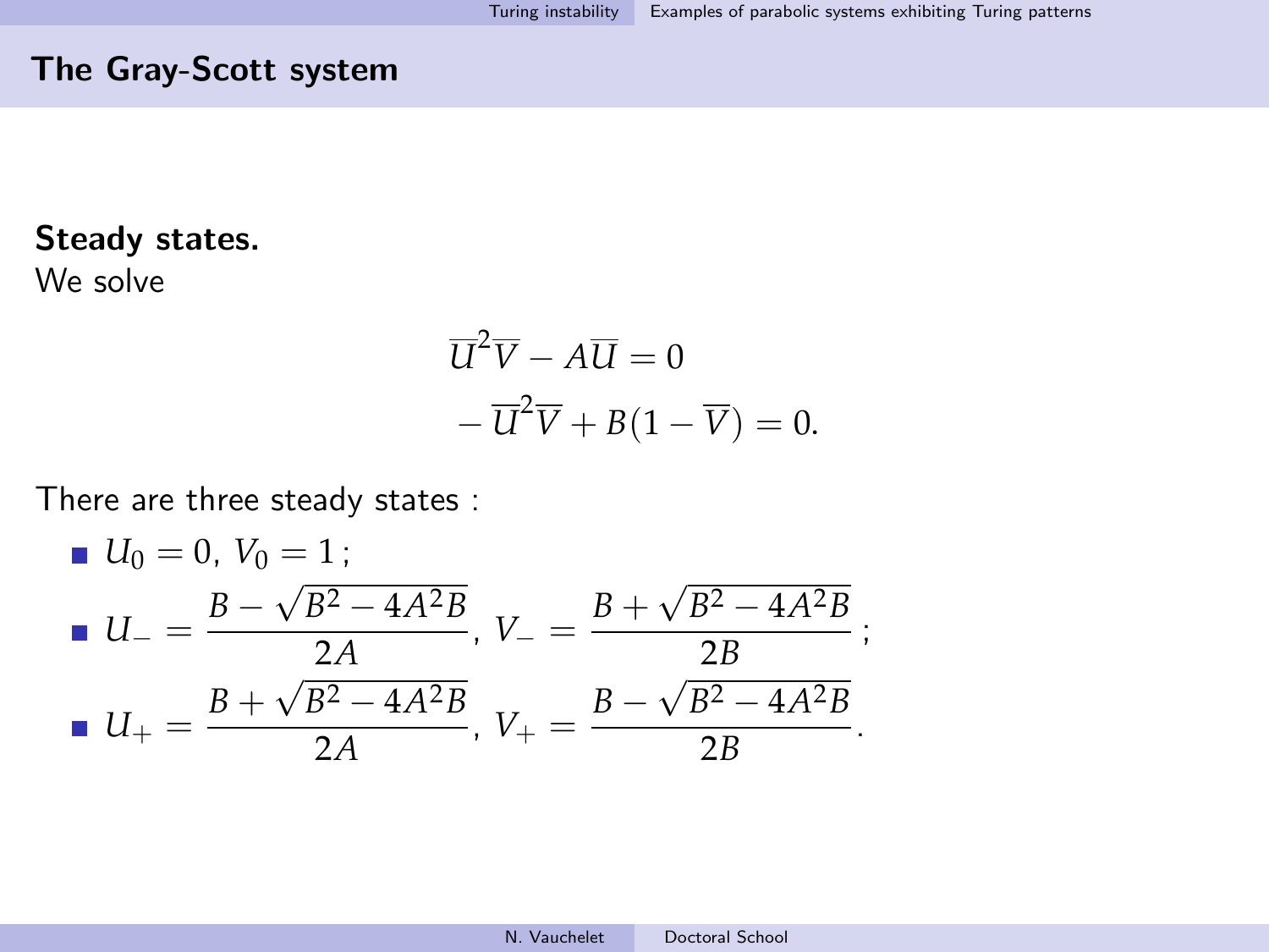## The Gray-Scott system

**Steady states.**
We solve

$$\overline{U}^2\overline{V} - A\overline{U} = 0$$
$$-\overline{U}^2\overline{V} + B(1-\overline{V}) = 0.$$

There are three steady states :

- $U_0 = 0$, $V_0 = 1$ ;
- $U_- = \dfrac{B - \sqrt{B^2 - 4A^2B}}{2A}$, $V_- = \dfrac{B + \sqrt{B^2 - 4A^2B}}{2B}$ ;
- $U_+ = \dfrac{B + \sqrt{B^2 - 4A^2B}}{2A}$, $V_+ = \dfrac{B - \sqrt{B^2 - 4A^2B}}{2B}$.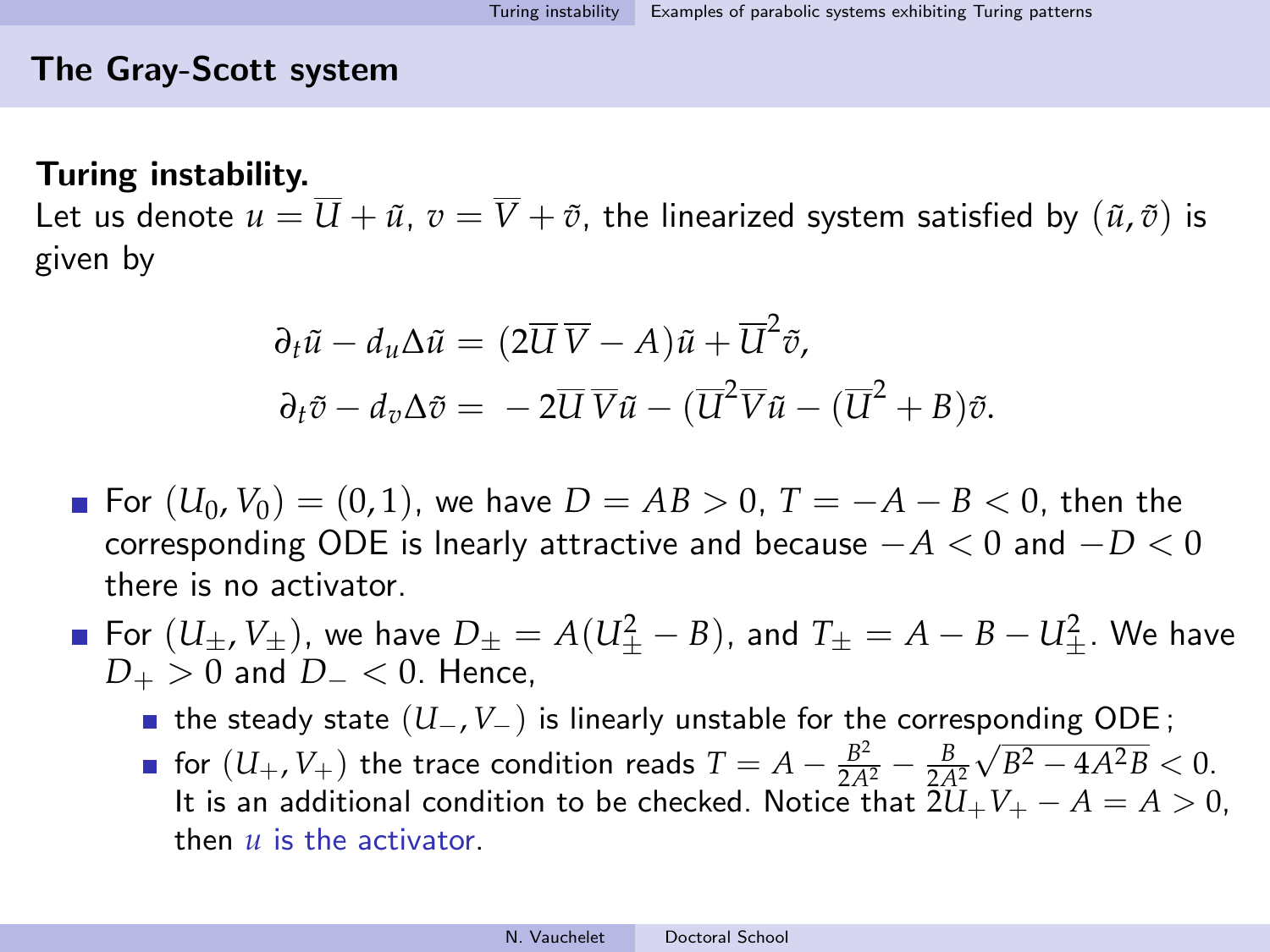## The Gray-Scott system

**Turing instability.**
Let us denote $u = \overline{U} + \tilde{u}$, $v = \overline{V} + \tilde{v}$, the linearized system satisfied by $(\tilde{u}, \tilde{v})$ is given by

$$
\begin{aligned}
\partial_t \tilde{u} - d_u \Delta \tilde{u} &= (2\overline{U}\,\overline{V} - A)\tilde{u} + \overline{U}^2 \tilde{v}, \\
\partial_t \tilde{v} - d_v \Delta \tilde{v} &= \, -2\overline{U}\,\overline{V}\tilde{u} - (\overline{U}^2 \overline{V}\tilde{u} - (\overline{U}^2 + B)\tilde{v}.
\end{aligned}
$$

- For $(U_0, V_0) = (0, 1)$, we have $D = AB > 0$, $T = -A - B < 0$, then the corresponding ODE is lnearly attractive and because $-A < 0$ and $-D < 0$ there is no activator.
- For $(U_\pm, V_\pm)$, we have $D_\pm = A(U_\pm^2 - B)$, and $T_\pm = A - B - U_\pm^2$. We have $D_+ > 0$ and $D_- < 0$. Hence,
  - the steady state $(U_-, V_-)$ is linearly unstable for the corresponding ODE ;
  - for $(U_+, V_+)$ the trace condition reads $T = A - \frac{B^2}{2A^2} - \frac{B}{2A^2}\sqrt{B^2 - 4A^2B} < 0$. It is an additional condition to be checked. Notice that $2U_+V_+ - A = A > 0$, then $u$ is the activator.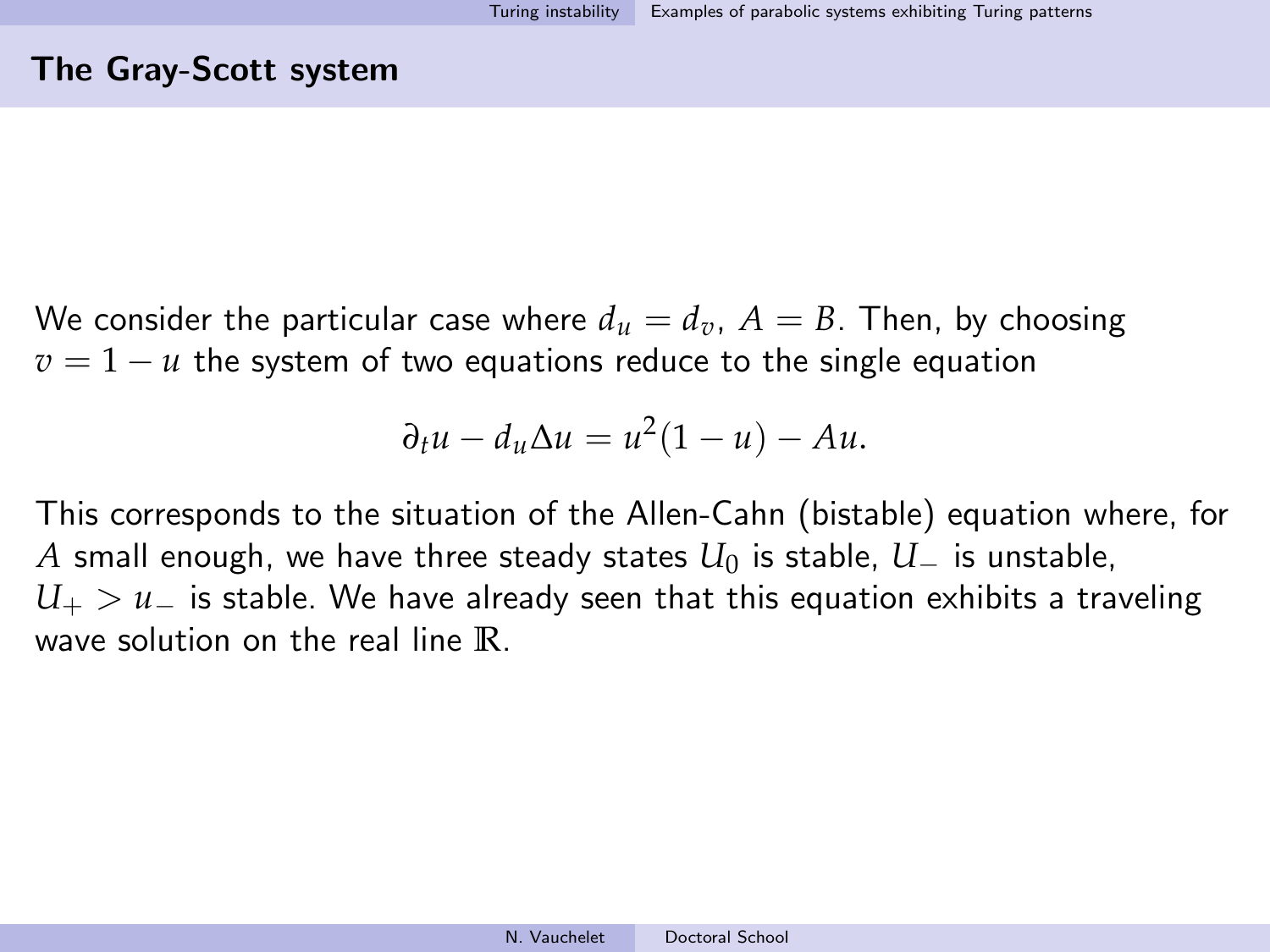## The Gray-Scott system

We consider the particular case where $d_u = d_v$, $A = B$. Then, by choosing $v = 1 - u$ the system of two equations reduce to the single equation

$$\partial_t u - d_u \Delta u = u^2(1-u) - Au.$$

This corresponds to the situation of the Allen-Cahn (bistable) equation where, for $A$ small enough, we have three steady states $U_0$ is stable, $U_-$ is unstable, $U_+ > u_-$ is stable. We have already seen that this equation exhibits a traveling wave solution on the real line $\mathbb{R}$.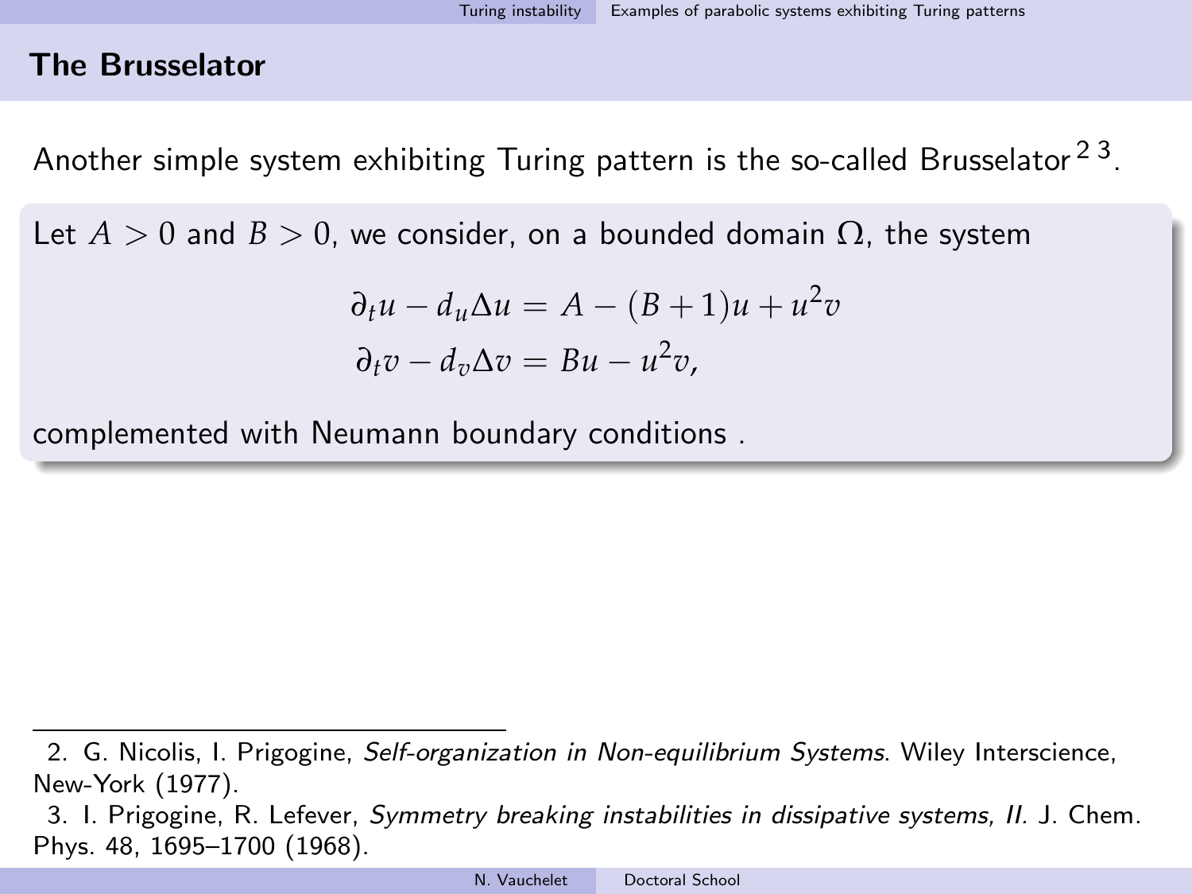## The Brusselator

Another simple system exhibiting Turing pattern is the so-called Brusselator [2] [3].

Let $A > 0$ and $B > 0$, we consider, on a bounded domain $\Omega$, the system

$$
\begin{aligned}
\partial_t u - d_u \Delta u &= A - (B+1)u + u^2 v \\
\partial_t v - d_v \Delta v &= Bu - u^2 v,
\end{aligned}
$$

complemented with Neumann boundary conditions .

2. G. Nicolis, I. Prigogine, *Self-organization in Non-equilibrium Systems*. Wiley Interscience, New-York (1977).

3. I. Prigogine, R. Lefever, *Symmetry breaking instabilities in dissipative systems, II.* J. Chem. Phys. 48, 1695–1700 (1968).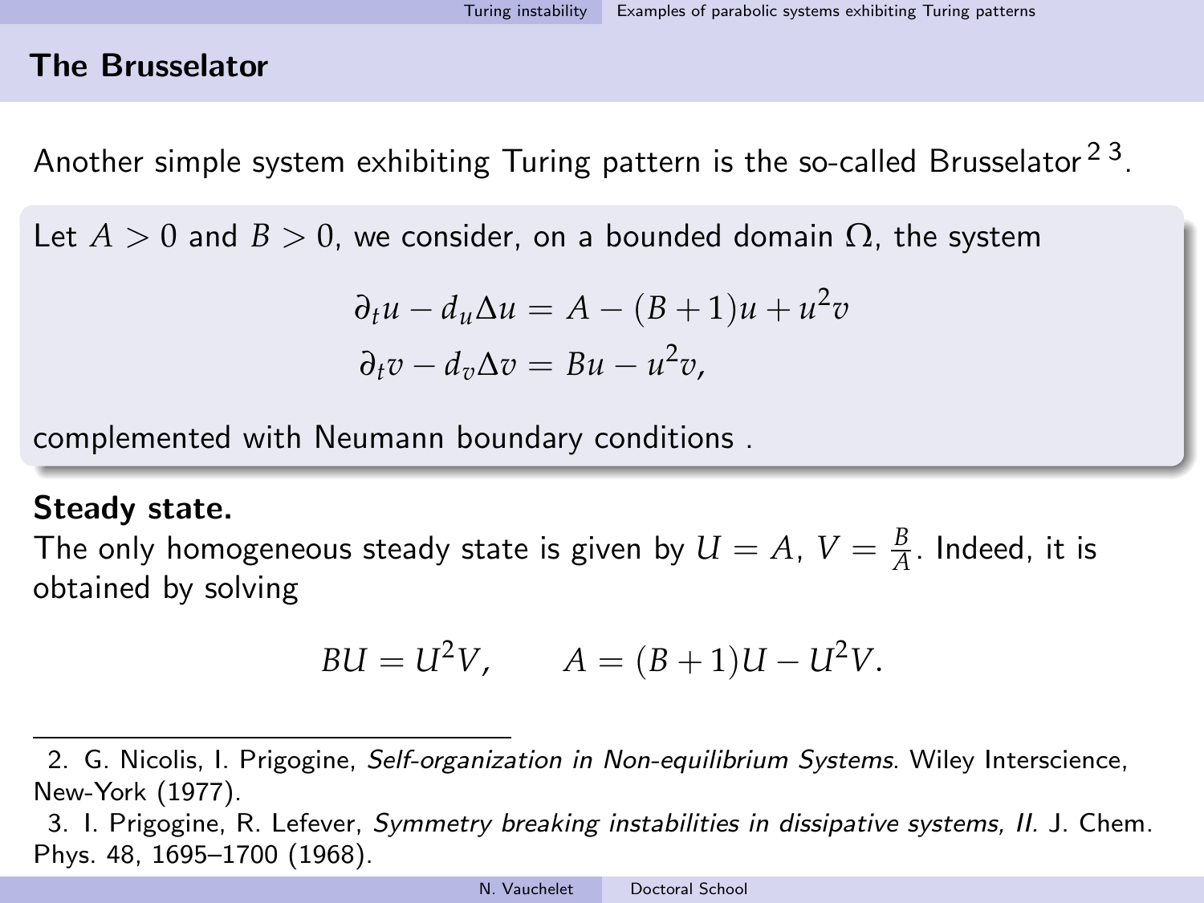## The Brusselator

Another simple system exhibiting Turing pattern is the so-called Brusselator [2] [3].

Let $A > 0$ and $B > 0$, we consider, on a bounded domain $\Omega$, the system

$$\partial_t u - d_u \Delta u = A - (B+1)u + u^2 v$$
$$\partial_t v - d_v \Delta v = Bu - u^2 v,$$

complemented with Neumann boundary conditions .

**Steady state.**
The only homogeneous steady state is given by $U = A$, $V = \frac{B}{A}$. Indeed, it is obtained by solving

$$BU = U^2 V, \qquad A = (B+1)U - U^2 V.$$

2. G. Nicolis, I. Prigogine, *Self-organization in Non-equilibrium Systems*. Wiley Interscience, New-York (1977).

3. I. Prigogine, R. Lefever, *Symmetry breaking instabilities in dissipative systems, II.* J. Chem. Phys. 48, 1695–1700 (1968).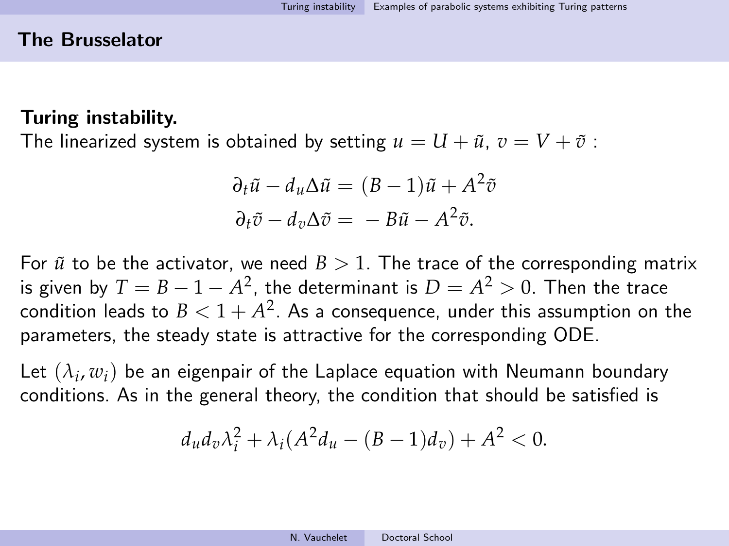## The Brusselator

**Turing instability.**

The linearized system is obtained by setting $u = U + \tilde{u}$, $v = V + \tilde{v}$ :

$$\partial_t \tilde{u} - d_u \Delta \tilde{u} = (B-1)\tilde{u} + A^2 \tilde{v}$$
$$\partial_t \tilde{v} - d_v \Delta \tilde{v} = -B\tilde{u} - A^2 \tilde{v}.$$

For $\tilde{u}$ to be the activator, we need $B > 1$. The trace of the corresponding matrix is given by $T = B - 1 - A^2$, the determinant is $D = A^2 > 0$. Then the trace condition leads to $B < 1 + A^2$. As a consequence, under this assumption on the parameters, the steady state is attractive for the corresponding ODE.

Let $(\lambda_i, w_i)$ be an eigenpair of the Laplace equation with Neumann boundary conditions. As in the general theory, the condition that should be satisfied is

$$d_u d_v \lambda_i^2 + \lambda_i (A^2 d_u - (B-1) d_v) + A^2 < 0.$$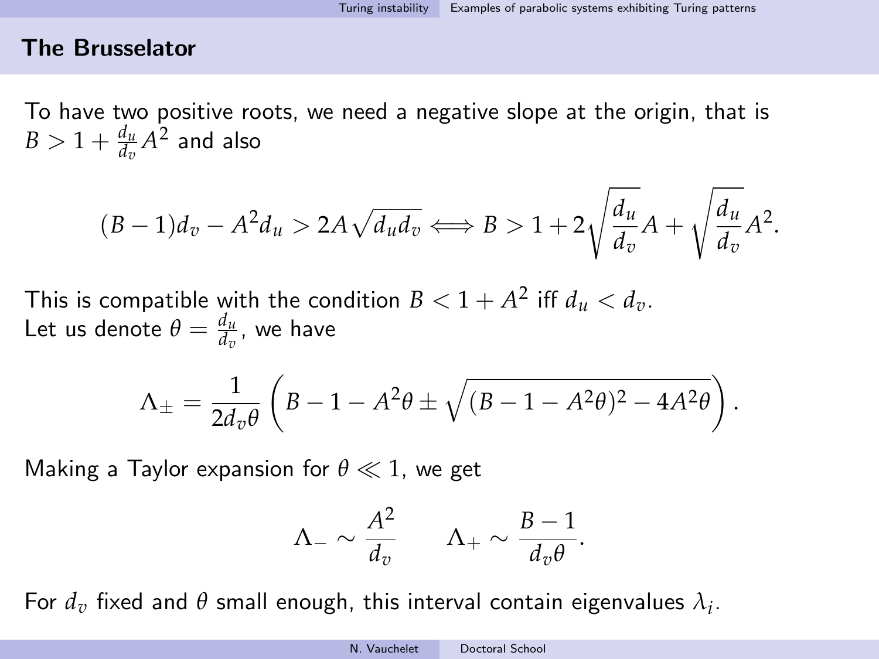## The Brusselator

To have two positive roots, we need a negative slope at the origin, that is $B > 1 + \frac{d_u}{d_v} A^2$ and also

$$(B-1)d_v - A^2 d_u > 2A\sqrt{d_u d_v} \iff B > 1 + 2\sqrt{\frac{d_u}{d_v}} A + \sqrt{\frac{d_u}{d_v}} A^2.$$

This is compatible with the condition $B < 1 + A^2$ iff $d_u < d_v$.
Let us denote $\theta = \frac{d_u}{d_v}$, we have

$$\Lambda_{\pm} = \frac{1}{2d_v\theta}\left(B - 1 - A^2\theta \pm \sqrt{(B-1-A^2\theta)^2 - 4A^2\theta}\right).$$

Making a Taylor expansion for $\theta \ll 1$, we get

$$\Lambda_{-} \sim \frac{A^2}{d_v} \qquad \Lambda_{+} \sim \frac{B-1}{d_v\theta}.$$

For $d_v$ fixed and $\theta$ small enough, this interval contain eigenvalues $\lambda_i$.